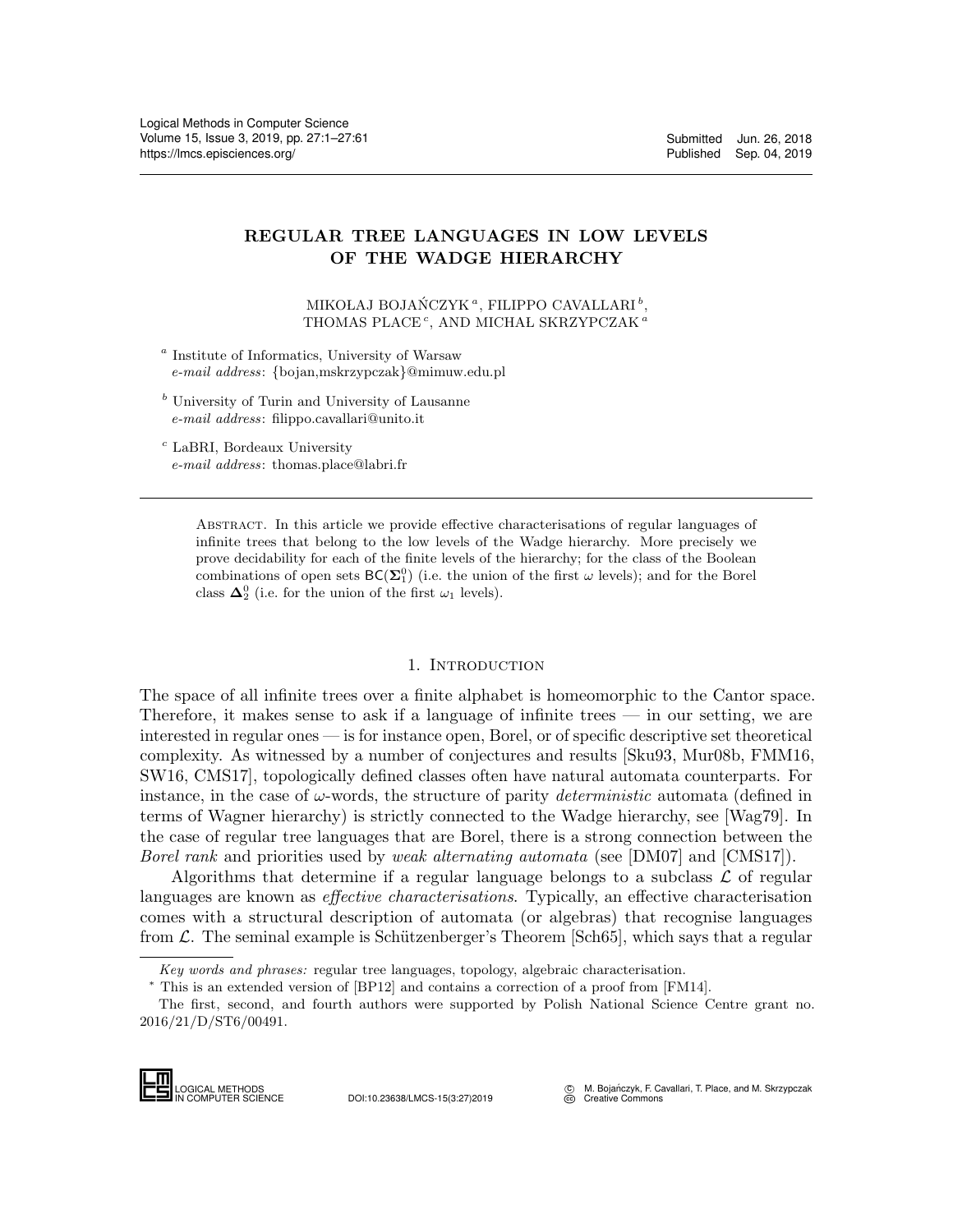# REGULAR TREE LANGUAGES IN LOW LEVELS OF THE WADGE HIERARCHY

MIKOŁAJ BOJAŃCZYK [a], FILIPPO CAVALLARI [b], THOMAS PLACE [c], AND MICHAŁ SKRZYPCZAK [a]

[a] Institute of Informatics, University of Warsaw
*e-mail address*: {bojan,mskrzypczak}@mimuw.edu.pl

[b] University of Turin and University of Lausanne
*e-mail address*: filippo.cavallari@unito.it

[c] LaBRI, Bordeaux University
*e-mail address*: thomas.place@labri.fr

Abstract. In this article we provide effective characterisations of regular languages of infinite trees that belong to the low levels of the Wadge hierarchy. More precisely we prove decidability for each of the finite levels of the hierarchy; for the class of the Boolean combinations of open sets $\mathsf{BC}(\mathbf{\Sigma}^0_1)$ (i.e. the union of the first $\omega$ levels); and for the Borel class $\mathbf{\Delta}^0_2$ (i.e. for the union of the first $\omega_1$ levels).

## 1. Introduction

The space of all infinite trees over a finite alphabet is homeomorphic to the Cantor space. Therefore, it makes sense to ask if a language of infinite trees — in our setting, we are interested in regular ones — is for instance open, Borel, or of specific descriptive set theoretical complexity. As witnessed by a number of conjectures and results [Sku93, Mur08b, FMM16, SW16, CMS17], topologically defined classes often have natural automata counterparts. For instance, in the case of $\omega$-words, the structure of parity *deterministic* automata (defined in terms of Wagner hierarchy) is strictly connected to the Wadge hierarchy, see [Wag79]. In the case of regular tree languages that are Borel, there is a strong connection between the *Borel rank* and priorities used by *weak alternating automata* (see [DM07] and [CMS17]).

Algorithms that determine if a regular language belongs to a subclass $\mathcal{L}$ of regular languages are known as *effective characterisations*. Typically, an effective characterisation comes with a structural description of automata (or algebras) that recognise languages from $\mathcal{L}$. The seminal example is Schützenberger's Theorem [Sch65], which says that a regular

*Key words and phrases:* regular tree languages, topology, algebraic characterisation.

\* This is an extended version of [BP12] and contains a correction of a proof from [FM14].

The first, second, and fourth authors were supported by Polish National Science Centre grant no. 2016/21/D/ST6/00491.

DOI:10.23638/LMCS-15(3:27)2019

© M. Bojańczyk, F. Cavallari, T. Place, and M. Skrzypczak
Creative Commons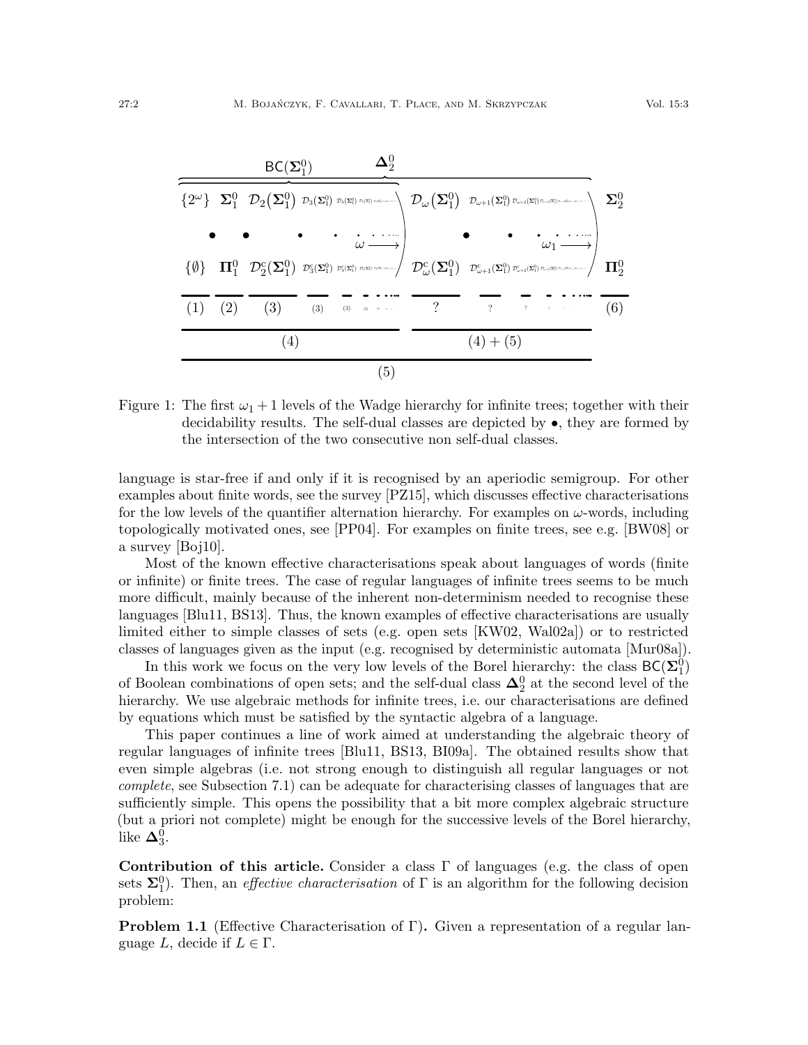Figure 1: The first $\omega_1 + 1$ levels of the Wadge hierarchy for infinite trees; together with their decidability results. The self-dual classes are depicted by $\bullet$, they are formed by the intersection of the two consecutive non self-dual classes.

language is star-free if and only if it is recognised by an aperiodic semigroup. For other examples about finite words, see the survey [PZ15], which discusses effective characterisations for the low levels of the quantifier alternation hierarchy. For examples on $\omega$-words, including topologically motivated ones, see [PP04]. For examples on finite trees, see e.g. [BW08] or a survey [Boj10].

Most of the known effective characterisations speak about languages of words (finite or infinite) or finite trees. The case of regular languages of infinite trees seems to be much more difficult, mainly because of the inherent non-determinism needed to recognise these languages [Blu11, BS13]. Thus, the known examples of effective characterisations are usually limited either to simple classes of sets (e.g. open sets [KW02, Wal02a]) or to restricted classes of languages given as the input (e.g. recognised by deterministic automata [Mur08a]).

In this work we focus on the very low levels of the Borel hierarchy: the class $\mathsf{BC}(\mathbf{\Sigma}^0_1)$ of Boolean combinations of open sets; and the self-dual class $\mathbf{\Delta}^0_2$ at the second level of the hierarchy. We use algebraic methods for infinite trees, i.e. our characterisations are defined by equations which must be satisfied by the syntactic algebra of a language.

This paper continues a line of work aimed at understanding the algebraic theory of regular languages of infinite trees [Blu11, BS13, BI09a]. The obtained results show that even simple algebras (i.e. not strong enough to distinguish all regular languages or not *complete*, see Subsection 7.1) can be adequate for characterising classes of languages that are sufficiently simple. This opens the possibility that a bit more complex algebraic structure (but a priori not complete) might be enough for the successive levels of the Borel hierarchy, like $\mathbf{\Delta}^0_3$.

**Contribution of this article.** Consider a class $\Gamma$ of languages (e.g. the class of open sets $\mathbf{\Sigma}^0_1$). Then, an *effective characterisation* of $\Gamma$ is an algorithm for the following decision problem:

**Problem 1.1** (Effective Characterisation of $\Gamma$)**.** Given a representation of a regular language $L$, decide if $L \in \Gamma$.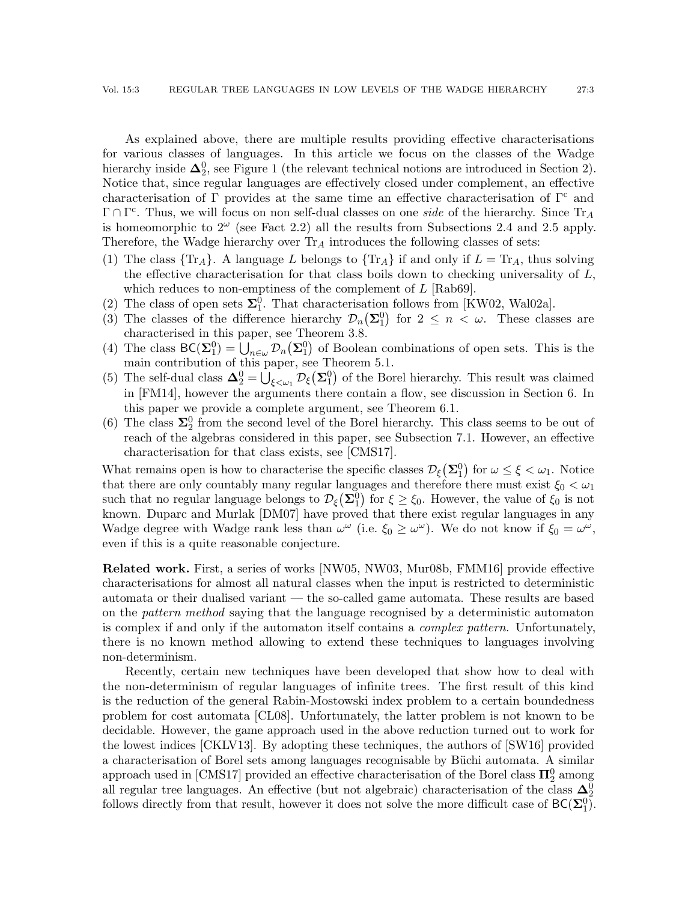As explained above, there are multiple results providing effective characterisations for various classes of languages. In this article we focus on the classes of the Wadge hierarchy inside $\mathbf{\Delta}^0_2$, see Figure 1 (the relevant technical notions are introduced in Section 2). Notice that, since regular languages are effectively closed under complement, an effective characterisation of $\Gamma$ provides at the same time an effective characterisation of $\Gamma^{\mathrm{c}}$ and $\Gamma \cap \Gamma^{\mathrm{c}}$. Thus, we will focus on non self-dual classes on one *side* of the hierarchy. Since $\mathrm{Tr}_A$ is homeomorphic to $2^\omega$ (see Fact 2.2) all the results from Subsections 2.4 and 2.5 apply. Therefore, the Wadge hierarchy over $\mathrm{Tr}_A$ introduces the following classes of sets:

1. The class $\{\mathrm{Tr}_A\}$. A language $L$ belongs to $\{\mathrm{Tr}_A\}$ if and only if $L = \mathrm{Tr}_A$, thus solving the effective characterisation for that class boils down to checking universality of $L$, which reduces to non-emptiness of the complement of $L$ [Rab69].
2. The class of open sets $\mathbf{\Sigma}^0_1$. That characterisation follows from [KW02, Wal02a].
3. The classes of the difference hierarchy $\mathcal{D}_n(\mathbf{\Sigma}^0_1)$ for $2 \leq n < \omega$. These classes are characterised in this paper, see Theorem 3.8.
4. The class $\mathsf{BC}(\mathbf{\Sigma}^0_1) = \bigcup_{n\in\omega} \mathcal{D}_n(\mathbf{\Sigma}^0_1)$ of Boolean combinations of open sets. This is the main contribution of this paper, see Theorem 5.1.
5. The self-dual class $\mathbf{\Delta}^0_2 = \bigcup_{\xi<\omega_1} \mathcal{D}_\xi(\mathbf{\Sigma}^0_1)$ of the Borel hierarchy. This result was claimed in [FM14], however the arguments there contain a flow, see discussion in Section 6. In this paper we provide a complete argument, see Theorem 6.1.
6. The class $\mathbf{\Sigma}^0_2$ from the second level of the Borel hierarchy. This class seems to be out of reach of the algebras considered in this paper, see Subsection 7.1. However, an effective characterisation for that class exists, see [CMS17].

What remains open is how to characterise the specific classes $\mathcal{D}_\xi(\mathbf{\Sigma}^0_1)$ for $\omega \leq \xi < \omega_1$. Notice that there are only countably many regular languages and therefore there must exist $\xi_0 < \omega_1$ such that no regular language belongs to $\mathcal{D}_\xi(\mathbf{\Sigma}^0_1)$ for $\xi \geq \xi_0$. However, the value of $\xi_0$ is not known. Duparc and Murlak [DM07] have proved that there exist regular languages in any Wadge degree with Wadge rank less than $\omega^\omega$ (i.e. $\xi_0 \geq \omega^\omega$). We do not know if $\xi_0 = \omega^\omega$, even if this is a quite reasonable conjecture.

**Related work.** First, a series of works [NW05, NW03, Mur08b, FMM16] provide effective characterisations for almost all natural classes when the input is restricted to deterministic automata or their dualised variant — the so-called game automata. These results are based on the *pattern method* saying that the language recognised by a deterministic automaton is complex if and only if the automaton itself contains a *complex pattern*. Unfortunately, there is no known method allowing to extend these techniques to languages involving non-determinism.

Recently, certain new techniques have been developed that show how to deal with the non-determinism of regular languages of infinite trees. The first result of this kind is the reduction of the general Rabin-Mostowski index problem to a certain boundedness problem for cost automata [CL08]. Unfortunately, the latter problem is not known to be decidable. However, the game approach used in the above reduction turned out to work for the lowest indices [CKLV13]. By adopting these techniques, the authors of [SW16] provided a characterisation of Borel sets among languages recognisable by Büchi automata. A similar approach used in [CMS17] provided an effective characterisation of the Borel class $\mathbf{\Pi}^0_2$ among all regular tree languages. An effective (but not algebraic) characterisation of the class $\mathbf{\Delta}^0_2$ follows directly from that result, however it does not solve the more difficult case of $\mathsf{BC}(\mathbf{\Sigma}^0_1)$.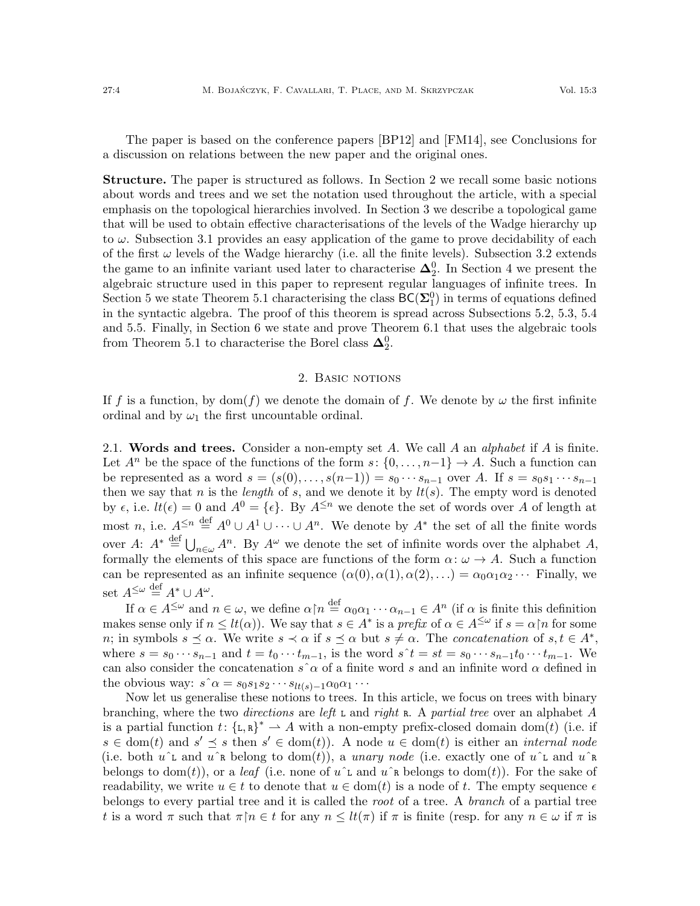The paper is based on the conference papers [BP12] and [FM14], see Conclusions for a discussion on relations between the new paper and the original ones.

**Structure.** The paper is structured as follows. In Section 2 we recall some basic notions about words and trees and we set the notation used throughout the article, with a special emphasis on the topological hierarchies involved. In Section 3 we describe a topological game that will be used to obtain effective characterisations of the levels of the Wadge hierarchy up to $\omega$. Subsection 3.1 provides an easy application of the game to prove decidability of each of the first $\omega$ levels of the Wadge hierarchy (i.e. all the finite levels). Subsection 3.2 extends the game to an infinite variant used later to characterise $\boldsymbol{\Delta}^0_2$. In Section 4 we present the algebraic structure used in this paper to represent regular languages of infinite trees. In Section 5 we state Theorem 5.1 characterising the class $\mathsf{BC}(\boldsymbol{\Sigma}^0_1)$ in terms of equations defined in the syntactic algebra. The proof of this theorem is spread across Subsections 5.2, 5.3, 5.4 and 5.5. Finally, in Section 6 we state and prove Theorem 6.1 that uses the algebraic tools from Theorem 5.1 to characterise the Borel class $\boldsymbol{\Delta}^0_2$.

## 2. Basic notions

If $f$ is a function, by $\mathrm{dom}(f)$ we denote the domain of $f$. We denote by $\omega$ the first infinite ordinal and by $\omega_1$ the first uncountable ordinal.

### 2.1. Words and trees.

Consider a non-empty set $A$. We call $A$ an *alphabet* if $A$ is finite. Let $A^n$ be the space of the functions of the form $s\colon \{0,\ldots,n-1\} \to A$. Such a function can be represented as a word $s = (s(0),\ldots,s(n-1)) = s_0 \cdots s_{n-1}$ over $A$. If $s = s_0 s_1 \cdots s_{n-1}$ then we say that $n$ is the *length* of $s$, and we denote it by $lt(s)$. The empty word is denoted by $\epsilon$, i.e. $lt(\epsilon) = 0$ and $A^0 = \{\epsilon\}$. By $A^{\leq n}$ we denote the set of words over $A$ of length at most $n$, i.e. $A^{\leq n} \stackrel{\text{def}}{=} A^0 \cup A^1 \cup \cdots \cup A^n$. We denote by $A^*$ the set of all the finite words over $A$: $A^* \stackrel{\text{def}}{=} \bigcup_{n\in\omega} A^n$. By $A^\omega$ we denote the set of infinite words over the alphabet $A$, formally the elements of this space are functions of the form $\alpha\colon \omega \to A$. Such a function can be represented as an infinite sequence $(\alpha(0),\alpha(1),\alpha(2),\ldots) = \alpha_0\alpha_1\alpha_2\cdots$ Finally, we set $A^{\leq\omega} \stackrel{\text{def}}{=} A^* \cup A^\omega$.

If $\alpha \in A^{\leq\omega}$ and $n \in \omega$, we define $\alpha{\upharpoonright}n \stackrel{\text{def}}{=} \alpha_0\alpha_1\cdots\alpha_{n-1} \in A^n$ (if $\alpha$ is finite this definition makes sense only if $n \leq lt(\alpha)$). We say that $s \in A^*$ is a *prefix* of $\alpha \in A^{\leq\omega}$ if $s = \alpha{\upharpoonright}n$ for some $n$; in symbols $s \preceq \alpha$. We write $s \prec \alpha$ if $s \preceq \alpha$ but $s \neq \alpha$. The *concatenation* of $s,t \in A^*$, where $s = s_0\cdots s_{n-1}$ and $t = t_0\cdots t_{m-1}$, is the word $s\hat{\ }t = st = s_0\cdots s_{n-1}t_0\cdots t_{m-1}$. We can also consider the concatenation $s\hat{\ }\alpha$ of a finite word $s$ and an infinite word $\alpha$ defined in the obvious way: $s\hat{\ }\alpha = s_0s_1s_2\cdots s_{lt(s)-1}\alpha_0\alpha_1\cdots$

Now let us generalise these notions to trees. In this article, we focus on trees with binary branching, where the two *directions* are *left* $\mathtt{L}$ and *right* $\mathtt{R}$. A *partial tree* over an alphabet $A$ is a partial function $t\colon \{\mathtt{L},\mathtt{R}\}^* \rightharpoonup A$ with a non-empty prefix-closed domain $\mathrm{dom}(t)$ (i.e. if $s \in \mathrm{dom}(t)$ and $s' \preceq s$ then $s' \in \mathrm{dom}(t)$). A node $u \in \mathrm{dom}(t)$ is either an *internal node* (i.e. both $u\hat{\ }\mathtt{L}$ and $u\hat{\ }\mathtt{R}$ belong to $\mathrm{dom}(t)$), a *unary node* (i.e. exactly one of $u\hat{\ }\mathtt{L}$ and $u\hat{\ }\mathtt{R}$ belongs to $\mathrm{dom}(t)$), or a *leaf* (i.e. none of $u\hat{\ }\mathtt{L}$ and $u\hat{\ }\mathtt{R}$ belongs to $\mathrm{dom}(t)$). For the sake of readability, we write $u \in t$ to denote that $u \in \mathrm{dom}(t)$ is a node of $t$. The empty sequence $\epsilon$ belongs to every partial tree and it is called the *root* of a tree. A *branch* of a partial tree $t$ is a word $\pi$ such that $\pi{\upharpoonright}n \in t$ for any $n \leq lt(\pi)$ if $\pi$ is finite (resp. for any $n \in \omega$ if $\pi$ is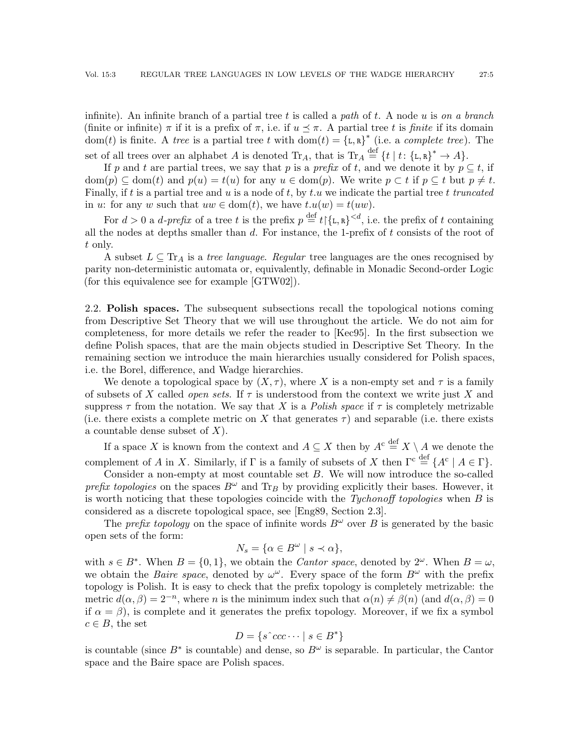infinite). An infinite branch of a partial tree $t$ is called a *path* of $t$. A node $u$ is *on a branch* (finite or infinite) $\pi$ if it is a prefix of $\pi$, i.e. if $u \preceq \pi$. A partial tree $t$ is *finite* if its domain $\mathrm{dom}(t)$ is finite. A *tree* is a partial tree $t$ with $\mathrm{dom}(t) = \{\mathtt{L},\mathtt{R}\}^*$ (i.e. a *complete tree*). The set of all trees over an alphabet $A$ is denoted $\mathrm{Tr}_A$, that is $\mathrm{Tr}_A \stackrel{\text{def}}{=} \{t \mid t\colon \{\mathtt{L},\mathtt{R}\}^* \to A\}$.

If $p$ and $t$ are partial trees, we say that $p$ is a *prefix* of $t$, and we denote it by $p \subseteq t$, if $\mathrm{dom}(p) \subseteq \mathrm{dom}(t)$ and $p(u) = t(u)$ for any $u \in \mathrm{dom}(p)$. We write $p \subset t$ if $p \subseteq t$ but $p \neq t$. Finally, if $t$ is a partial tree and $u$ is a node of $t$, by $t.u$ we indicate the partial tree $t$ *truncated* in $u$: for any $w$ such that $uw \in \mathrm{dom}(t)$, we have $t.u(w) = t(uw)$.

For $d > 0$ a *$d$-prefix* of a tree $t$ is the prefix $p \stackrel{\text{def}}{=} t\restriction\{\mathtt{L},\mathtt{R}\}^{<d}$, i.e. the prefix of $t$ containing all the nodes at depths smaller than $d$. For instance, the 1-prefix of $t$ consists of the root of $t$ only.

A subset $L \subseteq \mathrm{Tr}_A$ is a *tree language*. *Regular* tree languages are the ones recognised by parity non-deterministic automata or, equivalently, definable in Monadic Second-order Logic (for this equivalence see for example [GTW02]).

2.2. **Polish spaces.** The subsequent subsections recall the topological notions coming from Descriptive Set Theory that we will use throughout the article. We do not aim for completeness, for more details we refer the reader to [Kec95]. In the first subsection we define Polish spaces, that are the main objects studied in Descriptive Set Theory. In the remaining section we introduce the main hierarchies usually considered for Polish spaces, i.e. the Borel, difference, and Wadge hierarchies.

We denote a topological space by $(X, \tau)$, where $X$ is a non-empty set and $\tau$ is a family of subsets of $X$ called *open sets*. If $\tau$ is understood from the context we write just $X$ and suppress $\tau$ from the notation. We say that $X$ is a *Polish space* if $\tau$ is completely metrizable (i.e. there exists a complete metric on $X$ that generates $\tau$) and separable (i.e. there exists a countable dense subset of $X$).

If a space $X$ is known from the context and $A \subseteq X$ then by $A^{\mathrm{c}} \stackrel{\text{def}}{=} X \setminus A$ we denote the complement of $A$ in $X$. Similarly, if $\Gamma$ is a family of subsets of $X$ then $\Gamma^{\mathrm{c}} \stackrel{\text{def}}{=} \{A^{\mathrm{c}} \mid A \in \Gamma\}$.

Consider a non-empty at most countable set $B$. We will now introduce the so-called *prefix topologies* on the spaces $B^\omega$ and $\mathrm{Tr}_B$ by providing explicitly their bases. However, it is worth noticing that these topologies coincide with the *Tychonoff topologies* when $B$ is considered as a discrete topological space, see [Eng89, Section 2.3].

The *prefix topology* on the space of infinite words $B^\omega$ over $B$ is generated by the basic open sets of the form:

$$N_s = \{\alpha \in B^\omega \mid s \prec \alpha\},$$

with $s \in B^*$. When $B = \{0, 1\}$, we obtain the *Cantor space*, denoted by $2^\omega$. When $B = \omega$, we obtain the *Baire space*, denoted by $\omega^\omega$. Every space of the form $B^\omega$ with the prefix topology is Polish. It is easy to check that the prefix topology is completely metrizable: the metric $d(\alpha, \beta) = 2^{-n}$, where $n$ is the minimum index such that $\alpha(n) \neq \beta(n)$ (and $d(\alpha, \beta) = 0$ if $\alpha = \beta$), is complete and it generates the prefix topology. Moreover, if we fix a symbol $c \in B$, the set

$$D = \{s\hat{\ }ccc\cdots \mid s \in B^*\}$$

is countable (since $B^*$ is countable) and dense, so $B^\omega$ is separable. In particular, the Cantor space and the Baire space are Polish spaces.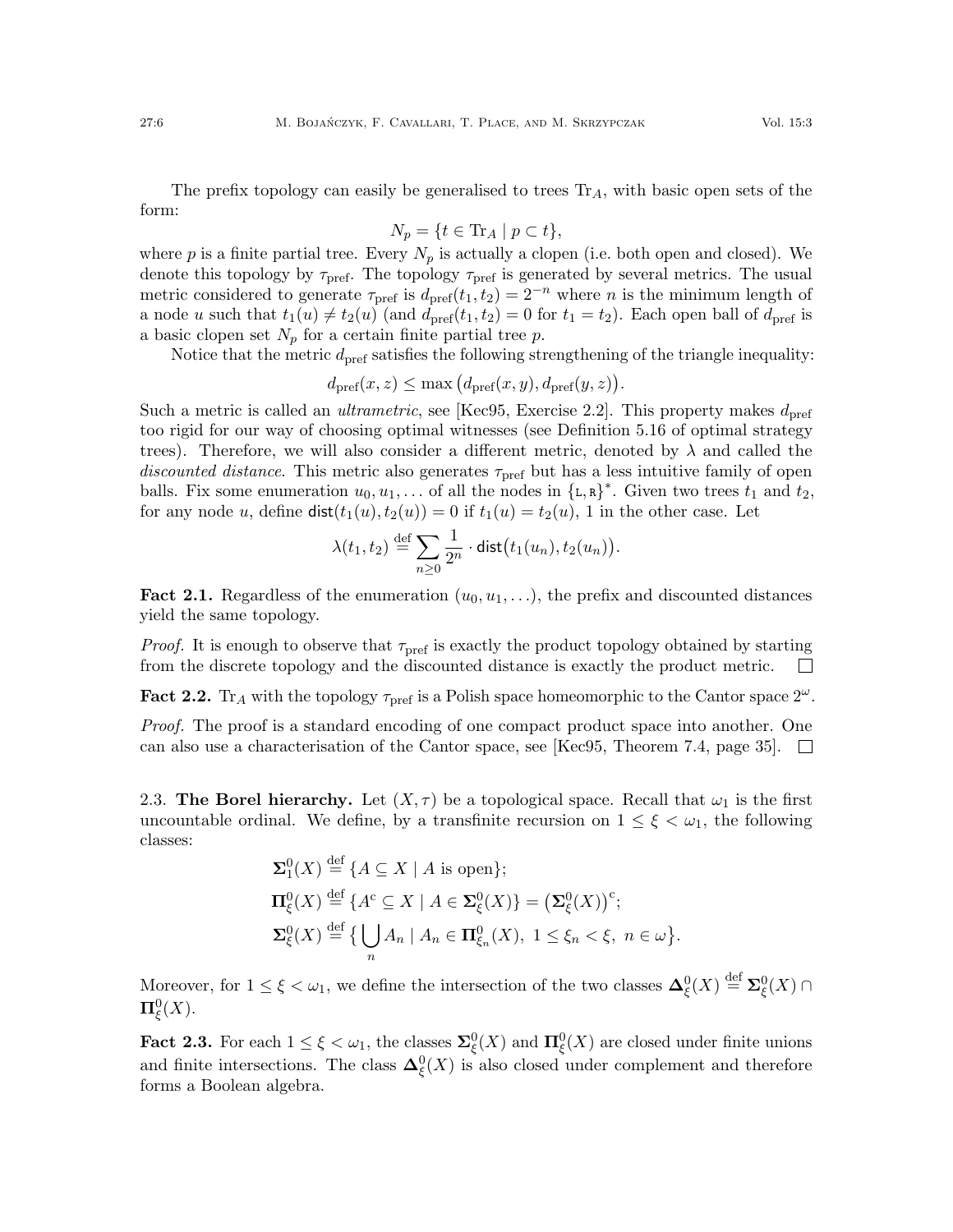The prefix topology can easily be generalised to trees $\mathrm{Tr}_A$, with basic open sets of the form:

$$N_p = \{t \in \mathrm{Tr}_A \mid p \subset t\},$$

where $p$ is a finite partial tree. Every $N_p$ is actually a clopen (i.e. both open and closed). We denote this topology by $\tau_{\mathrm{pref}}$. The topology $\tau_{\mathrm{pref}}$ is generated by several metrics. The usual metric considered to generate $\tau_{\mathrm{pref}}$ is $d_{\mathrm{pref}}(t_1, t_2) = 2^{-n}$ where $n$ is the minimum length of a node $u$ such that $t_1(u) \neq t_2(u)$ (and $d_{\mathrm{pref}}(t_1, t_2) = 0$ for $t_1 = t_2$). Each open ball of $d_{\mathrm{pref}}$ is a basic clopen set $N_p$ for a certain finite partial tree $p$.

Notice that the metric $d_{\mathrm{pref}}$ satisfies the following strengthening of the triangle inequality:

$$d_{\mathrm{pref}}(x, z) \leq \max\big(d_{\mathrm{pref}}(x, y), d_{\mathrm{pref}}(y, z)\big).$$

Such a metric is called an *ultrametric*, see [Kec95, Exercise 2.2]. This property makes $d_{\mathrm{pref}}$ too rigid for our way of choosing optimal witnesses (see Definition 5.16 of optimal strategy trees). Therefore, we will also consider a different metric, denoted by $\lambda$ and called the *discounted distance*. This metric also generates $\tau_{\mathrm{pref}}$ but has a less intuitive family of open balls. Fix some enumeration $u_0, u_1, \ldots$ of all the nodes in $\{\mathtt{L}, \mathtt{R}\}^*$. Given two trees $t_1$ and $t_2$, for any node $u$, define $\mathsf{dist}(t_1(u), t_2(u)) = 0$ if $t_1(u) = t_2(u)$, 1 in the other case. Let

$$\lambda(t_1, t_2) \stackrel{\text{def}}{=} \sum_{n \geq 0} \frac{1}{2^n} \cdot \mathsf{dist}\big(t_1(u_n), t_2(u_n)\big).$$

**Fact 2.1.** Regardless of the enumeration $(u_0, u_1, \ldots)$, the prefix and discounted distances yield the same topology.

*Proof.* It is enough to observe that $\tau_{\mathrm{pref}}$ is exactly the product topology obtained by starting from the discrete topology and the discounted distance is exactly the product metric. $\square$

**Fact 2.2.** $\mathrm{Tr}_A$ with the topology $\tau_{\mathrm{pref}}$ is a Polish space homeomorphic to the Cantor space $2^\omega$.

*Proof.* The proof is a standard encoding of one compact product space into another. One can also use a characterisation of the Cantor space, see [Kec95, Theorem 7.4, page 35]. $\square$

## 2.3. The Borel hierarchy.

Let $(X, \tau)$ be a topological space. Recall that $\omega_1$ is the first uncountable ordinal. We define, by a transfinite recursion on $1 \leq \xi < \omega_1$, the following classes:

$$\begin{aligned}
\mathbf{\Sigma}^0_1(X) &\stackrel{\text{def}}{=} \{A \subseteq X \mid A \text{ is open}\};\\
\mathbf{\Pi}^0_\xi(X) &\stackrel{\text{def}}{=} \{A^{\mathrm{c}} \subseteq X \mid A \in \mathbf{\Sigma}^0_\xi(X)\} = \big(\mathbf{\Sigma}^0_\xi(X)\big)^{\mathrm{c}};\\
\mathbf{\Sigma}^0_\xi(X) &\stackrel{\text{def}}{=} \big\{\bigcup_n A_n \mid A_n \in \mathbf{\Pi}^0_{\xi_n}(X),\ 1 \leq \xi_n < \xi,\ n \in \omega\big\}.
\end{aligned}$$

Moreover, for $1 \leq \xi < \omega_1$, we define the intersection of the two classes $\mathbf{\Delta}^0_\xi(X) \stackrel{\text{def}}{=} \mathbf{\Sigma}^0_\xi(X) \cap \mathbf{\Pi}^0_\xi(X)$.

**Fact 2.3.** For each $1 \leq \xi < \omega_1$, the classes $\mathbf{\Sigma}^0_\xi(X)$ and $\mathbf{\Pi}^0_\xi(X)$ are closed under finite unions and finite intersections. The class $\mathbf{\Delta}^0_\xi(X)$ is also closed under complement and therefore forms a Boolean algebra.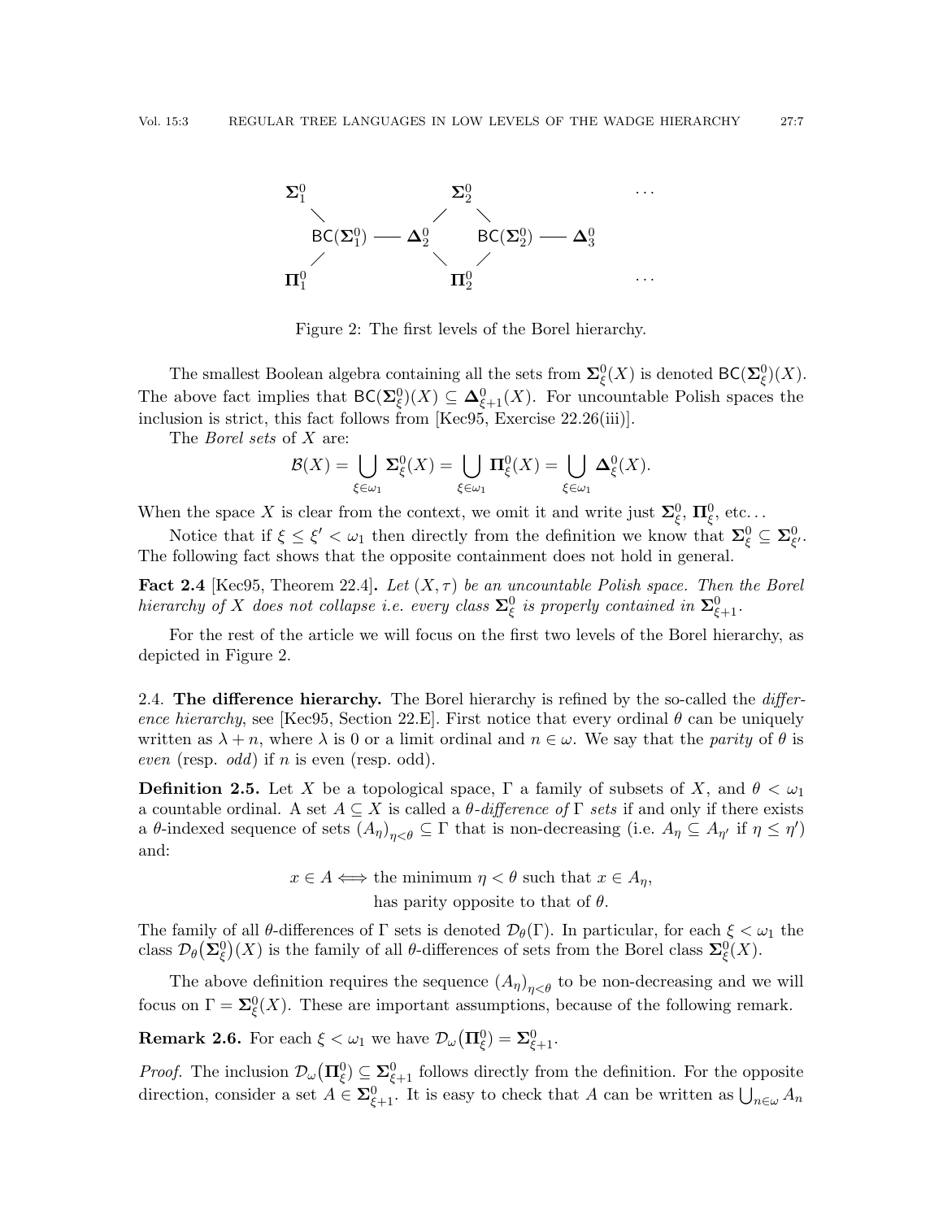$$
\begin{array}{ccccccc}
\boldsymbol{\Sigma}^0_1 & & & \boldsymbol{\Sigma}^0_2 & & & \cdots \\
& \diagdown & \diagup & & \diagdown & & \\
& \mathsf{BC}(\boldsymbol{\Sigma}^0_1) \text{ --- } \boldsymbol{\Delta}^0_2 & & & \mathsf{BC}(\boldsymbol{\Sigma}^0_2) \text{ --- } \boldsymbol{\Delta}^0_3 & & \\
& \diagup & \diagdown & & \diagup & & \\
\boldsymbol{\Pi}^0_1 & & & \boldsymbol{\Pi}^0_2 & & & \cdots
\end{array}
$$

Figure 2: The first levels of the Borel hierarchy.

The smallest Boolean algebra containing all the sets from $\boldsymbol{\Sigma}^0_\xi(X)$ is denoted $\mathsf{BC}(\boldsymbol{\Sigma}^0_\xi)(X)$. The above fact implies that $\mathsf{BC}(\boldsymbol{\Sigma}^0_\xi)(X) \subseteq \boldsymbol{\Delta}^0_{\xi+1}(X)$. For uncountable Polish spaces the inclusion is strict, this fact follows from [Kec95, Exercise 22.26(iii)].

The *Borel sets* of $X$ are:

$$
\mathcal{B}(X) = \bigcup_{\xi\in\omega_1} \boldsymbol{\Sigma}^0_\xi(X) = \bigcup_{\xi\in\omega_1} \boldsymbol{\Pi}^0_\xi(X) = \bigcup_{\xi\in\omega_1} \boldsymbol{\Delta}^0_\xi(X).
$$

When the space $X$ is clear from the context, we omit it and write just $\boldsymbol{\Sigma}^0_\xi$, $\boldsymbol{\Pi}^0_\xi$, etc...

Notice that if $\xi \leq \xi' < \omega_1$ then directly from the definition we know that $\boldsymbol{\Sigma}^0_\xi \subseteq \boldsymbol{\Sigma}^0_{\xi'}$. The following fact shows that the opposite containment does not hold in general.

**Fact 2.4** [Kec95, Theorem 22.4]**.** *Let $(X, \tau)$ be an uncountable Polish space. Then the Borel hierarchy of $X$ does not collapse i.e. every class $\boldsymbol{\Sigma}^0_\xi$ is properly contained in $\boldsymbol{\Sigma}^0_{\xi+1}$.*

For the rest of the article we will focus on the first two levels of the Borel hierarchy, as depicted in Figure 2.

2.4. **The difference hierarchy.** The Borel hierarchy is refined by the so-called the *difference hierarchy*, see [Kec95, Section 22.E]. First notice that every ordinal $\theta$ can be uniquely written as $\lambda + n$, where $\lambda$ is 0 or a limit ordinal and $n \in \omega$. We say that the *parity* of $\theta$ is *even* (resp. *odd*) if $n$ is even (resp. odd).

**Definition 2.5.** Let $X$ be a topological space, $\Gamma$ a family of subsets of $X$, and $\theta < \omega_1$ a countable ordinal. A set $A \subseteq X$ is called a *$\theta$-difference of $\Gamma$ sets* if and only if there exists a $\theta$-indexed sequence of sets $(A_\eta)_{\eta<\theta} \subseteq \Gamma$ that is non-decreasing (i.e. $A_\eta \subseteq A_{\eta'}$ if $\eta \leq \eta'$) and:

$$
\begin{aligned}
x \in A \iff & \text{ the minimum } \eta < \theta \text{ such that } x \in A_\eta, \\
& \text{has parity opposite to that of } \theta.
\end{aligned}
$$

The family of all $\theta$-differences of $\Gamma$ sets is denoted $\mathcal{D}_\theta(\Gamma)$. In particular, for each $\xi < \omega_1$ the class $\mathcal{D}_\theta\big(\boldsymbol{\Sigma}^0_\xi\big)(X)$ is the family of all $\theta$-differences of sets from the Borel class $\boldsymbol{\Sigma}^0_\xi(X)$.

The above definition requires the sequence $(A_\eta)_{\eta<\theta}$ to be non-decreasing and we will focus on $\Gamma = \boldsymbol{\Sigma}^0_\xi(X)$. These are important assumptions, because of the following remark.

**Remark 2.6.** For each $\xi < \omega_1$ we have $\mathcal{D}_\omega\big(\boldsymbol{\Pi}^0_\xi\big) = \boldsymbol{\Sigma}^0_{\xi+1}$.

*Proof.* The inclusion $\mathcal{D}_\omega\big(\boldsymbol{\Pi}^0_\xi\big) \subseteq \boldsymbol{\Sigma}^0_{\xi+1}$ follows directly from the definition. For the opposite direction, consider a set $A \in \boldsymbol{\Sigma}^0_{\xi+1}$. It is easy to check that $A$ can be written as $\bigcup_{n\in\omega} A_n$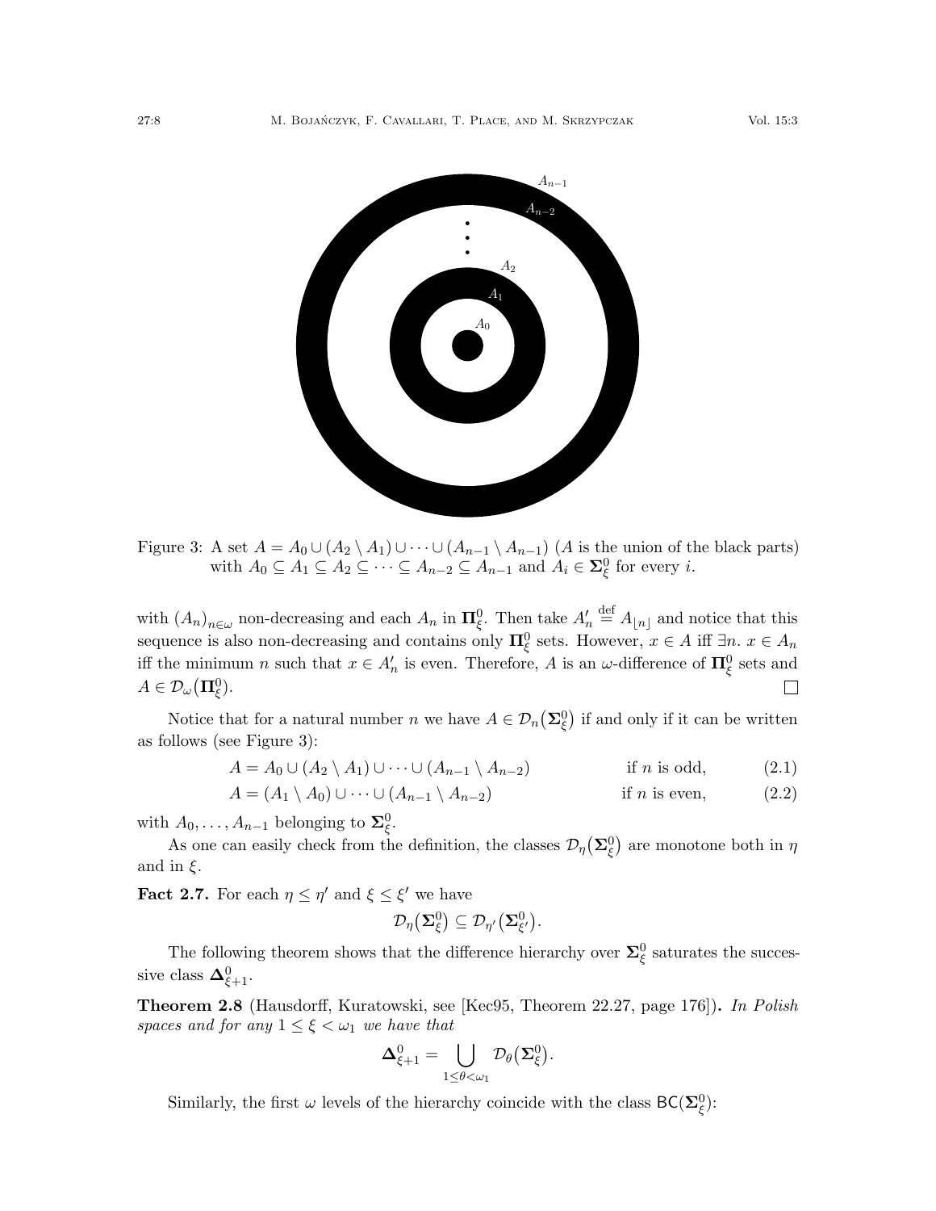Figure 3: A set $A = A_0 \cup (A_2 \setminus A_1) \cup \cdots \cup (A_{n-1} \setminus A_{n-1})$ ($A$ is the union of the black parts) with $A_0 \subseteq A_1 \subseteq A_2 \subseteq \cdots \subseteq A_{n-2} \subseteq A_{n-1}$ and $A_i \in \mathbf{\Sigma}^0_\xi$ for every $i$.

with $(A_n)_{n\in\omega}$ non-decreasing and each $A_n$ in $\mathbf{\Pi}^0_\xi$. Then take $A'_n \stackrel{\text{def}}{=} A_{\lfloor n \rfloor}$ and notice that this sequence is also non-decreasing and contains only $\mathbf{\Pi}^0_\xi$ sets. However, $x \in A$ iff $\exists n.\ x \in A_n$ iff the minimum $n$ such that $x \in A'_n$ is even. Therefore, $A$ is an $\omega$-difference of $\mathbf{\Pi}^0_\xi$ sets and $A \in \mathcal{D}_\omega\big(\mathbf{\Pi}^0_\xi\big)$. □

Notice that for a natural number $n$ we have $A \in \mathcal{D}_n\big(\mathbf{\Sigma}^0_\xi\big)$ if and only if it can be written as follows (see Figure 3):

$$A = A_0 \cup (A_2 \setminus A_1) \cup \cdots \cup (A_{n-1} \setminus A_{n-2}) \qquad \text{if } n \text{ is odd,} \tag{2.1}$$

$$A = (A_1 \setminus A_0) \cup \cdots \cup (A_{n-1} \setminus A_{n-2}) \qquad \text{if } n \text{ is even,} \tag{2.2}$$

with $A_0, \ldots, A_{n-1}$ belonging to $\mathbf{\Sigma}^0_\xi$.

As one can easily check from the definition, the classes $\mathcal{D}_\eta\big(\mathbf{\Sigma}^0_\xi\big)$ are monotone both in $\eta$ and in $\xi$.

**Fact 2.7.** For each $\eta \leq \eta'$ and $\xi \leq \xi'$ we have

$$\mathcal{D}_\eta\big(\mathbf{\Sigma}^0_\xi\big) \subseteq \mathcal{D}_{\eta'}\big(\mathbf{\Sigma}^0_{\xi'}\big).$$

The following theorem shows that the difference hierarchy over $\mathbf{\Sigma}^0_\xi$ saturates the successive class $\mathbf{\Delta}^0_{\xi+1}$.

**Theorem 2.8** (Hausdorff, Kuratowski, see [Kec95, Theorem 22.27, page 176])**.** *In Polish spaces and for any $1 \leq \xi < \omega_1$ we have that*

$$\mathbf{\Delta}^0_{\xi+1} = \bigcup_{1 \leq \theta < \omega_1} \mathcal{D}_\theta\big(\mathbf{\Sigma}^0_\xi\big).$$

Similarly, the first $\omega$ levels of the hierarchy coincide with the class $\mathsf{BC}(\mathbf{\Sigma}^0_\xi)$: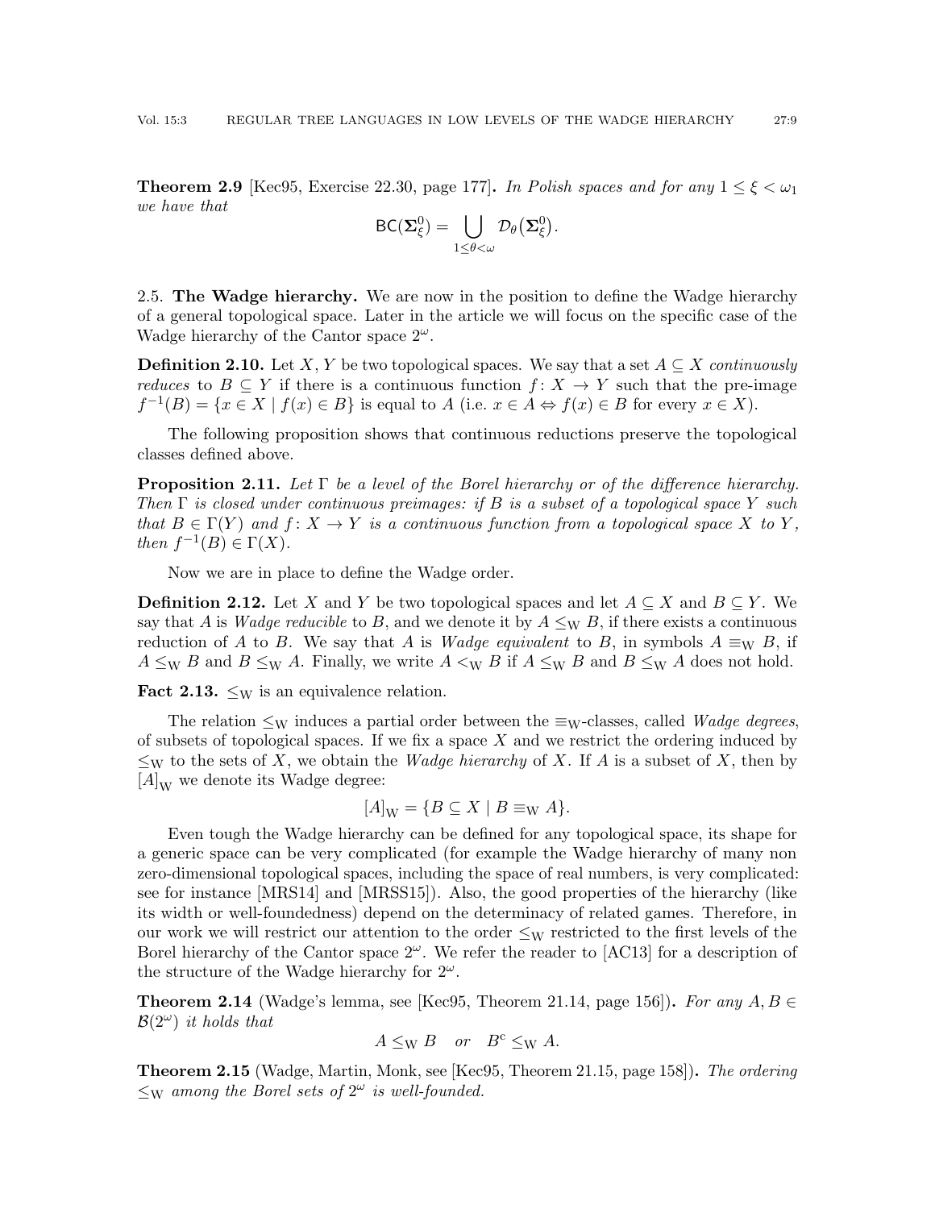**Theorem 2.9** [Kec95, Exercise 22.30, page 177]. *In Polish spaces and for any $1 \leq \xi < \omega_1$ we have that*

$$\mathsf{BC}(\boldsymbol{\Sigma}^0_\xi) = \bigcup_{1 \leq \theta < \omega} \mathcal{D}_\theta(\boldsymbol{\Sigma}^0_\xi).$$

## 2.5. The Wadge hierarchy.

We are now in the position to define the Wadge hierarchy of a general topological space. Later in the article we will focus on the specific case of the Wadge hierarchy of the Cantor space $2^\omega$.

**Definition 2.10.** Let $X, Y$ be two topological spaces. We say that a set $A \subseteq X$ *continuously reduces* to $B \subseteq Y$ if there is a continuous function $f\colon X \to Y$ such that the pre-image $f^{-1}(B) = \{x \in X \mid f(x) \in B\}$ is equal to $A$ (i.e. $x \in A \Leftrightarrow f(x) \in B$ for every $x \in X$).

The following proposition shows that continuous reductions preserve the topological classes defined above.

**Proposition 2.11.** *Let $\Gamma$ be a level of the Borel hierarchy or of the difference hierarchy. Then $\Gamma$ is closed under continuous preimages: if $B$ is a subset of a topological space $Y$ such that $B \in \Gamma(Y)$ and $f\colon X \to Y$ is a continuous function from a topological space $X$ to $Y$, then $f^{-1}(B) \in \Gamma(X)$.*

Now we are in place to define the Wadge order.

**Definition 2.12.** Let $X$ and $Y$ be two topological spaces and let $A \subseteq X$ and $B \subseteq Y$. We say that $A$ is *Wadge reducible* to $B$, and we denote it by $A \leq_{\mathrm{W}} B$, if there exists a continuous reduction of $A$ to $B$. We say that $A$ is *Wadge equivalent* to $B$, in symbols $A \equiv_{\mathrm{W}} B$, if $A \leq_{\mathrm{W}} B$ and $B \leq_{\mathrm{W}} A$. Finally, we write $A <_{\mathrm{W}} B$ if $A \leq_{\mathrm{W}} B$ and $B \leq_{\mathrm{W}} A$ does not hold.

**Fact 2.13.** $\leq_{\mathrm{W}}$ is an equivalence relation.

The relation $\leq_{\mathrm{W}}$ induces a partial order between the $\equiv_{\mathrm{W}}$-classes, called *Wadge degrees*, of subsets of topological spaces. If we fix a space $X$ and we restrict the ordering induced by $\leq_{\mathrm{W}}$ to the sets of $X$, we obtain the *Wadge hierarchy* of $X$. If $A$ is a subset of $X$, then by $[A]_{\mathrm{W}}$ we denote its Wadge degree:

$$[A]_{\mathrm{W}} = \{B \subseteq X \mid B \equiv_{\mathrm{W}} A\}.$$

Even tough the Wadge hierarchy can be defined for any topological space, its shape for a generic space can be very complicated (for example the Wadge hierarchy of many non zero-dimensional topological spaces, including the space of real numbers, is very complicated: see for instance [MRS14] and [MRSS15]). Also, the good properties of the hierarchy (like its width or well-foundedness) depend on the determinacy of related games. Therefore, in our work we will restrict our attention to the order $\leq_{\mathrm{W}}$ restricted to the first levels of the Borel hierarchy of the Cantor space $2^\omega$. We refer the reader to [AC13] for a description of the structure of the Wadge hierarchy for $2^\omega$.

**Theorem 2.14** (Wadge's lemma, see [Kec95, Theorem 21.14, page 156])**.** *For any $A, B \in \mathcal{B}(2^\omega)$ it holds that*

$$A \leq_{\mathrm{W}} B \quad \text{or} \quad B^{\mathrm{c}} \leq_{\mathrm{W}} A.$$

**Theorem 2.15** (Wadge, Martin, Monk, see [Kec95, Theorem 21.15, page 158])**.** *The ordering $\leq_{\mathrm{W}}$ among the Borel sets of $2^\omega$ is well-founded.*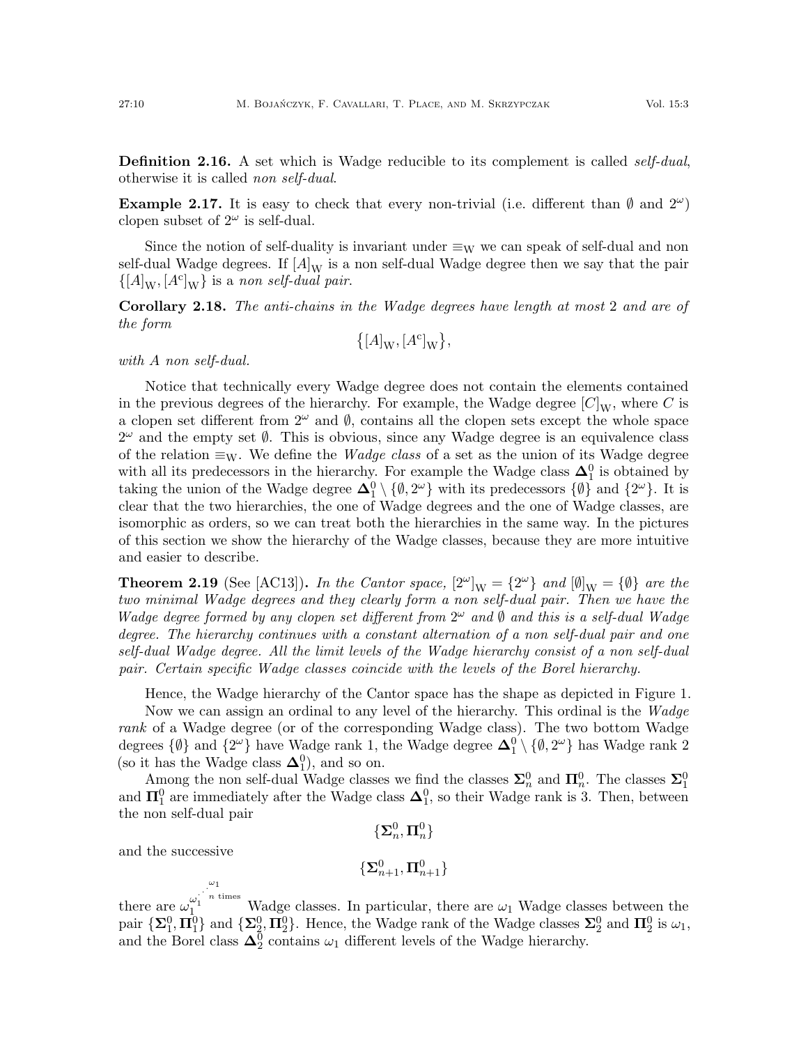**Definition 2.16.** A set which is Wadge reducible to its complement is called *self-dual*, otherwise it is called *non self-dual*.

**Example 2.17.** It is easy to check that every non-trivial (i.e. different than $\emptyset$ and $2^\omega$) clopen subset of $2^\omega$ is self-dual.

Since the notion of self-duality is invariant under $\equiv_{\mathrm{W}}$ we can speak of self-dual and non self-dual Wadge degrees. If $[A]_{\mathrm{W}}$ is a non self-dual Wadge degree then we say that the pair $\{[A]_{\mathrm{W}}, [A^{\mathrm{c}}]_{\mathrm{W}}\}$ is a *non self-dual pair*.

**Corollary 2.18.** *The anti-chains in the Wadge degrees have length at most* 2 *and are of the form*

$$\big\{[A]_{\mathrm{W}}, [A^{\mathrm{c}}]_{\mathrm{W}}\big\},$$

*with* $A$ *non self-dual.*

Notice that technically every Wadge degree does not contain the elements contained in the previous degrees of the hierarchy. For example, the Wadge degree $[C]_{\mathrm{W}}$, where $C$ is a clopen set different from $2^\omega$ and $\emptyset$, contains all the clopen sets except the whole space $2^\omega$ and the empty set $\emptyset$. This is obvious, since any Wadge degree is an equivalence class of the relation $\equiv_{\mathrm{W}}$. We define the *Wadge class* of a set as the union of its Wadge degree with all its predecessors in the hierarchy. For example the Wadge class $\mathbf{\Delta}^0_1$ is obtained by taking the union of the Wadge degree $\mathbf{\Delta}^0_1 \setminus \{\emptyset, 2^\omega\}$ with its predecessors $\{\emptyset\}$ and $\{2^\omega\}$. It is clear that the two hierarchies, the one of Wadge degrees and the one of Wadge classes, are isomorphic as orders, so we can treat both the hierarchies in the same way. In the pictures of this section we show the hierarchy of the Wadge classes, because they are more intuitive and easier to describe.

**Theorem 2.19** (See [AC13])**.** *In the Cantor space,* $[2^\omega]_{\mathrm{W}} = \{2^\omega\}$ *and* $[\emptyset]_{\mathrm{W}} = \{\emptyset\}$ *are the two minimal Wadge degrees and they clearly form a non self-dual pair. Then we have the Wadge degree formed by any clopen set different from* $2^\omega$ *and* $\emptyset$ *and this is a self-dual Wadge degree. The hierarchy continues with a constant alternation of a non self-dual pair and one self-dual Wadge degree. All the limit levels of the Wadge hierarchy consist of a non self-dual pair. Certain specific Wadge classes coincide with the levels of the Borel hierarchy.*

Hence, the Wadge hierarchy of the Cantor space has the shape as depicted in Figure 1.

Now we can assign an ordinal to any level of the hierarchy. This ordinal is the *Wadge rank* of a Wadge degree (or of the corresponding Wadge class). The two bottom Wadge degrees $\{\emptyset\}$ and $\{2^\omega\}$ have Wadge rank 1, the Wadge degree $\mathbf{\Delta}^0_1 \setminus \{\emptyset, 2^\omega\}$ has Wadge rank 2 (so it has the Wadge class $\mathbf{\Delta}^0_1$), and so on.

Among the non self-dual Wadge classes we find the classes $\mathbf{\Sigma}^0_n$ and $\mathbf{\Pi}^0_n$. The classes $\mathbf{\Sigma}^0_1$ and $\mathbf{\Pi}^0_1$ are immediately after the Wadge class $\mathbf{\Delta}^0_1$, so their Wadge rank is 3. Then, between the non self-dual pair

$$\{\mathbf{\Sigma}^0_n, \mathbf{\Pi}^0_n\}$$

and the successive

$$\{\mathbf{\Sigma}^0_{n+1}, \mathbf{\Pi}^0_{n+1}\}$$

there are $\omega_1^{\omega_1^{\cdot^{\cdot^{\cdot^{\omega_1}}}}}$ ($n$ times) Wadge classes. In particular, there are $\omega_1$ Wadge classes between the pair $\{\mathbf{\Sigma}^0_1, \mathbf{\Pi}^0_1\}$ and $\{\mathbf{\Sigma}^0_2, \mathbf{\Pi}^0_2\}$. Hence, the Wadge rank of the Wadge classes $\mathbf{\Sigma}^0_2$ and $\mathbf{\Pi}^0_2$ is $\omega_1$, and the Borel class $\mathbf{\Delta}^0_2$ contains $\omega_1$ different levels of the Wadge hierarchy.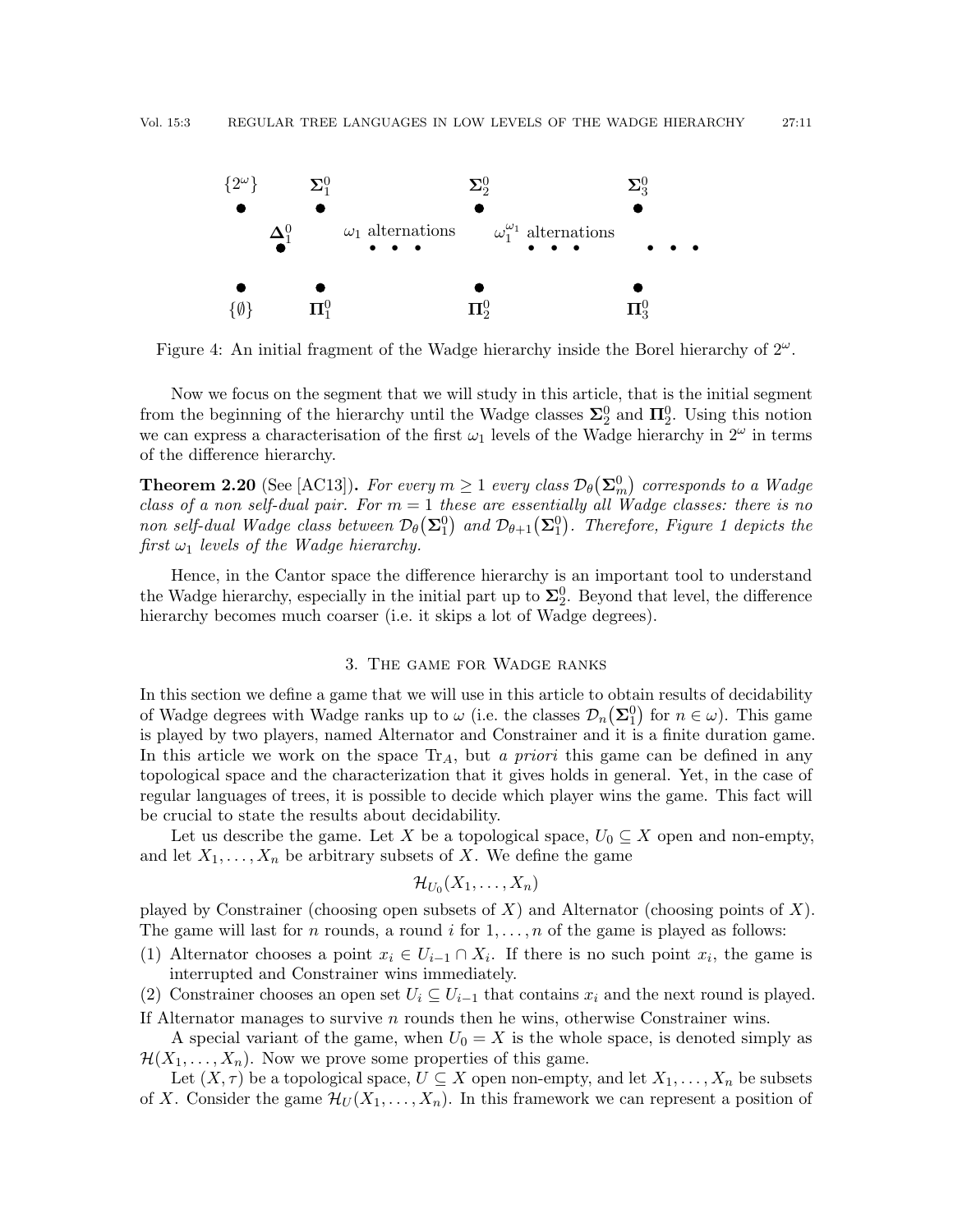$\{2^\omega\}$ $\boldsymbol{\Sigma}^0_1$ $\boldsymbol{\Sigma}^0_2$ $\boldsymbol{\Sigma}^0_3$

$\boldsymbol{\Delta}^0_1$ $\omega_1$ alternations $\omega_1^{\omega_1}$ alternations

$\{\emptyset\}$ $\boldsymbol{\Pi}^0_1$ $\boldsymbol{\Pi}^0_2$ $\boldsymbol{\Pi}^0_3$

Figure 4: An initial fragment of the Wadge hierarchy inside the Borel hierarchy of $2^\omega$.

Now we focus on the segment that we will study in this article, that is the initial segment from the beginning of the hierarchy until the Wadge classes $\boldsymbol{\Sigma}^0_2$ and $\boldsymbol{\Pi}^0_2$. Using this notion we can express a characterisation of the first $\omega_1$ levels of the Wadge hierarchy in $2^\omega$ in terms of the difference hierarchy.

**Theorem 2.20** (See [AC13])**.** *For every $m \geq 1$ every class $\mathcal{D}_\theta(\boldsymbol{\Sigma}^0_m)$ corresponds to a Wadge class of a non self-dual pair. For $m = 1$ these are essentially all Wadge classes: there is no non self-dual Wadge class between $\mathcal{D}_\theta(\boldsymbol{\Sigma}^0_1)$ and $\mathcal{D}_{\theta+1}(\boldsymbol{\Sigma}^0_1)$. Therefore, Figure 1 depicts the first $\omega_1$ levels of the Wadge hierarchy.*

Hence, in the Cantor space the difference hierarchy is an important tool to understand the Wadge hierarchy, especially in the initial part up to $\boldsymbol{\Sigma}^0_2$. Beyond that level, the difference hierarchy becomes much coarser (i.e. it skips a lot of Wadge degrees).

## 3. The game for Wadge ranks

In this section we define a game that we will use in this article to obtain results of decidability of Wadge degrees with Wadge ranks up to $\omega$ (i.e. the classes $\mathcal{D}_n(\boldsymbol{\Sigma}^0_1)$ for $n \in \omega$). This game is played by two players, named Alternator and Constrainer and it is a finite duration game. In this article we work on the space $\mathrm{Tr}_A$, but *a priori* this game can be defined in any topological space and the characterization that it gives holds in general. Yet, in the case of regular languages of trees, it is possible to decide which player wins the game. This fact will be crucial to state the results about decidability.

Let us describe the game. Let $X$ be a topological space, $U_0 \subseteq X$ open and non-empty, and let $X_1, \ldots, X_n$ be arbitrary subsets of $X$. We define the game

$$\mathcal{H}_{U_0}(X_1, \ldots, X_n)$$

played by Constrainer (choosing open subsets of $X$) and Alternator (choosing points of $X$). The game will last for $n$ rounds, a round $i$ for $1, \ldots, n$ of the game is played as follows:

(1) Alternator chooses a point $x_i \in U_{i-1} \cap X_i$. If there is no such point $x_i$, the game is interrupted and Constrainer wins immediately.
(2) Constrainer chooses an open set $U_i \subseteq U_{i-1}$ that contains $x_i$ and the next round is played.

If Alternator manages to survive $n$ rounds then he wins, otherwise Constrainer wins.

A special variant of the game, when $U_0 = X$ is the whole space, is denoted simply as $\mathcal{H}(X_1, \ldots, X_n)$. Now we prove some properties of this game.

Let $(X, \tau)$ be a topological space, $U \subseteq X$ open non-empty, and let $X_1, \ldots, X_n$ be subsets of $X$. Consider the game $\mathcal{H}_U(X_1, \ldots, X_n)$. In this framework we can represent a position of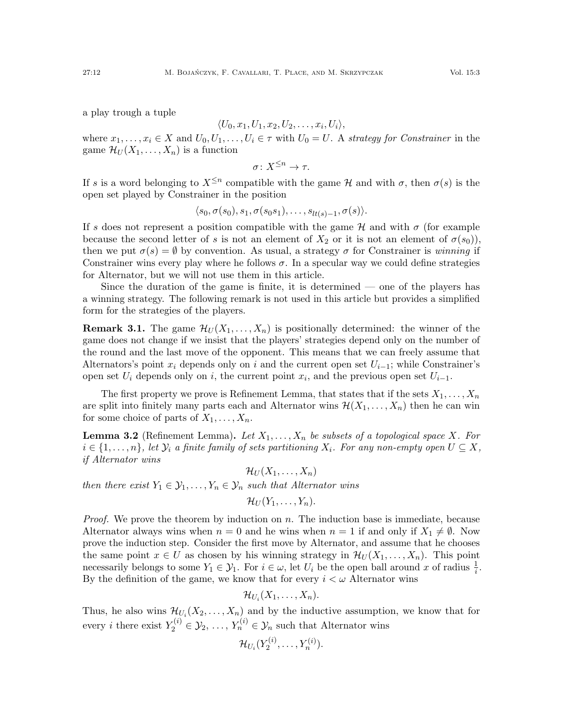a play trough a tuple

$$\langle U_0, x_1, U_1, x_2, U_2, \ldots, x_i, U_i\rangle,$$

where $x_1, \ldots, x_i \in X$ and $U_0, U_1, \ldots, U_i \in \tau$ with $U_0 = U$. A *strategy for Constrainer* in the game $\mathcal{H}_U(X_1, \ldots, X_n)$ is a function

$$\sigma\colon X^{\leq n} \to \tau.$$

If $s$ is a word belonging to $X^{\leq n}$ compatible with the game $\mathcal{H}$ and with $\sigma$, then $\sigma(s)$ is the open set played by Constrainer in the position

$$\langle s_0, \sigma(s_0), s_1, \sigma(s_0 s_1), \ldots, s_{lt(s)-1}, \sigma(s)\rangle.$$

If $s$ does not represent a position compatible with the game $\mathcal{H}$ and with $\sigma$ (for example because the second letter of $s$ is not an element of $X_2$ or it is not an element of $\sigma(s_0)$), then we put $\sigma(s) = \emptyset$ by convention. As usual, a strategy $\sigma$ for Constrainer is *winning* if Constrainer wins every play where he follows $\sigma$. In a specular way we could define strategies for Alternator, but we will not use them in this article.

Since the duration of the game is finite, it is determined — one of the players has a winning strategy. The following remark is not used in this article but provides a simplified form for the strategies of the players.

**Remark 3.1.** The game $\mathcal{H}_U(X_1, \ldots, X_n)$ is positionally determined: the winner of the game does not change if we insist that the players' strategies depend only on the number of the round and the last move of the opponent. This means that we can freely assume that Alternators's point $x_i$ depends only on $i$ and the current open set $U_{i-1}$; while Constrainer's open set $U_i$ depends only on $i$, the current point $x_i$, and the previous open set $U_{i-1}$.

The first property we prove is Refinement Lemma, that states that if the sets $X_1, \ldots, X_n$ are split into finitely many parts each and Alternator wins $\mathcal{H}(X_1, \ldots, X_n)$ then he can win for some choice of parts of $X_1, \ldots, X_n$.

**Lemma 3.2** (Refinement Lemma)**.** *Let $X_1, \ldots, X_n$ be subsets of a topological space $X$. For $i \in \{1, \ldots, n\}$, let $\mathcal{Y}_i$ a finite family of sets partitioning $X_i$. For any non-empty open $U \subseteq X$, if Alternator wins*

$$\mathcal{H}_U(X_1, \ldots, X_n)$$

*then there exist $Y_1 \in \mathcal{Y}_1, \ldots, Y_n \in \mathcal{Y}_n$ such that Alternator wins*

$$\mathcal{H}_U(Y_1, \ldots, Y_n).$$

*Proof.* We prove the theorem by induction on $n$. The induction base is immediate, because Alternator always wins when $n = 0$ and he wins when $n = 1$ if and only if $X_1 \neq \emptyset$. Now prove the induction step. Consider the first move by Alternator, and assume that he chooses the same point $x \in U$ as chosen by his winning strategy in $\mathcal{H}_U(X_1, \ldots, X_n)$. This point necessarily belongs to some $Y_1 \in \mathcal{Y}_1$. For $i \in \omega$, let $U_i$ be the open ball around $x$ of radius $\frac{1}{i}$. By the definition of the game, we know that for every $i < \omega$ Alternator wins

$$\mathcal{H}_{U_i}(X_1, \ldots, X_n).$$

Thus, he also wins $\mathcal{H}_{U_i}(X_2, \ldots, X_n)$ and by the inductive assumption, we know that for every $i$ there exist $Y_2^{(i)} \in \mathcal{Y}_2, \ldots, Y_n^{(i)} \in \mathcal{Y}_n$ such that Alternator wins

$$\mathcal{H}_{U_i}(Y_2^{(i)}, \ldots, Y_n^{(i)}).$$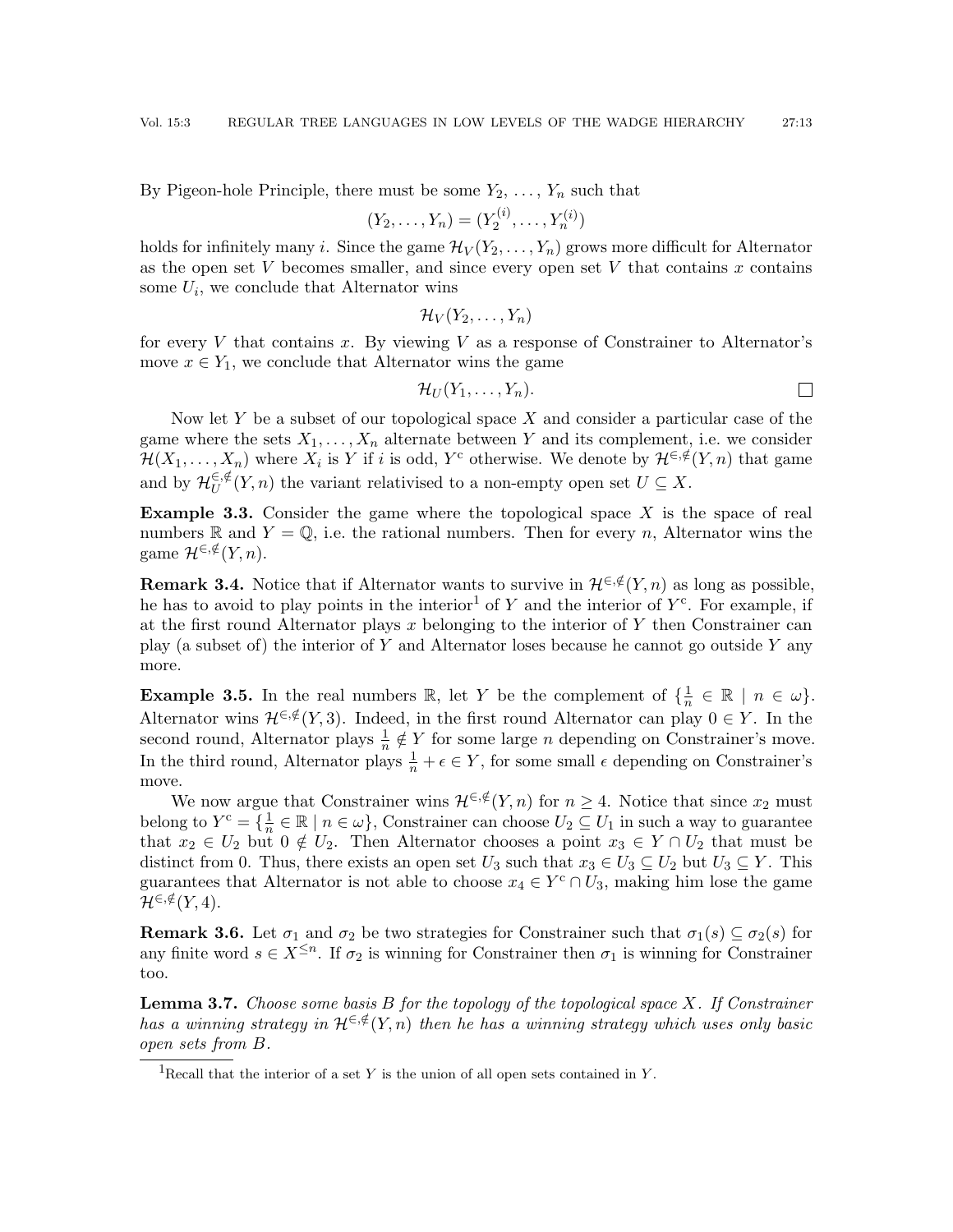By Pigeon-hole Principle, there must be some $Y_2, \ldots, Y_n$ such that

$$(Y_2, \ldots, Y_n) = (Y_2^{(i)}, \ldots, Y_n^{(i)})$$

holds for infinitely many $i$. Since the game $\mathcal{H}_V(Y_2, \ldots, Y_n)$ grows more difficult for Alternator as the open set $V$ becomes smaller, and since every open set $V$ that contains $x$ contains some $U_i$, we conclude that Alternator wins

$$\mathcal{H}_V(Y_2, \ldots, Y_n)$$

for every $V$ that contains $x$. By viewing $V$ as a response of Constrainer to Alternator's move $x \in Y_1$, we conclude that Alternator wins the game

$$\mathcal{H}_U(Y_1, \ldots, Y_n). \qquad \square$$

Now let $Y$ be a subset of our topological space $X$ and consider a particular case of the game where the sets $X_1, \ldots, X_n$ alternate between $Y$ and its complement, i.e. we consider $\mathcal{H}(X_1, \ldots, X_n)$ where $X_i$ is $Y$ if $i$ is odd, $Y^c$ otherwise. We denote by $\mathcal{H}^{\in,\notin}(Y, n)$ that game and by $\mathcal{H}_U^{\in,\notin}(Y, n)$ the variant relativised to a non-empty open set $U \subseteq X$.

**Example 3.3.** Consider the game where the topological space $X$ is the space of real numbers $\mathbb{R}$ and $Y = \mathbb{Q}$, i.e. the rational numbers. Then for every $n$, Alternator wins the game $\mathcal{H}^{\in,\notin}(Y, n)$.

**Remark 3.4.** Notice that if Alternator wants to survive in $\mathcal{H}^{\in,\notin}(Y, n)$ as long as possible, he has to avoid to play points in the interior[1] of $Y$ and the interior of $Y^c$. For example, if at the first round Alternator plays $x$ belonging to the interior of $Y$ then Constrainer can play (a subset of) the interior of $Y$ and Alternator loses because he cannot go outside $Y$ any more.

**Example 3.5.** In the real numbers $\mathbb{R}$, let $Y$ be the complement of $\{\frac{1}{n} \in \mathbb{R} \mid n \in \omega\}$. Alternator wins $\mathcal{H}^{\in,\notin}(Y, 3)$. Indeed, in the first round Alternator can play $0 \in Y$. In the second round, Alternator plays $\frac{1}{n} \notin Y$ for some large $n$ depending on Constrainer's move. In the third round, Alternator plays $\frac{1}{n} + \epsilon \in Y$, for some small $\epsilon$ depending on Constrainer's move.

We now argue that Constrainer wins $\mathcal{H}^{\in,\notin}(Y, n)$ for $n \geq 4$. Notice that since $x_2$ must belong to $Y^c = \{\frac{1}{n} \in \mathbb{R} \mid n \in \omega\}$, Constrainer can choose $U_2 \subseteq U_1$ in such a way to guarantee that $x_2 \in U_2$ but $0 \notin U_2$. Then Alternator chooses a point $x_3 \in Y \cap U_2$ that must be distinct from 0. Thus, there exists an open set $U_3$ such that $x_3 \in U_3 \subseteq U_2$ but $U_3 \subseteq Y$. This guarantees that Alternator is not able to choose $x_4 \in Y^c \cap U_3$, making him lose the game $\mathcal{H}^{\in,\notin}(Y, 4)$.

**Remark 3.6.** Let $\sigma_1$ and $\sigma_2$ be two strategies for Constrainer such that $\sigma_1(s) \subseteq \sigma_2(s)$ for any finite word $s \in X^{\leq n}$. If $\sigma_2$ is winning for Constrainer then $\sigma_1$ is winning for Constrainer too.

**Lemma 3.7.** *Choose some basis $B$ for the topology of the topological space $X$. If Constrainer has a winning strategy in $\mathcal{H}^{\in,\notin}(Y, n)$ then he has a winning strategy which uses only basic open sets from $B$.*

---

[1] Recall that the interior of a set $Y$ is the union of all open sets contained in $Y$.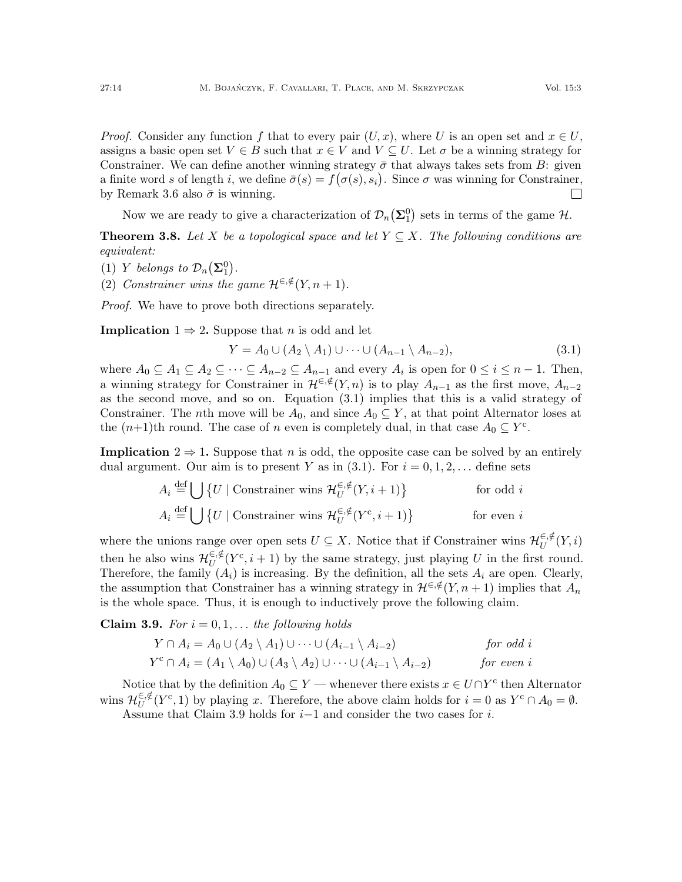*Proof.* Consider any function $f$ that to every pair $(U, x)$, where $U$ is an open set and $x \in U$, assigns a basic open set $V \in B$ such that $x \in V$ and $V \subseteq U$. Let $\sigma$ be a winning strategy for Constrainer. We can define another winning strategy $\bar{\sigma}$ that always takes sets from $B$: given a finite word $s$ of length $i$, we define $\bar{\sigma}(s) = f\big(\sigma(s), s_i\big)$. Since $\sigma$ was winning for Constrainer, by Remark 3.6 also $\bar{\sigma}$ is winning. □

Now we are ready to give a characterization of $\mathcal{D}_n\big(\mathbf{\Sigma}^0_1\big)$ sets in terms of the game $\mathcal{H}$.

**Theorem 3.8.** *Let $X$ be a topological space and let $Y \subseteq X$. The following conditions are equivalent:*

1. *$Y$ belongs to $\mathcal{D}_n\big(\mathbf{\Sigma}^0_1\big)$.*
2. *Constrainer wins the game $\mathcal{H}^{\in,\notin}(Y, n+1)$.*

*Proof.* We have to prove both directions separately.

**Implication $1 \Rightarrow 2$.** Suppose that $n$ is odd and let

$$Y = A_0 \cup (A_2 \setminus A_1) \cup \cdots \cup (A_{n-1} \setminus A_{n-2}), \tag{3.1}$$

where $A_0 \subseteq A_1 \subseteq A_2 \subseteq \cdots \subseteq A_{n-2} \subseteq A_{n-1}$ and every $A_i$ is open for $0 \leq i \leq n-1$. Then, a winning strategy for Constrainer in $\mathcal{H}^{\in,\notin}(Y, n)$ is to play $A_{n-1}$ as the first move, $A_{n-2}$ as the second move, and so on. Equation (3.1) implies that this is a valid strategy of Constrainer. The $n$th move will be $A_0$, and since $A_0 \subseteq Y$, at that point Alternator loses at the $(n{+}1)$th round. The case of $n$ even is completely dual, in that case $A_0 \subseteq Y^{\mathrm{c}}$.

**Implication $2 \Rightarrow 1$.** Suppose that $n$ is odd, the opposite case can be solved by an entirely dual argument. Our aim is to present $Y$ as in (3.1). For $i = 0, 1, 2, \ldots$ define sets

$$A_i \stackrel{\text{def}}{=} \bigcup \big\{U \mid \text{Constrainer wins } \mathcal{H}^{\in,\notin}_U(Y, i+1)\big\} \qquad \text{for odd } i$$

$$A_i \stackrel{\text{def}}{=} \bigcup \big\{U \mid \text{Constrainer wins } \mathcal{H}^{\in,\notin}_U(Y^{\mathrm{c}}, i+1)\big\} \qquad \text{for even } i$$

where the unions range over open sets $U \subseteq X$. Notice that if Constrainer wins $\mathcal{H}^{\in,\notin}_U(Y, i)$ then he also wins $\mathcal{H}^{\in,\notin}_U(Y^{\mathrm{c}}, i+1)$ by the same strategy, just playing $U$ in the first round. Therefore, the family $(A_i)$ is increasing. By the definition, all the sets $A_i$ are open. Clearly, the assumption that Constrainer has a winning strategy in $\mathcal{H}^{\in,\notin}(Y, n+1)$ implies that $A_n$ is the whole space. Thus, it is enough to inductively prove the following claim.

**Claim 3.9.** *For $i = 0, 1, \ldots$ the following holds*

$$Y \cap A_i = A_0 \cup (A_2 \setminus A_1) \cup \cdots \cup (A_{i-1} \setminus A_{i-2}) \qquad \textit{for odd } i$$

$$Y^{\mathrm{c}} \cap A_i = (A_1 \setminus A_0) \cup (A_3 \setminus A_2) \cup \cdots \cup (A_{i-1} \setminus A_{i-2}) \qquad \textit{for even } i$$

Notice that by the definition $A_0 \subseteq Y$ — whenever there exists $x \in U \cap Y^{\mathrm{c}}$ then Alternator wins $\mathcal{H}^{\in,\notin}_U(Y^{\mathrm{c}}, 1)$ by playing $x$. Therefore, the above claim holds for $i = 0$ as $Y^{\mathrm{c}} \cap A_0 = \emptyset$.

Assume that Claim 3.9 holds for $i{-}1$ and consider the two cases for $i$.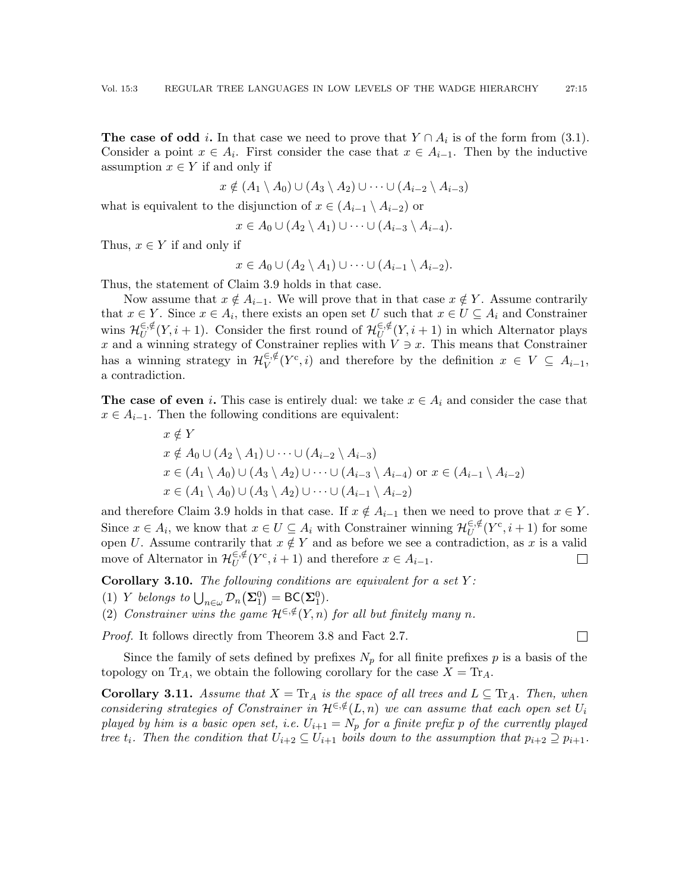**The case of odd $i$.** In that case we need to prove that $Y \cap A_i$ is of the form from (3.1). Consider a point $x \in A_i$. First consider the case that $x \in A_{i-1}$. Then by the inductive assumption $x \in Y$ if and only if

$$x \notin (A_1 \setminus A_0) \cup (A_3 \setminus A_2) \cup \cdots \cup (A_{i-2} \setminus A_{i-3})$$

what is equivalent to the disjunction of $x \in (A_{i-1} \setminus A_{i-2})$ or

$$x \in A_0 \cup (A_2 \setminus A_1) \cup \cdots \cup (A_{i-3} \setminus A_{i-4}).$$

Thus, $x \in Y$ if and only if

$$x \in A_0 \cup (A_2 \setminus A_1) \cup \cdots \cup (A_{i-1} \setminus A_{i-2}).$$

Thus, the statement of Claim 3.9 holds in that case.

Now assume that $x \notin A_{i-1}$. We will prove that in that case $x \notin Y$. Assume contrarily that $x \in Y$. Since $x \in A_i$, there exists an open set $U$ such that $x \in U \subseteq A_i$ and Constrainer wins $\mathcal{H}^{\in,\notin}_U(Y, i+1)$. Consider the first round of $\mathcal{H}^{\in,\notin}_U(Y, i+1)$ in which Alternator plays $x$ and a winning strategy of Constrainer replies with $V \ni x$. This means that Constrainer has a winning strategy in $\mathcal{H}^{\in,\notin}_V(Y^{\mathrm{c}}, i)$ and therefore by the definition $x \in V \subseteq A_{i-1}$, a contradiction.

**The case of even $i$.** This case is entirely dual: we take $x \in A_i$ and consider the case that $x \in A_{i-1}$. Then the following conditions are equivalent:

$$x \notin Y$$
$$x \notin A_0 \cup (A_2 \setminus A_1) \cup \cdots \cup (A_{i-2} \setminus A_{i-3})$$
$$x \in (A_1 \setminus A_0) \cup (A_3 \setminus A_2) \cup \cdots \cup (A_{i-3} \setminus A_{i-4}) \text{ or } x \in (A_{i-1} \setminus A_{i-2})$$
$$x \in (A_1 \setminus A_0) \cup (A_3 \setminus A_2) \cup \cdots \cup (A_{i-1} \setminus A_{i-2})$$

and therefore Claim 3.9 holds in that case. If $x \notin A_{i-1}$ then we need to prove that $x \in Y$. Since $x \in A_i$, we know that $x \in U \subseteq A_i$ with Constrainer winning $\mathcal{H}^{\in,\notin}_U(Y^{\mathrm{c}}, i+1)$ for some open $U$. Assume contrarily that $x \notin Y$ and as before we see a contradiction, as $x$ is a valid move of Alternator in $\mathcal{H}^{\in,\notin}_U(Y^{\mathrm{c}}, i+1)$ and therefore $x \in A_{i-1}$. ☐

**Corollary 3.10.** *The following conditions are equivalent for a set $Y$:*

(1) *$Y$ belongs to $\bigcup_{n\in\omega} \mathcal{D}_n(\mathbf{\Sigma}^0_1) = \mathsf{BC}(\mathbf{\Sigma}^0_1)$.*
(2) *Constrainer wins the game $\mathcal{H}^{\in,\notin}(Y, n)$ for all but finitely many $n$.*

*Proof.* It follows directly from Theorem 3.8 and Fact 2.7. ☐

Since the family of sets defined by prefixes $N_p$ for all finite prefixes $p$ is a basis of the topology on $\mathrm{Tr}_A$, we obtain the following corollary for the case $X = \mathrm{Tr}_A$.

**Corollary 3.11.** *Assume that $X = \mathrm{Tr}_A$ is the space of all trees and $L \subseteq \mathrm{Tr}_A$. Then, when considering strategies of Constrainer in $\mathcal{H}^{\in,\notin}(L, n)$ we can assume that each open set $U_i$ played by him is a basic open set, i.e. $U_{i+1} = N_p$ for a finite prefix $p$ of the currently played tree $t_i$. Then the condition that $U_{i+2} \subseteq U_{i+1}$ boils down to the assumption that $p_{i+2} \supseteq p_{i+1}$.*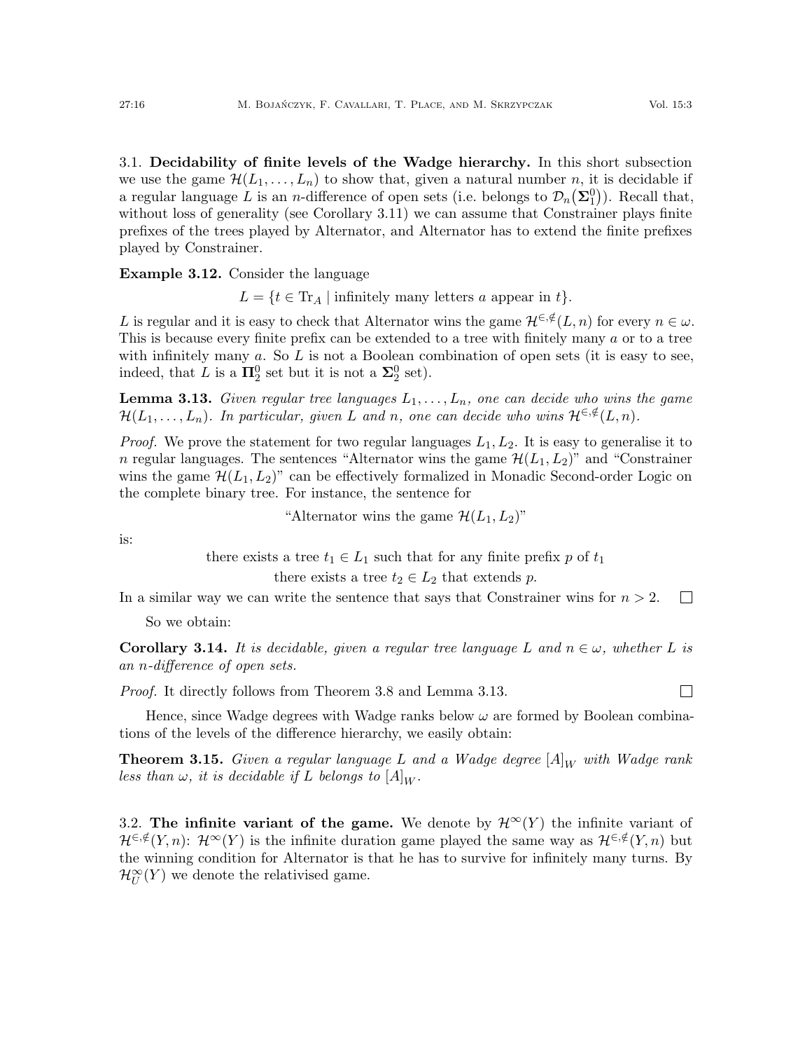### 3.1. Decidability of finite levels of the Wadge hierarchy.

In this short subsection we use the game $\mathcal{H}(L_1, \dots, L_n)$ to show that, given a natural number $n$, it is decidable if a regular language $L$ is an $n$-difference of open sets (i.e. belongs to $\mathcal{D}_n(\mathbf{\Sigma}^0_1)$). Recall that, without loss of generality (see Corollary 3.11) we can assume that Constrainer plays finite prefixes of the trees played by Alternator, and Alternator has to extend the finite prefixes played by Constrainer.

**Example 3.12.** Consider the language

$$L = \{t \in \mathrm{Tr}_A \mid \text{infinitely many letters } a \text{ appear in } t\}.$$

$L$ is regular and it is easy to check that Alternator wins the game $\mathcal{H}^{\in,\notin}(L, n)$ for every $n \in \omega$. This is because every finite prefix can be extended to a tree with finitely many $a$ or to a tree with infinitely many $a$. So $L$ is not a Boolean combination of open sets (it is easy to see, indeed, that $L$ is a $\mathbf{\Pi}^0_2$ set but it is not a $\mathbf{\Sigma}^0_2$ set).

**Lemma 3.13.** *Given regular tree languages $L_1, \dots, L_n$, one can decide who wins the game $\mathcal{H}(L_1, \dots, L_n)$. In particular, given $L$ and $n$, one can decide who wins $\mathcal{H}^{\in,\notin}(L, n)$.*

*Proof.* We prove the statement for two regular languages $L_1, L_2$. It is easy to generalise it to $n$ regular languages. The sentences "Alternator wins the game $\mathcal{H}(L_1, L_2)$" and "Constrainer wins the game $\mathcal{H}(L_1, L_2)$" can be effectively formalized in Monadic Second-order Logic on the complete binary tree. For instance, the sentence for

"Alternator wins the game $\mathcal{H}(L_1, L_2)$"

is:

there exists a tree $t_1 \in L_1$ such that for any finite prefix $p$ of $t_1$
there exists a tree $t_2 \in L_2$ that extends $p$.

In a similar way we can write the sentence that says that Constrainer wins for $n > 2$. □

So we obtain:

**Corollary 3.14.** *It is decidable, given a regular tree language $L$ and $n \in \omega$, whether $L$ is an $n$-difference of open sets.*

*Proof.* It directly follows from Theorem 3.8 and Lemma 3.13. □

Hence, since Wadge degrees with Wadge ranks below $\omega$ are formed by Boolean combinations of the levels of the difference hierarchy, we easily obtain:

**Theorem 3.15.** *Given a regular language $L$ and a Wadge degree $[A]_W$ with Wadge rank less than $\omega$, it is decidable if $L$ belongs to $[A]_W$.*

### 3.2. The infinite variant of the game.

We denote by $\mathcal{H}^{\infty}(Y)$ the infinite variant of $\mathcal{H}^{\in,\notin}(Y, n)$: $\mathcal{H}^{\infty}(Y)$ is the infinite duration game played the same way as $\mathcal{H}^{\in,\notin}(Y, n)$ but the winning condition for Alternator is that he has to survive for infinitely many turns. By $\mathcal{H}^{\infty}_U(Y)$ we denote the relativised game.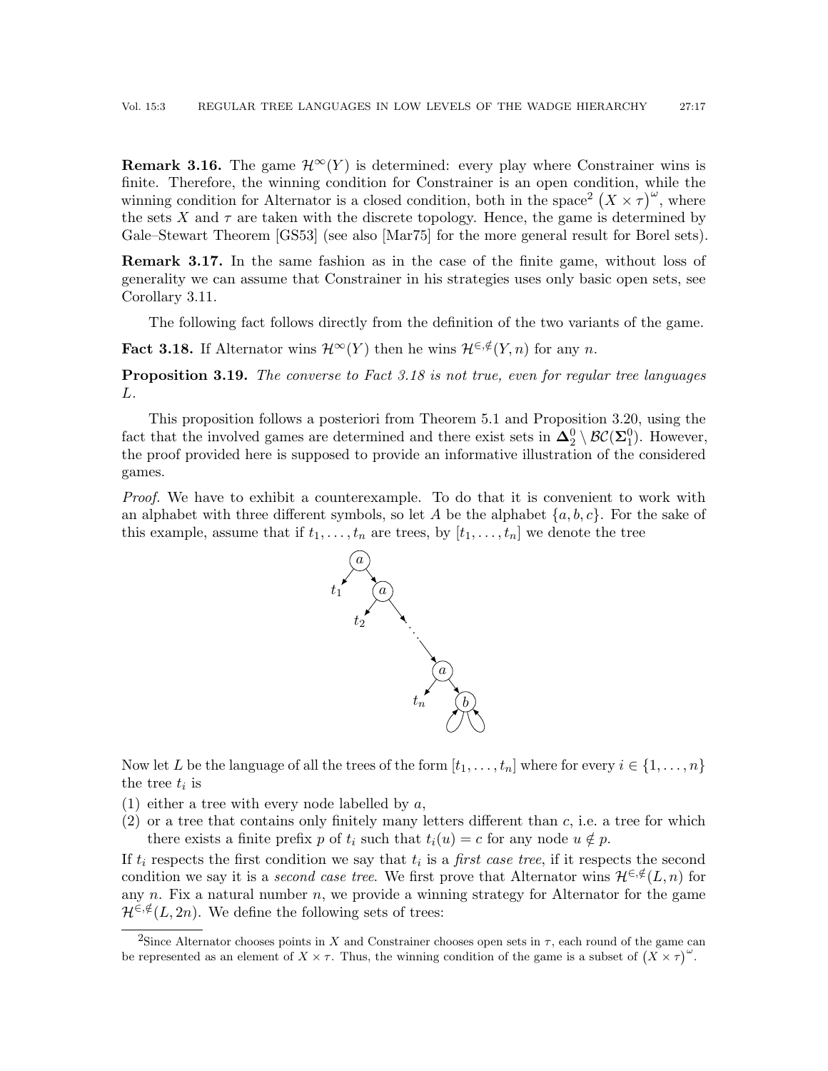**Remark 3.16.** The game $\mathcal{H}^{\infty}(Y)$ is determined: every play where Constrainer wins is finite. Therefore, the winning condition for Constrainer is an open condition, while the winning condition for Alternator is a closed condition, both in the space[2] $\left(X \times \tau\right)^{\omega}$, where the sets $X$ and $\tau$ are taken with the discrete topology. Hence, the game is determined by Gale–Stewart Theorem [GS53] (see also [Mar75] for the more general result for Borel sets).

**Remark 3.17.** In the same fashion as in the case of the finite game, without loss of generality we can assume that Constrainer in his strategies uses only basic open sets, see Corollary 3.11.

The following fact follows directly from the definition of the two variants of the game.

**Fact 3.18.** If Alternator wins $\mathcal{H}^{\infty}(Y)$ then he wins $\mathcal{H}^{\in,\notin}(Y, n)$ for any $n$.

**Proposition 3.19.** *The converse to Fact 3.18 is not true, even for regular tree languages $L$.*

This proposition follows a posteriori from Theorem 5.1 and Proposition 3.20, using the fact that the involved games are determined and there exist sets in $\mathbf{\Delta}^0_2 \setminus \mathcal{BC}(\mathbf{\Sigma}^0_1)$. However, the proof provided here is supposed to provide an informative illustration of the considered games.

*Proof.* We have to exhibit a counterexample. To do that it is convenient to work with an alphabet with three different symbols, so let $A$ be the alphabet $\{a, b, c\}$. For the sake of this example, assume that if $t_1, \ldots, t_n$ are trees, by $[t_1, \ldots, t_n]$ we denote the tree

Now let $L$ be the language of all the trees of the form $[t_1, \ldots, t_n]$ where for every $i \in \{1, \ldots, n\}$ the tree $t_i$ is

1. either a tree with every node labelled by $a$,
2. or a tree that contains only finitely many letters different than $c$, i.e. a tree for which there exists a finite prefix $p$ of $t_i$ such that $t_i(u) = c$ for any node $u \notin p$.

If $t_i$ respects the first condition we say that $t_i$ is a *first case tree*, if it respects the second condition we say it is a *second case tree*. We first prove that Alternator wins $\mathcal{H}^{\in,\notin}(L, n)$ for any $n$. Fix a natural number $n$, we provide a winning strategy for Alternator for the game $\mathcal{H}^{\in,\notin}(L, 2n)$. We define the following sets of trees:

[2] Since Alternator chooses points in $X$ and Constrainer chooses open sets in $\tau$, each round of the game can be represented as an element of $X \times \tau$. Thus, the winning condition of the game is a subset of $\left(X \times \tau\right)^{\omega}$.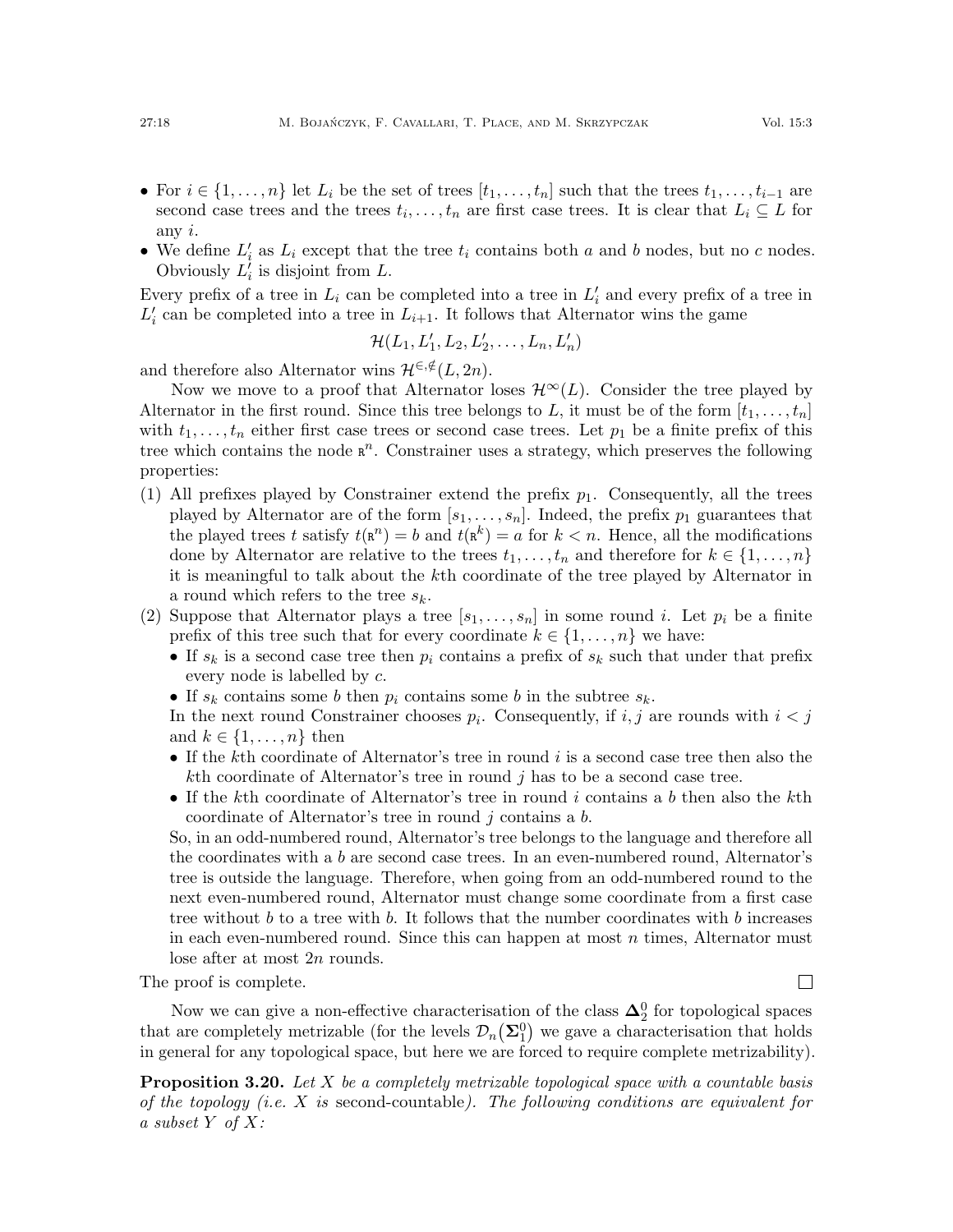- For $i \in \{1, \ldots, n\}$ let $L_i$ be the set of trees $[t_1, \ldots, t_n]$ such that the trees $t_1, \ldots, t_{i-1}$ are second case trees and the trees $t_i, \ldots, t_n$ are first case trees. It is clear that $L_i \subseteq L$ for any $i$.
- We define $L'_i$ as $L_i$ except that the tree $t_i$ contains both $a$ and $b$ nodes, but no $c$ nodes. Obviously $L'_i$ is disjoint from $L$.

Every prefix of a tree in $L_i$ can be completed into a tree in $L'_i$ and every prefix of a tree in $L'_i$ can be completed into a tree in $L_{i+1}$. It follows that Alternator wins the game

$$\mathcal{H}(L_1, L'_1, L_2, L'_2, \ldots, L_n, L'_n)$$

and therefore also Alternator wins $\mathcal{H}^{\in,\notin}(L, 2n)$.

Now we move to a proof that Alternator loses $\mathcal{H}^{\infty}(L)$. Consider the tree played by Alternator in the first round. Since this tree belongs to $L$, it must be of the form $[t_1, \ldots, t_n]$ with $t_1, \ldots, t_n$ either first case trees or second case trees. Let $p_1$ be a finite prefix of this tree which contains the node $\mathtt{R}^n$. Constrainer uses a strategy, which preserves the following properties:

1. All prefixes played by Constrainer extend the prefix $p_1$. Consequently, all the trees played by Alternator are of the form $[s_1, \ldots, s_n]$. Indeed, the prefix $p_1$ guarantees that the played trees $t$ satisfy $t(\mathtt{R}^n) = b$ and $t(\mathtt{R}^k) = a$ for $k < n$. Hence, all the modifications done by Alternator are relative to the trees $t_1, \ldots, t_n$ and therefore for $k \in \{1, \ldots, n\}$ it is meaningful to talk about the $k$th coordinate of the tree played by Alternator in a round which refers to the tree $s_k$.
2. Suppose that Alternator plays a tree $[s_1, \ldots, s_n]$ in some round $i$. Let $p_i$ be a finite prefix of this tree such that for every coordinate $k \in \{1, \ldots, n\}$ we have:
   - If $s_k$ is a second case tree then $p_i$ contains a prefix of $s_k$ such that under that prefix every node is labelled by $c$.
   - If $s_k$ contains some $b$ then $p_i$ contains some $b$ in the subtree $s_k$.

   In the next round Constrainer chooses $p_i$. Consequently, if $i, j$ are rounds with $i < j$ and $k \in \{1, \ldots, n\}$ then
   - If the $k$th coordinate of Alternator's tree in round $i$ is a second case tree then also the $k$th coordinate of Alternator's tree in round $j$ has to be a second case tree.
   - If the $k$th coordinate of Alternator's tree in round $i$ contains a $b$ then also the $k$th coordinate of Alternator's tree in round $j$ contains a $b$.

   So, in an odd-numbered round, Alternator's tree belongs to the language and therefore all the coordinates with a $b$ are second case trees. In an even-numbered round, Alternator's tree is outside the language. Therefore, when going from an odd-numbered round to the next even-numbered round, Alternator must change some coordinate from a first case tree without $b$ to a tree with $b$. It follows that the number coordinates with $b$ increases in each even-numbered round. Since this can happen at most $n$ times, Alternator must lose after at most $2n$ rounds.

The proof is complete. □

Now we can give a non-effective characterisation of the class $\mathbf{\Delta}^0_2$ for topological spaces that are completely metrizable (for the levels $\mathcal{D}_n\big(\mathbf{\Sigma}^0_1\big)$ we gave a characterisation that holds in general for any topological space, but here we are forced to require complete metrizability).

**Proposition 3.20.** *Let $X$ be a completely metrizable topological space with a countable basis of the topology (i.e. $X$ is* second-countable*). The following conditions are equivalent for a subset $Y$ of $X$:*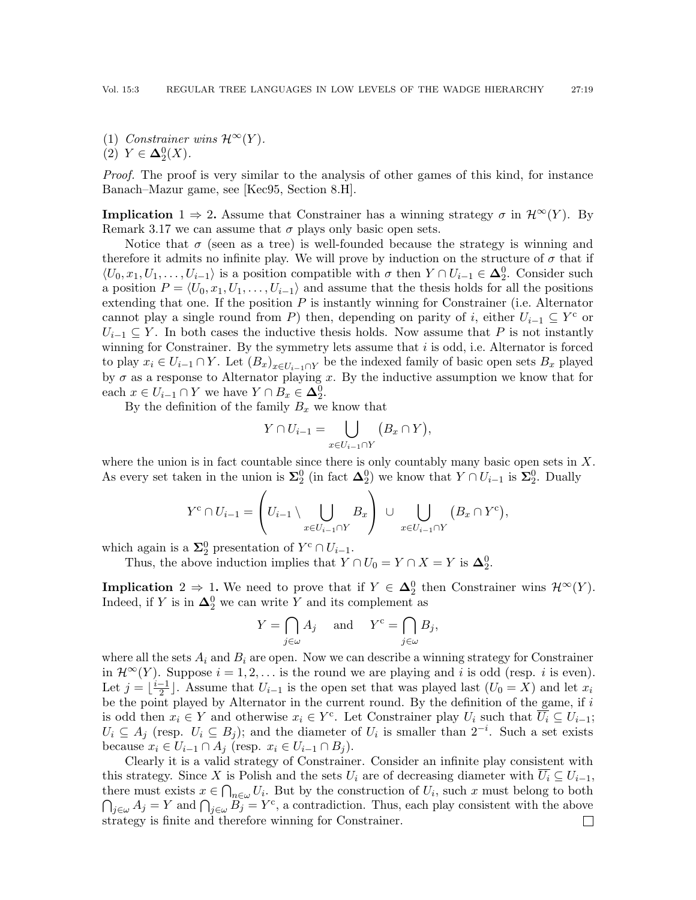(1) *Constrainer wins* $\mathcal{H}^\infty(Y)$.
(2) $Y \in \mathbf{\Delta}^0_2(X)$.

*Proof.* The proof is very similar to the analysis of other games of this kind, for instance Banach–Mazur game, see [Kec95, Section 8.H].

**Implication 1 ⇒ 2.** Assume that Constrainer has a winning strategy $\sigma$ in $\mathcal{H}^\infty(Y)$. By Remark 3.17 we can assume that $\sigma$ plays only basic open sets.

Notice that $\sigma$ (seen as a tree) is well-founded because the strategy is winning and therefore it admits no infinite play. We will prove by induction on the structure of $\sigma$ that if $\langle U_0, x_1, U_1, \ldots, U_{i-1}\rangle$ is a position compatible with $\sigma$ then $Y \cap U_{i-1} \in \mathbf{\Delta}^0_2$. Consider such a position $P = \langle U_0, x_1, U_1, \ldots, U_{i-1}\rangle$ and assume that the thesis holds for all the positions extending that one. If the position $P$ is instantly winning for Constrainer (i.e. Alternator cannot play a single round from $P$) then, depending on parity of $i$, either $U_{i-1} \subseteq Y^{\mathrm{c}}$ or $U_{i-1} \subseteq Y$. In both cases the inductive thesis holds. Now assume that $P$ is not instantly winning for Constrainer. By the symmetry lets assume that $i$ is odd, i.e. Alternator is forced to play $x_i \in U_{i-1} \cap Y$. Let $(B_x)_{x \in U_{i-1}\cap Y}$ be the indexed family of basic open sets $B_x$ played by $\sigma$ as a response to Alternator playing $x$. By the inductive assumption we know that for each $x \in U_{i-1} \cap Y$ we have $Y \cap B_x \in \mathbf{\Delta}^0_2$.

By the definition of the family $B_x$ we know that

$$Y \cap U_{i-1} = \bigcup_{x \in U_{i-1}\cap Y} \big(B_x \cap Y\big),$$

where the union is in fact countable since there is only countably many basic open sets in $X$. As every set taken in the union is $\mathbf{\Sigma}^0_2$ (in fact $\mathbf{\Delta}^0_2$) we know that $Y \cap U_{i-1}$ is $\mathbf{\Sigma}^0_2$. Dually

$$Y^{\mathrm{c}} \cap U_{i-1} = \left(U_{i-1} \setminus \bigcup_{x \in U_{i-1}\cap Y} B_x\right) \;\cup\; \bigcup_{x \in U_{i-1}\cap Y} \big(B_x \cap Y^{\mathrm{c}}\big),$$

which again is a $\mathbf{\Sigma}^0_2$ presentation of $Y^{\mathrm{c}} \cap U_{i-1}$.

Thus, the above induction implies that $Y \cap U_0 = Y \cap X = Y$ is $\mathbf{\Delta}^0_2$.

**Implication 2 ⇒ 1.** We need to prove that if $Y \in \mathbf{\Delta}^0_2$ then Constrainer wins $\mathcal{H}^\infty(Y)$. Indeed, if $Y$ is in $\mathbf{\Delta}^0_2$ we can write $Y$ and its complement as

$$Y = \bigcap_{j\in\omega} A_j \quad \text{ and } \quad Y^{\mathrm{c}} = \bigcap_{j\in\omega} B_j,$$

where all the sets $A_i$ and $B_i$ are open. Now we can describe a winning strategy for Constrainer in $\mathcal{H}^\infty(Y)$. Suppose $i = 1, 2, \ldots$ is the round we are playing and $i$ is odd (resp. $i$ is even). Let $j = \lfloor \frac{i-1}{2} \rfloor$. Assume that $U_{i-1}$ is the open set that was played last ($U_0 = X$) and let $x_i$ be the point played by Alternator in the current round. By the definition of the game, if $i$ is odd then $x_i \in Y$ and otherwise $x_i \in Y^{\mathrm{c}}$. Let Constrainer play $U_i$ such that $\overline{U_i} \subseteq U_{i-1}$; $U_i \subseteq A_j$ (resp. $U_i \subseteq B_j$); and the diameter of $U_i$ is smaller than $2^{-i}$. Such a set exists because $x_i \in U_{i-1} \cap A_j$ (resp. $x_i \in U_{i-1} \cap B_j$).

Clearly it is a valid strategy of Constrainer. Consider an infinite play consistent with this strategy. Since $X$ is Polish and the sets $U_i$ are of decreasing diameter with $\overline{U_i} \subseteq U_{i-1}$, there must exists $x \in \bigcap_{n\in\omega} U_i$. But by the construction of $U_i$, such $x$ must belong to both $\bigcap_{j\in\omega} A_j = Y$ and $\bigcap_{j\in\omega} B_j = Y^{\mathrm{c}}$, a contradiction. Thus, each play consistent with the above strategy is finite and therefore winning for Constrainer. □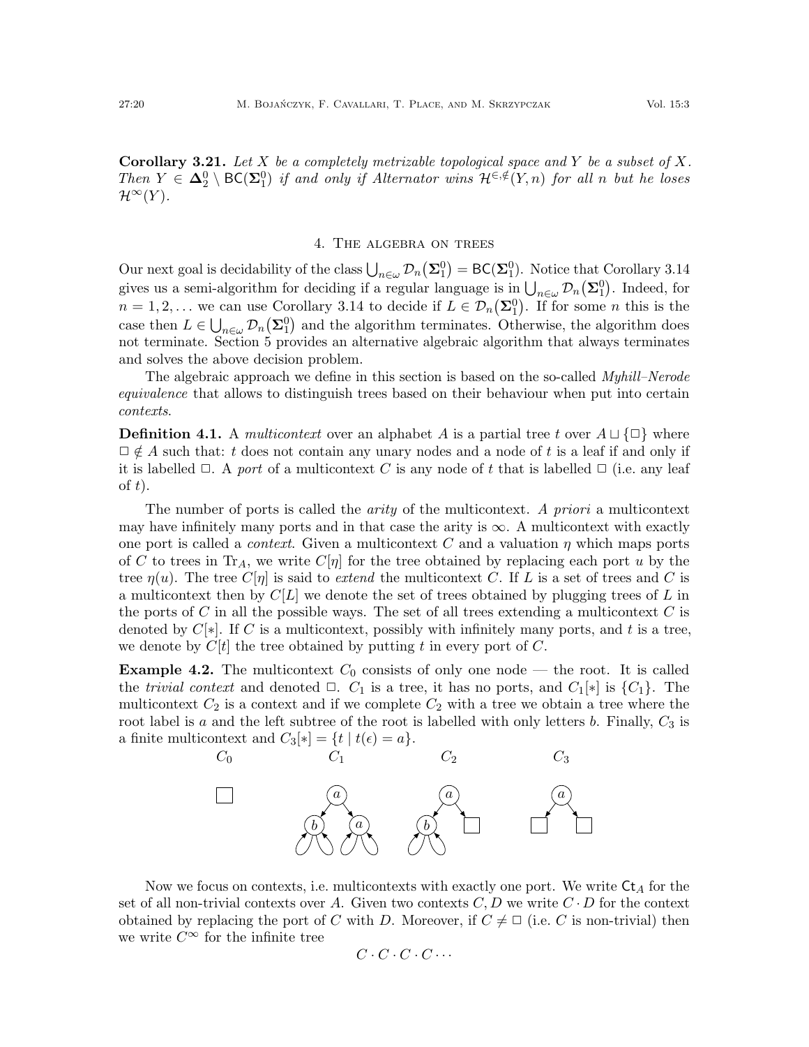**Corollary 3.21.** *Let $X$ be a completely metrizable topological space and $Y$ be a subset of $X$. Then $Y \in \mathbf{\Delta}^0_2 \setminus \mathsf{BC}(\mathbf{\Sigma}^0_1)$ if and only if Alternator wins $\mathcal{H}^{\in,\notin}(Y, n)$ for all $n$ but he loses $\mathcal{H}^{\infty}(Y)$.*

## 4. The algebra on trees

Our next goal is decidability of the class $\bigcup_{n\in\omega} \mathcal{D}_n(\mathbf{\Sigma}^0_1) = \mathsf{BC}(\mathbf{\Sigma}^0_1)$. Notice that Corollary 3.14 gives us a semi-algorithm for deciding if a regular language is in $\bigcup_{n\in\omega} \mathcal{D}_n(\mathbf{\Sigma}^0_1)$. Indeed, for $n = 1, 2, \ldots$ we can use Corollary 3.14 to decide if $L \in \mathcal{D}_n(\mathbf{\Sigma}^0_1)$. If for some $n$ this is the case then $L \in \bigcup_{n\in\omega} \mathcal{D}_n(\mathbf{\Sigma}^0_1)$ and the algorithm terminates. Otherwise, the algorithm does not terminate. Section 5 provides an alternative algebraic algorithm that always terminates and solves the above decision problem.

The algebraic approach we define in this section is based on the so-called *Myhill–Nerode equivalence* that allows to distinguish trees based on their behaviour when put into certain *contexts*.

**Definition 4.1.** A *multicontext* over an alphabet $A$ is a partial tree $t$ over $A \sqcup \{\square\}$ where $\square \notin A$ such that: $t$ does not contain any unary nodes and a node of $t$ is a leaf if and only if it is labelled $\square$. A *port* of a multicontext $C$ is any node of $t$ that is labelled $\square$ (i.e. any leaf of $t$).

The number of ports is called the *arity* of the multicontext. *A priori* a multicontext may have infinitely many ports and in that case the arity is $\infty$. A multicontext with exactly one port is called a *context*. Given a multicontext $C$ and a valuation $\eta$ which maps ports of $C$ to trees in $\mathrm{Tr}_A$, we write $C[\eta]$ for the tree obtained by replacing each port $u$ by the tree $\eta(u)$. The tree $C[\eta]$ is said to *extend* the multicontext $C$. If $L$ is a set of trees and $C$ is a multicontext then by $C[L]$ we denote the set of trees obtained by plugging trees of $L$ in the ports of $C$ in all the possible ways. The set of all trees extending a multicontext $C$ is denoted by $C[*]$. If $C$ is a multicontext, possibly with infinitely many ports, and $t$ is a tree, we denote by $C[t]$ the tree obtained by putting $t$ in every port of $C$.

**Example 4.2.** The multicontext $C_0$ consists of only one node — the root. It is called the *trivial context* and denoted $\square$. $C_1$ is a tree, it has no ports, and $C_1[*]$ is $\{C_1\}$. The multicontext $C_2$ is a context and if we complete $C_2$ with a tree we obtain a tree where the root label is $a$ and the left subtree of the root is labelled with only letters $b$. Finally, $C_3$ is a finite multicontext and $C_3[*] = \{t \mid t(\epsilon) = a\}$.

Now we focus on contexts, i.e. multicontexts with exactly one port. We write $\mathsf{Ct}_A$ for the set of all non-trivial contexts over $A$. Given two contexts $C, D$ we write $C \cdot D$ for the context obtained by replacing the port of $C$ with $D$. Moreover, if $C \neq \square$ (i.e. $C$ is non-trivial) then we write $C^\infty$ for the infinite tree

$$C \cdot C \cdot C \cdot C \cdots$$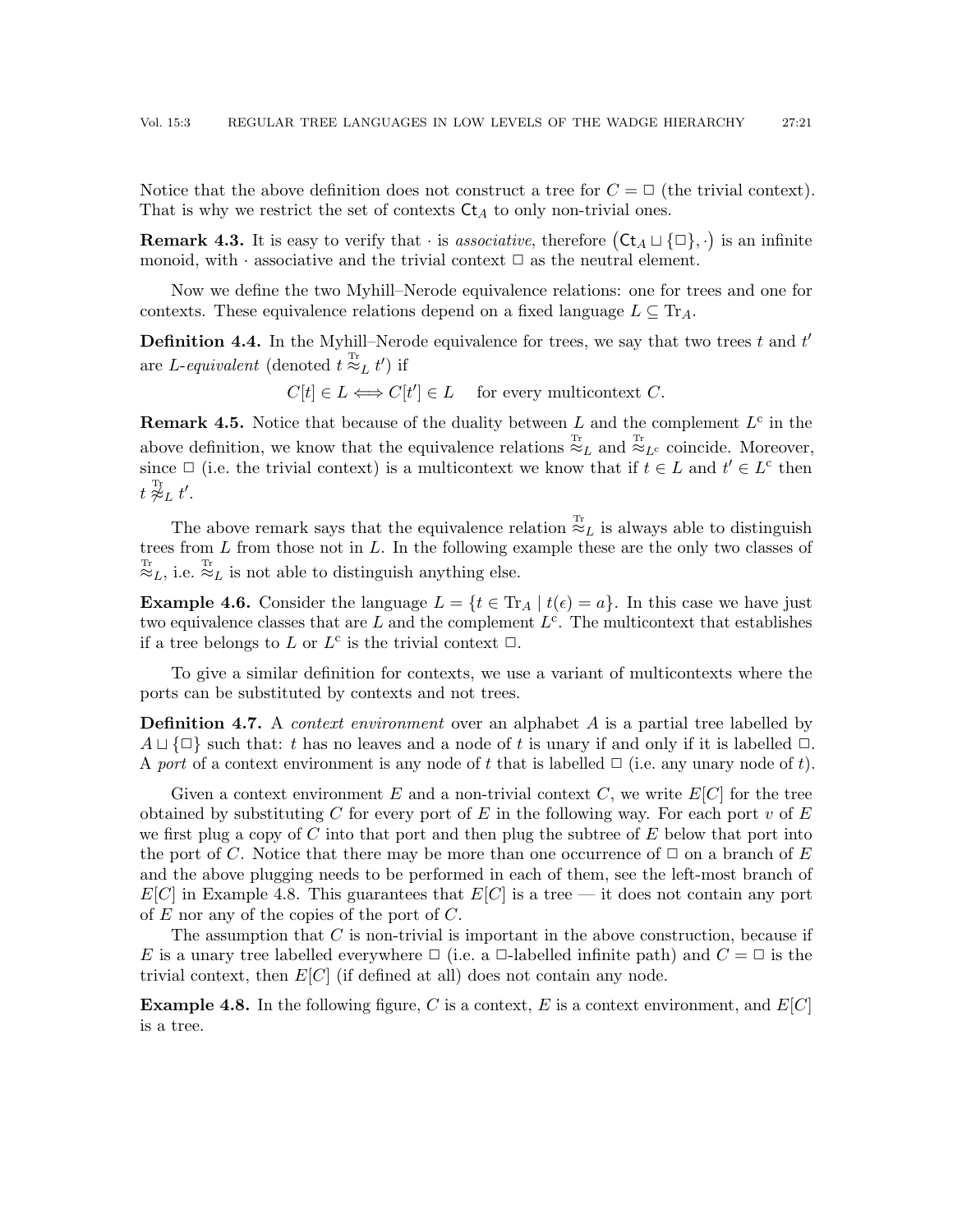Notice that the above definition does not construct a tree for $C = \Box$ (the trivial context). That is why we restrict the set of contexts $\mathsf{Ct}_A$ to only non-trivial ones.

**Remark 4.3.** It is easy to verify that $\cdot$ is *associative*, therefore $\big(\mathsf{Ct}_A \sqcup \{\Box\}, \cdot\big)$ is an infinite monoid, with $\cdot$ associative and the trivial context $\Box$ as the neutral element.

Now we define the two Myhill–Nerode equivalence relations: one for trees and one for contexts. These equivalence relations depend on a fixed language $L \subseteq \mathrm{Tr}_A$.

**Definition 4.4.** In the Myhill–Nerode equivalence for trees, we say that two trees $t$ and $t'$ are *L-equivalent* (denoted $t \overset{\mathrm{Tr}}{\approx}_L t'$) if

$$C[t] \in L \iff C[t'] \in L \quad \text{ for every multicontext } C.$$

**Remark 4.5.** Notice that because of the duality between $L$ and the complement $L^{\mathrm{c}}$ in the above definition, we know that the equivalence relations $\overset{\mathrm{Tr}}{\approx}_L$ and $\overset{\mathrm{Tr}}{\approx}_{L^{\mathrm{c}}}$ coincide. Moreover, since $\Box$ (i.e. the trivial context) is a multicontext we know that if $t \in L$ and $t' \in L^{\mathrm{c}}$ then $t \overset{\mathrm{Tr}}{\not\approx}_L t'$.

The above remark says that the equivalence relation $\overset{\mathrm{Tr}}{\approx}_L$ is always able to distinguish trees from $L$ from those not in $L$. In the following example these are the only two classes of $\overset{\mathrm{Tr}}{\approx}_L$, i.e. $\overset{\mathrm{Tr}}{\approx}_L$ is not able to distinguish anything else.

**Example 4.6.** Consider the language $L = \{t \in \mathrm{Tr}_A \mid t(\epsilon) = a\}$. In this case we have just two equivalence classes that are $L$ and the complement $L^{\mathrm{c}}$. The multicontext that establishes if a tree belongs to $L$ or $L^{\mathrm{c}}$ is the trivial context $\Box$.

To give a similar definition for contexts, we use a variant of multicontexts where the ports can be substituted by contexts and not trees.

**Definition 4.7.** A *context environment* over an alphabet $A$ is a partial tree labelled by $A \sqcup \{\Box\}$ such that: $t$ has no leaves and a node of $t$ is unary if and only if it is labelled $\Box$. A *port* of a context environment is any node of $t$ that is labelled $\Box$ (i.e. any unary node of $t$).

Given a context environment $E$ and a non-trivial context $C$, we write $E[C]$ for the tree obtained by substituting $C$ for every port of $E$ in the following way. For each port $v$ of $E$ we first plug a copy of $C$ into that port and then plug the subtree of $E$ below that port into the port of $C$. Notice that there may be more than one occurrence of $\Box$ on a branch of $E$ and the above plugging needs to be performed in each of them, see the left-most branch of $E[C]$ in Example 4.8. This guarantees that $E[C]$ is a tree — it does not contain any port of $E$ nor any of the copies of the port of $C$.

The assumption that $C$ is non-trivial is important in the above construction, because if $E$ is a unary tree labelled everywhere $\Box$ (i.e. a $\Box$-labelled infinite path) and $C = \Box$ is the trivial context, then $E[C]$ (if defined at all) does not contain any node.

**Example 4.8.** In the following figure, $C$ is a context, $E$ is a context environment, and $E[C]$ is a tree.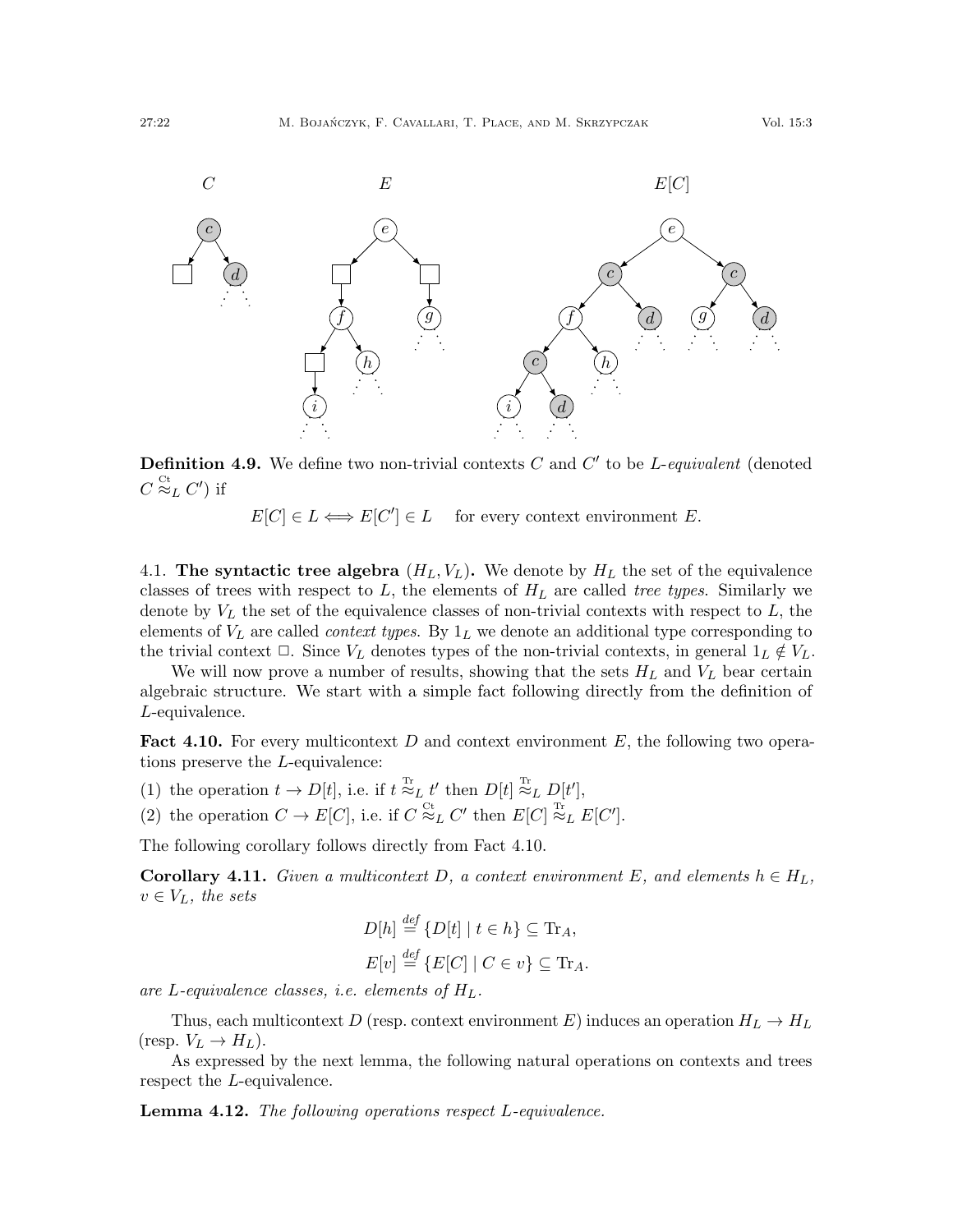**Definition 4.9.** We define two non-trivial contexts $C$ and $C'$ to be *$L$-equivalent* (denoted $C \overset{\text{Ct}}{\approx}_L C'$) if

$$E[C] \in L \Longleftrightarrow E[C'] \in L \quad \text{for every context environment } E.$$

4.1. **The syntactic tree algebra $(H_L, V_L)$.** We denote by $H_L$ the set of the equivalence classes of trees with respect to $L$, the elements of $H_L$ are called *tree types*. Similarly we denote by $V_L$ the set of the equivalence classes of non-trivial contexts with respect to $L$, the elements of $V_L$ are called *context types*. By $1_L$ we denote an additional type corresponding to the trivial context $\square$. Since $V_L$ denotes types of the non-trivial contexts, in general $1_L \notin V_L$.

We will now prove a number of results, showing that the sets $H_L$ and $V_L$ bear certain algebraic structure. We start with a simple fact following directly from the definition of $L$-equivalence.

**Fact 4.10.** For every multicontext $D$ and context environment $E$, the following two operations preserve the $L$-equivalence:

(1) the operation $t \to D[t]$, i.e. if $t \overset{\text{Tr}}{\approx}_L t'$ then $D[t] \overset{\text{Tr}}{\approx}_L D[t']$,
(2) the operation $C \to E[C]$, i.e. if $C \overset{\text{Ct}}{\approx}_L C'$ then $E[C] \overset{\text{Tr}}{\approx}_L E[C']$.

The following corollary follows directly from Fact 4.10.

**Corollary 4.11.** *Given a multicontext $D$, a context environment $E$, and elements $h \in H_L$, $v \in V_L$, the sets*

$$D[h] \overset{\text{def}}{=} \{D[t] \mid t \in h\} \subseteq \text{Tr}_A,$$

$$E[v] \overset{\text{def}}{=} \{E[C] \mid C \in v\} \subseteq \text{Tr}_A.$$

*are $L$-equivalence classes, i.e. elements of $H_L$.*

Thus, each multicontext $D$ (resp. context environment $E$) induces an operation $H_L \to H_L$ (resp. $V_L \to H_L$).

As expressed by the next lemma, the following natural operations on contexts and trees respect the $L$-equivalence.

**Lemma 4.12.** *The following operations respect $L$-equivalence.*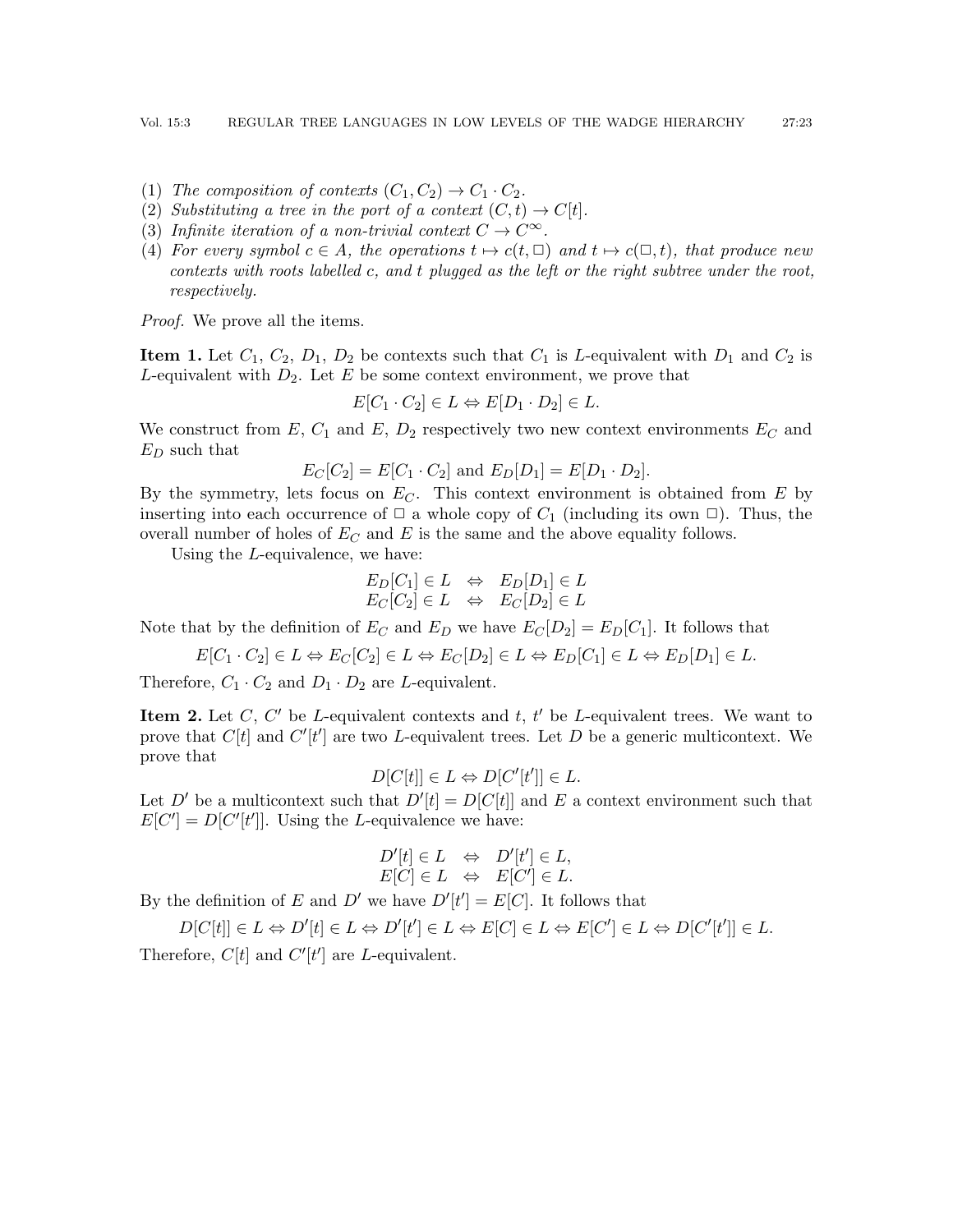(1) *The composition of contexts* $(C_1, C_2) \to C_1 \cdot C_2$.
(2) *Substituting a tree in the port of a context* $(C, t) \to C[t]$.
(3) *Infinite iteration of a non-trivial context* $C \to C^\infty$.
(4) *For every symbol* $c \in A$, *the operations* $t \mapsto c(t, \square)$ *and* $t \mapsto c(\square, t)$, *that produce new contexts with roots labelled* $c$, *and* $t$ *plugged as the left or the right subtree under the root, respectively.*

*Proof.* We prove all the items.

**Item 1.** Let $C_1$, $C_2$, $D_1$, $D_2$ be contexts such that $C_1$ is $L$-equivalent with $D_1$ and $C_2$ is $L$-equivalent with $D_2$. Let $E$ be some context environment, we prove that

$$E[C_1 \cdot C_2] \in L \Leftrightarrow E[D_1 \cdot D_2] \in L.$$

We construct from $E$, $C_1$ and $E$, $D_2$ respectively two new context environments $E_C$ and $E_D$ such that

$$E_C[C_2] = E[C_1 \cdot C_2] \text{ and } E_D[D_1] = E[D_1 \cdot D_2].$$

By the symmetry, lets focus on $E_C$. This context environment is obtained from $E$ by inserting into each occurrence of $\square$ a whole copy of $C_1$ (including its own $\square$). Thus, the overall number of holes of $E_C$ and $E$ is the same and the above equality follows.

Using the $L$-equivalence, we have:

$$\begin{aligned} E_D[C_1] \in L \quad &\Leftrightarrow \quad E_D[D_1] \in L \\ E_C[C_2] \in L \quad &\Leftrightarrow \quad E_C[D_2] \in L \end{aligned}$$

Note that by the definition of $E_C$ and $E_D$ we have $E_C[D_2] = E_D[C_1]$. It follows that

$$E[C_1 \cdot C_2] \in L \Leftrightarrow E_C[C_2] \in L \Leftrightarrow E_C[D_2] \in L \Leftrightarrow E_D[C_1] \in L \Leftrightarrow E_D[D_1] \in L.$$

Therefore, $C_1 \cdot C_2$ and $D_1 \cdot D_2$ are $L$-equivalent.

**Item 2.** Let $C$, $C'$ be $L$-equivalent contexts and $t$, $t'$ be $L$-equivalent trees. We want to prove that $C[t]$ and $C'[t']$ are two $L$-equivalent trees. Let $D$ be a generic multicontext. We prove that

$$D[C[t]] \in L \Leftrightarrow D[C'[t']] \in L.$$

Let $D'$ be a multicontext such that $D'[t] = D[C[t]]$ and $E$ a context environment such that $E[C'] = D[C'[t']]$. Using the $L$-equivalence we have:

$$\begin{aligned} D'[t] \in L \quad &\Leftrightarrow \quad D'[t'] \in L, \\ E[C] \in L \quad &\Leftrightarrow \quad E[C'] \in L. \end{aligned}$$

By the definition of $E$ and $D'$ we have $D'[t'] = E[C]$. It follows that

$$D[C[t]] \in L \Leftrightarrow D'[t] \in L \Leftrightarrow D'[t'] \in L \Leftrightarrow E[C] \in L \Leftrightarrow E[C'] \in L \Leftrightarrow D[C'[t']] \in L.$$

Therefore, $C[t]$ and $C'[t']$ are $L$-equivalent.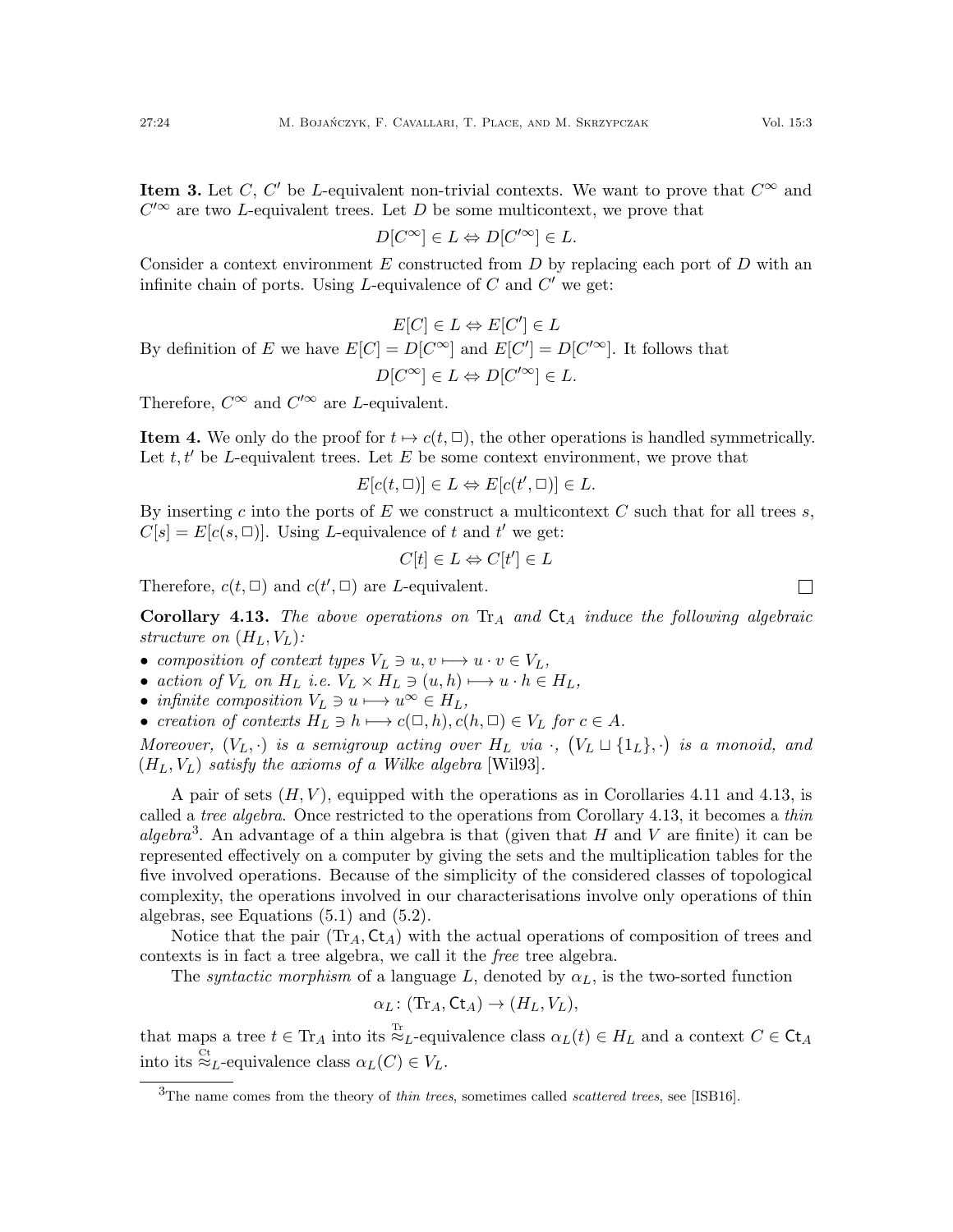**Item 3.** Let $C$, $C'$ be $L$-equivalent non-trivial contexts. We want to prove that $C^\infty$ and $C'^\infty$ are two $L$-equivalent trees. Let $D$ be some multicontext, we prove that

$$D[C^\infty] \in L \Leftrightarrow D[C'^\infty] \in L.$$

Consider a context environment $E$ constructed from $D$ by replacing each port of $D$ with an infinite chain of ports. Using $L$-equivalence of $C$ and $C'$ we get:

$$E[C] \in L \Leftrightarrow E[C'] \in L$$

By definition of $E$ we have $E[C] = D[C^\infty]$ and $E[C'] = D[C'^\infty]$. It follows that

$$D[C^\infty] \in L \Leftrightarrow D[C'^\infty] \in L.$$

Therefore, $C^\infty$ and $C'^\infty$ are $L$-equivalent.

**Item 4.** We only do the proof for $t \mapsto c(t, \Box)$, the other operations is handled symmetrically. Let $t, t'$ be $L$-equivalent trees. Let $E$ be some context environment, we prove that

$$E[c(t, \Box)] \in L \Leftrightarrow E[c(t', \Box)] \in L.$$

By inserting $c$ into the ports of $E$ we construct a multicontext $C$ such that for all trees $s$, $C[s] = E[c(s, \Box)]$. Using $L$-equivalence of $t$ and $t'$ we get:

$$C[t] \in L \Leftrightarrow C[t'] \in L$$

Therefore, $c(t, \Box)$ and $c(t', \Box)$ are $L$-equivalent. $\Box$

**Corollary 4.13.** *The above operations on $\mathrm{Tr}_A$ and $\mathsf{Ct}_A$ induce the following algebraic structure on $(H_L, V_L)$:*

- *composition of context types $V_L \ni u, v \longmapsto u \cdot v \in V_L$,*
- *action of $V_L$ on $H_L$ i.e. $V_L \times H_L \ni (u, h) \longmapsto u \cdot h \in H_L$,*
- *infinite composition $V_L \ni u \longmapsto u^\infty \in H_L$,*
- *creation of contexts $H_L \ni h \longmapsto c(\Box, h), c(h, \Box) \in V_L$ for $c \in A$.*

*Moreover, $(V_L, \cdot)$ is a semigroup acting over $H_L$ via $\cdot$, $\big(V_L \sqcup \{1_L\}, \cdot\big)$ is a monoid, and $(H_L, V_L)$ satisfy the axioms of a Wilke algebra* [Wil93].

A pair of sets $(H, V)$, equipped with the operations as in Corollaries 4.11 and 4.13, is called a *tree algebra*. Once restricted to the operations from Corollary 4.13, it becomes a *thin algebra*[3]. An advantage of a thin algebra is that (given that $H$ and $V$ are finite) it can be represented effectively on a computer by giving the sets and the multiplication tables for the five involved operations. Because of the simplicity of the considered classes of topological complexity, the operations involved in our characterisations involve only operations of thin algebras, see Equations (5.1) and (5.2).

Notice that the pair $(\mathrm{Tr}_A, \mathsf{Ct}_A)$ with the actual operations of composition of trees and contexts is in fact a tree algebra, we call it the *free* tree algebra.

The *syntactic morphism* of a language $L$, denoted by $\alpha_L$, is the two-sorted function

$$\alpha_L \colon (\mathrm{Tr}_A, \mathsf{Ct}_A) \to (H_L, V_L),$$

that maps a tree $t \in \mathrm{Tr}_A$ into its $\overset{\mathrm{Tr}}{\approx}_L$-equivalence class $\alpha_L(t) \in H_L$ and a context $C \in \mathsf{Ct}_A$ into its $\overset{\mathrm{Ct}}{\approx}_L$-equivalence class $\alpha_L(C) \in V_L$.

[3] The name comes from the theory of *thin trees*, sometimes called *scattered trees*, see [ISB16].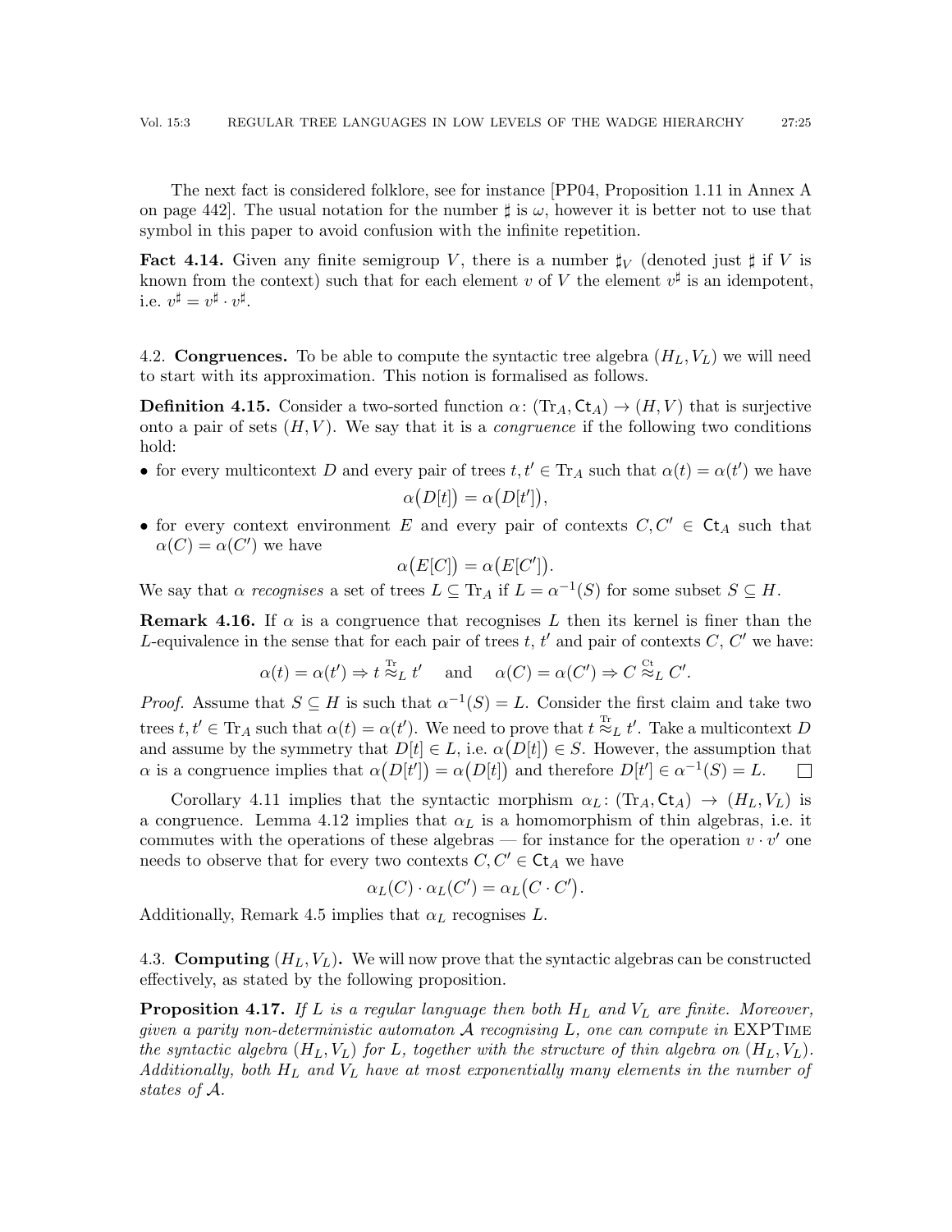The next fact is considered folklore, see for instance [PP04, Proposition 1.11 in Annex A on page 442]. The usual notation for the number $\sharp$ is $\omega$, however it is better not to use that symbol in this paper to avoid confusion with the infinite repetition.

**Fact 4.14.** Given any finite semigroup $V$, there is a number $\sharp_V$ (denoted just $\sharp$ if $V$ is known from the context) such that for each element $v$ of $V$ the element $v^\sharp$ is an idempotent, i.e. $v^\sharp = v^\sharp \cdot v^\sharp$.

## 4.2. Congruences.

To be able to compute the syntactic tree algebra $(H_L, V_L)$ we will need to start with its approximation. This notion is formalised as follows.

**Definition 4.15.** Consider a two-sorted function $\alpha\colon (\mathrm{Tr}_A, \mathsf{Ct}_A) \to (H, V)$ that is surjective onto a pair of sets $(H, V)$. We say that it is a *congruence* if the following two conditions hold:

- for every multicontext $D$ and every pair of trees $t, t' \in \mathrm{Tr}_A$ such that $\alpha(t) = \alpha(t')$ we have
$$\alpha\big(D[t]\big) = \alpha\big(D[t']\big),$$
- for every context environment $E$ and every pair of contexts $C, C' \in \mathsf{Ct}_A$ such that $\alpha(C) = \alpha(C')$ we have
$$\alpha\big(E[C]\big) = \alpha\big(E[C']\big).$$

We say that $\alpha$ *recognises* a set of trees $L \subseteq \mathrm{Tr}_A$ if $L = \alpha^{-1}(S)$ for some subset $S \subseteq H$.

**Remark 4.16.** If $\alpha$ is a congruence that recognises $L$ then its kernel is finer than the $L$-equivalence in the sense that for each pair of trees $t$, $t'$ and pair of contexts $C$, $C'$ we have:

$$\alpha(t) = \alpha(t') \Rightarrow t \overset{\mathrm{Tr}}{\approx}_L t' \quad \text{ and } \quad \alpha(C) = \alpha(C') \Rightarrow C \overset{\mathrm{Ct}}{\approx}_L C'.$$

*Proof.* Assume that $S \subseteq H$ is such that $\alpha^{-1}(S) = L$. Consider the first claim and take two trees $t, t' \in \mathrm{Tr}_A$ such that $\alpha(t) = \alpha(t')$. We need to prove that $t \overset{\mathrm{Tr}}{\approx}_L t'$. Take a multicontext $D$ and assume by the symmetry that $D[t] \in L$, i.e. $\alpha\big(D[t]\big) \in S$. However, the assumption that $\alpha$ is a congruence implies that $\alpha\big(D[t']\big) = \alpha\big(D[t]\big)$ and therefore $D[t'] \in \alpha^{-1}(S) = L$. $\square$

Corollary 4.11 implies that the syntactic morphism $\alpha_L\colon (\mathrm{Tr}_A, \mathsf{Ct}_A) \to (H_L, V_L)$ is a congruence. Lemma 4.12 implies that $\alpha_L$ is a homomorphism of thin algebras, i.e. it commutes with the operations of these algebras — for instance for the operation $v \cdot v'$ one needs to observe that for every two contexts $C, C' \in \mathsf{Ct}_A$ we have

$$\alpha_L(C) \cdot \alpha_L(C') = \alpha_L\big(C \cdot C'\big).$$

Additionally, Remark 4.5 implies that $\alpha_L$ recognises $L$.

## 4.3. Computing $(H_L, V_L)$.

We will now prove that the syntactic algebras can be constructed effectively, as stated by the following proposition.

**Proposition 4.17.** *If $L$ is a regular language then both $H_L$ and $V_L$ are finite. Moreover, given a parity non-deterministic automaton $\mathcal{A}$ recognising $L$, one can compute in* EXPTIME *the syntactic algebra $(H_L, V_L)$ for $L$, together with the structure of thin algebra on $(H_L, V_L)$. Additionally, both $H_L$ and $V_L$ have at most exponentially many elements in the number of states of $\mathcal{A}$.*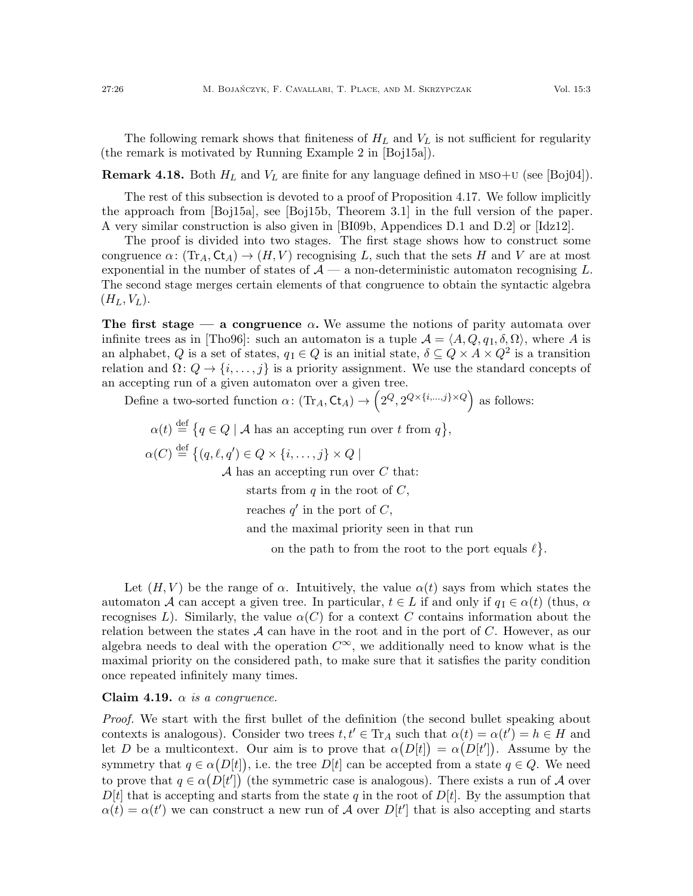The following remark shows that finiteness of $H_L$ and $V_L$ is not sufficient for regularity (the remark is motivated by Running Example 2 in [Boj15a]).

**Remark 4.18.** Both $H_L$ and $V_L$ are finite for any language defined in MSO+U (see [Boj04]).

The rest of this subsection is devoted to a proof of Proposition 4.17. We follow implicitly the approach from [Boj15a], see [Boj15b, Theorem 3.1] in the full version of the paper. A very similar construction is also given in [BI09b, Appendices D.1 and D.2] or [Idz12].

The proof is divided into two stages. The first stage shows how to construct some congruence $\alpha\colon (\mathrm{Tr}_A, \mathsf{Ct}_A) \to (H, V)$ recognising $L$, such that the sets $H$ and $V$ are at most exponential in the number of states of $\mathcal{A}$ — a non-deterministic automaton recognising $L$. The second stage merges certain elements of that congruence to obtain the syntactic algebra $(H_L, V_L)$.

**The first stage — a congruence $\alpha$.** We assume the notions of parity automata over infinite trees as in [Tho96]: such an automaton is a tuple $\mathcal{A} = \langle A, Q, q_{\mathrm{I}}, \delta, \Omega\rangle$, where $A$ is an alphabet, $Q$ is a set of states, $q_{\mathrm{I}} \in Q$ is an initial state, $\delta \subseteq Q \times A \times Q^2$ is a transition relation and $\Omega\colon Q \to \{i, \dots, j\}$ is a priority assignment. We use the standard concepts of an accepting run of a given automaton over a given tree.

Define a two-sorted function $\alpha\colon (\mathrm{Tr}_A, \mathsf{Ct}_A) \to \left(2^Q, 2^{Q\times\{i,\dots,j\}\times Q}\right)$ as follows:

$$
\begin{aligned}
\alpha(t) &\stackrel{\text{def}}{=} \big\{q \in Q \mid \mathcal{A} \text{ has an accepting run over } t \text{ from } q\big\},\\
\alpha(C) &\stackrel{\text{def}}{=} \big\{(q, \ell, q') \in Q \times \{i, \dots, j\} \times Q \mid\\
&\qquad \mathcal{A} \text{ has an accepting run over } C \text{ that:}\\
&\qquad\quad \text{starts from } q \text{ in the root of } C,\\
&\qquad\quad \text{reaches } q' \text{ in the port of } C,\\
&\qquad\quad \text{and the maximal priority seen in that run}\\
&\qquad\qquad \text{on the path to from the root to the port equals } \ell\big\}.
\end{aligned}
$$

Let $(H, V)$ be the range of $\alpha$. Intuitively, the value $\alpha(t)$ says from which states the automaton $\mathcal{A}$ can accept a given tree. In particular, $t \in L$ if and only if $q_{\mathrm{I}} \in \alpha(t)$ (thus, $\alpha$ recognises $L$). Similarly, the value $\alpha(C)$ for a context $C$ contains information about the relation between the states $\mathcal{A}$ can have in the root and in the port of $C$. However, as our algebra needs to deal with the operation $C^\infty$, we additionally need to know what is the maximal priority on the considered path, to make sure that it satisfies the parity condition once repeated infinitely many times.

**Claim 4.19.** *$\alpha$ is a congruence.*

*Proof.* We start with the first bullet of the definition (the second bullet speaking about contexts is analogous). Consider two trees $t, t' \in \mathrm{Tr}_A$ such that $\alpha(t) = \alpha(t') = h \in H$ and let $D$ be a multicontext. Our aim is to prove that $\alpha\big(D[t]\big) = \alpha\big(D[t']\big)$. Assume by the symmetry that $q \in \alpha\big(D[t]\big)$, i.e. the tree $D[t]$ can be accepted from a state $q \in Q$. We need to prove that $q \in \alpha\big(D[t']\big)$ (the symmetric case is analogous). There exists a run of $\mathcal{A}$ over $D[t]$ that is accepting and starts from the state $q$ in the root of $D[t]$. By the assumption that $\alpha(t) = \alpha(t')$ we can construct a new run of $\mathcal{A}$ over $D[t']$ that is also accepting and starts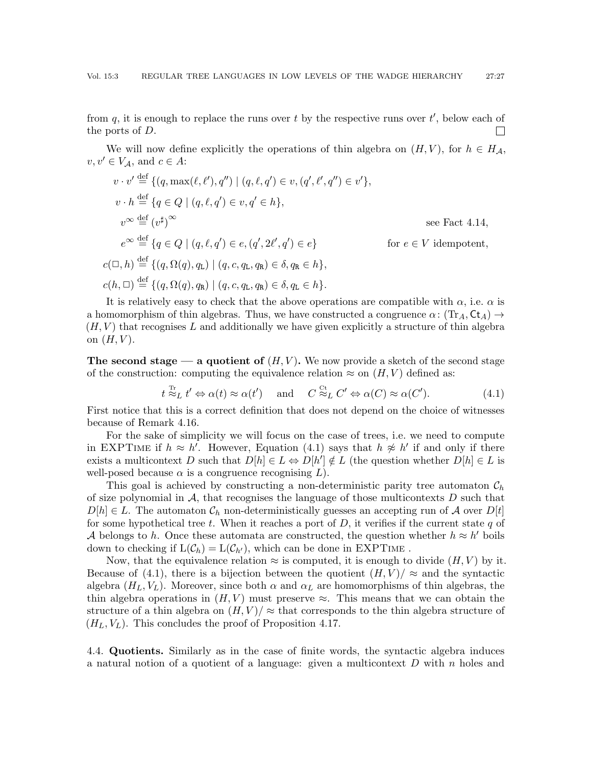from $q$, it is enough to replace the runs over $t$ by the respective runs over $t'$, below each of the ports of $D$. □

We will now define explicitly the operations of thin algebra on $(H, V)$, for $h \in H_{\mathcal{A}}$, $v, v' \in V_{\mathcal{A}}$, and $c \in A$:

$$
\begin{aligned}
v \cdot v' &\stackrel{\text{def}}{=} \{(q, \max(\ell, \ell'), q'') \mid (q, \ell, q') \in v, (q', \ell', q'') \in v'\},\\
v \cdot h &\stackrel{\text{def}}{=} \{q \in Q \mid (q, \ell, q') \in v, q' \in h\},\\
v^{\infty} &\stackrel{\text{def}}{=} (v^{\sharp})^{\infty} && \text{see Fact 4.14,}\\
e^{\infty} &\stackrel{\text{def}}{=} \{q \in Q \mid (q, \ell, q') \in e, (q', 2\ell', q') \in e\} && \text{for } e \in V \text{ idempotent,}\\
c(\square, h) &\stackrel{\text{def}}{=} \{(q, \Omega(q), q_{\mathtt{L}}) \mid (q, c, q_{\mathtt{L}}, q_{\mathtt{R}}) \in \delta, q_{\mathtt{R}} \in h\},\\
c(h, \square) &\stackrel{\text{def}}{=} \{(q, \Omega(q), q_{\mathtt{R}}) \mid (q, c, q_{\mathtt{L}}, q_{\mathtt{R}}) \in \delta, q_{\mathtt{L}} \in h\}.
\end{aligned}
$$

It is relatively easy to check that the above operations are compatible with $\alpha$, i.e. $\alpha$ is a homomorphism of thin algebras. Thus, we have constructed a congruence $\alpha\colon (\mathrm{Tr}_A, \mathsf{Ct}_A) \to (H, V)$ that recognises $L$ and additionally we have given explicitly a structure of thin algebra on $(H, V)$.

**The second stage — a quotient of $(H, V)$.** We now provide a sketch of the second stage of the construction: computing the equivalence relation $\approx$ on $(H, V)$ defined as:

$$
t \overset{\mathrm{Tr}}{\approx}_L t' \Leftrightarrow \alpha(t) \approx \alpha(t') \quad \text{ and } \quad C \overset{\mathrm{Ct}}{\approx}_L C' \Leftrightarrow \alpha(C) \approx \alpha(C'). \tag{4.1}
$$

First notice that this is a correct definition that does not depend on the choice of witnesses because of Remark 4.16.

For the sake of simplicity we will focus on the case of trees, i.e. we need to compute in EXPTIME if $h \approx h'$. However, Equation (4.1) says that $h \not\approx h'$ if and only if there exists a multicontext $D$ such that $D[h] \in L \Leftrightarrow D[h'] \notin L$ (the question whether $D[h] \in L$ is well-posed because $\alpha$ is a congruence recognising $L$).

This goal is achieved by constructing a non-deterministic parity tree automaton $\mathcal{C}_h$ of size polynomial in $\mathcal{A}$, that recognises the language of those multicontexts $D$ such that $D[h] \in L$. The automaton $\mathcal{C}_h$ non-deterministically guesses an accepting run of $\mathcal{A}$ over $D[t]$ for some hypothetical tree $t$. When it reaches a port of $D$, it verifies if the current state $q$ of $\mathcal{A}$ belongs to $h$. Once these automata are constructed, the question whether $h \approx h'$ boils down to checking if $\mathrm{L}(\mathcal{C}_h) = \mathrm{L}(\mathcal{C}_{h'})$, which can be done in EXPTIME .

Now, that the equivalence relation $\approx$ is computed, it is enough to divide $(H, V)$ by it. Because of (4.1), there is a bijection between the quotient $(H, V)/\approx$ and the syntactic algebra $(H_L, V_L)$. Moreover, since both $\alpha$ and $\alpha_L$ are homomorphisms of thin algebras, the thin algebra operations in $(H, V)$ must preserve $\approx$. This means that we can obtain the structure of a thin algebra on $(H, V)/\approx$ that corresponds to the thin algebra structure of $(H_L, V_L)$. This concludes the proof of Proposition 4.17.

4.4. **Quotients.** Similarly as in the case of finite words, the syntactic algebra induces a natural notion of a quotient of a language: given a multicontext $D$ with $n$ holes and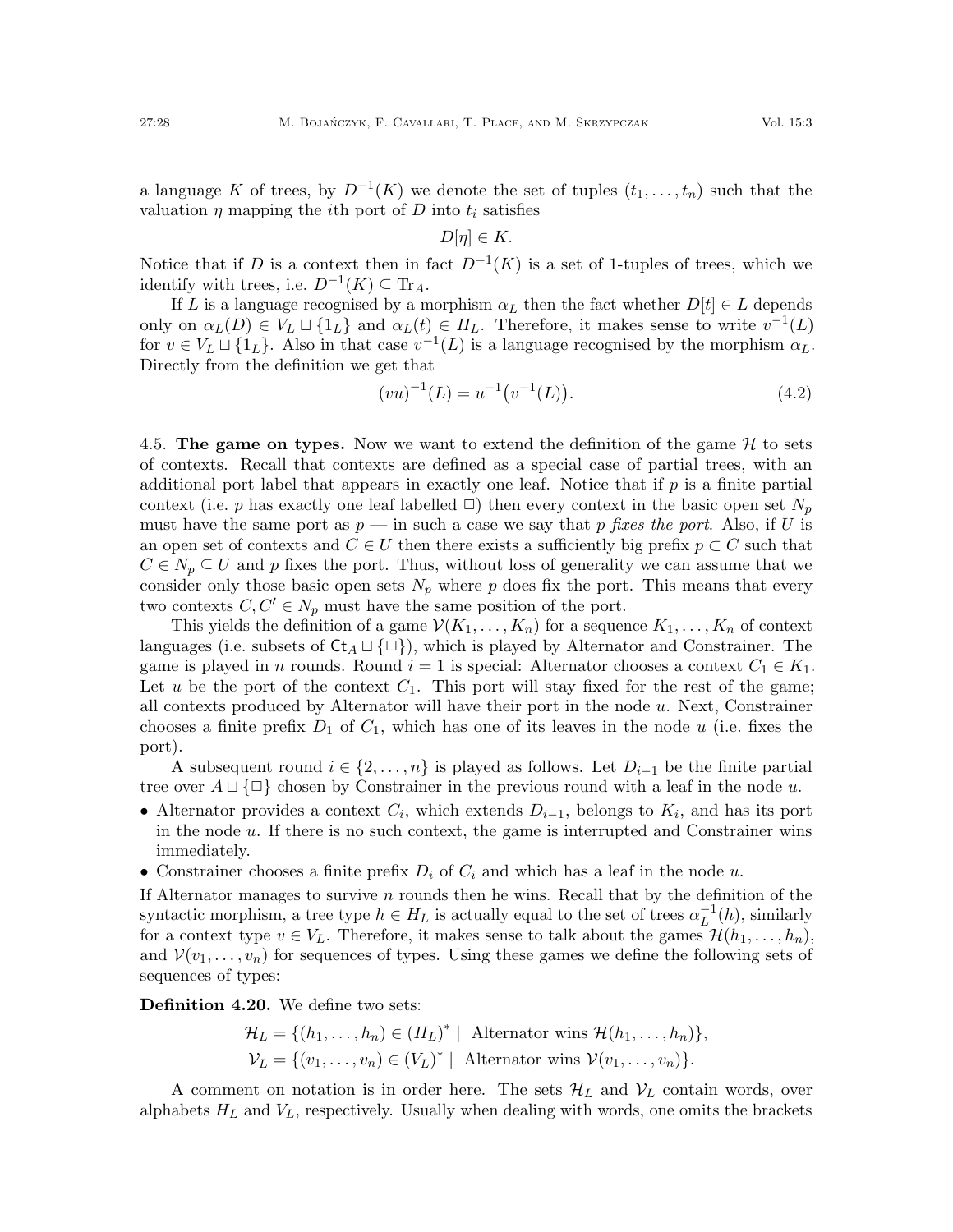a language $K$ of trees, by $D^{-1}(K)$ we denote the set of tuples $(t_1, \ldots, t_n)$ such that the valuation $\eta$ mapping the $i$th port of $D$ into $t_i$ satisfies

$$D[\eta] \in K.$$

Notice that if $D$ is a context then in fact $D^{-1}(K)$ is a set of 1-tuples of trees, which we identify with trees, i.e. $D^{-1}(K) \subseteq \mathrm{Tr}_A$.

If $L$ is a language recognised by a morphism $\alpha_L$ then the fact whether $D[t] \in L$ depends only on $\alpha_L(D) \in V_L \sqcup \{1_L\}$ and $\alpha_L(t) \in H_L$. Therefore, it makes sense to write $v^{-1}(L)$ for $v \in V_L \sqcup \{1_L\}$. Also in that case $v^{-1}(L)$ is a language recognised by the morphism $\alpha_L$. Directly from the definition we get that

$$(vu)^{-1}(L) = u^{-1}\big(v^{-1}(L)\big). \tag{4.2}$$

4.5. **The game on types.** Now we want to extend the definition of the game $\mathcal{H}$ to sets of contexts. Recall that contexts are defined as a special case of partial trees, with an additional port label that appears in exactly one leaf. Notice that if $p$ is a finite partial context (i.e. $p$ has exactly one leaf labelled $\Box$) then every context in the basic open set $N_p$ must have the same port as $p$ — in such a case we say that $p$ *fixes the port*. Also, if $U$ is an open set of contexts and $C \in U$ then there exists a sufficiently big prefix $p \subset C$ such that $C \in N_p \subseteq U$ and $p$ fixes the port. Thus, without loss of generality we can assume that we consider only those basic open sets $N_p$ where $p$ does fix the port. This means that every two contexts $C, C' \in N_p$ must have the same position of the port.

This yields the definition of a game $\mathcal{V}(K_1, \ldots, K_n)$ for a sequence $K_1, \ldots, K_n$ of context languages (i.e. subsets of $\mathsf{Ct}_A \sqcup \{\Box\}$), which is played by Alternator and Constrainer. The game is played in $n$ rounds. Round $i = 1$ is special: Alternator chooses a context $C_1 \in K_1$. Let $u$ be the port of the context $C_1$. This port will stay fixed for the rest of the game; all contexts produced by Alternator will have their port in the node $u$. Next, Constrainer chooses a finite prefix $D_1$ of $C_1$, which has one of its leaves in the node $u$ (i.e. fixes the port).

A subsequent round $i \in \{2, \ldots, n\}$ is played as follows. Let $D_{i-1}$ be the finite partial tree over $A \sqcup \{\Box\}$ chosen by Constrainer in the previous round with a leaf in the node $u$.

- Alternator provides a context $C_i$, which extends $D_{i-1}$, belongs to $K_i$, and has its port in the node $u$. If there is no such context, the game is interrupted and Constrainer wins immediately.
- Constrainer chooses a finite prefix $D_i$ of $C_i$ and which has a leaf in the node $u$.

If Alternator manages to survive $n$ rounds then he wins. Recall that by the definition of the syntactic morphism, a tree type $h \in H_L$ is actually equal to the set of trees $\alpha_L^{-1}(h)$, similarly for a context type $v \in V_L$. Therefore, it makes sense to talk about the games $\mathcal{H}(h_1, \ldots, h_n)$, and $\mathcal{V}(v_1, \ldots, v_n)$ for sequences of types. Using these games we define the following sets of sequences of types:

**Definition 4.20.** We define two sets:

$$\mathcal{H}_L = \{(h_1, \ldots, h_n) \in (H_L)^* \mid \text{ Alternator wins } \mathcal{H}(h_1, \ldots, h_n)\},$$
$$\mathcal{V}_L = \{(v_1, \ldots, v_n) \in (V_L)^* \mid \text{ Alternator wins } \mathcal{V}(v_1, \ldots, v_n)\}.$$

A comment on notation is in order here. The sets $\mathcal{H}_L$ and $\mathcal{V}_L$ contain words, over alphabets $H_L$ and $V_L$, respectively. Usually when dealing with words, one omits the brackets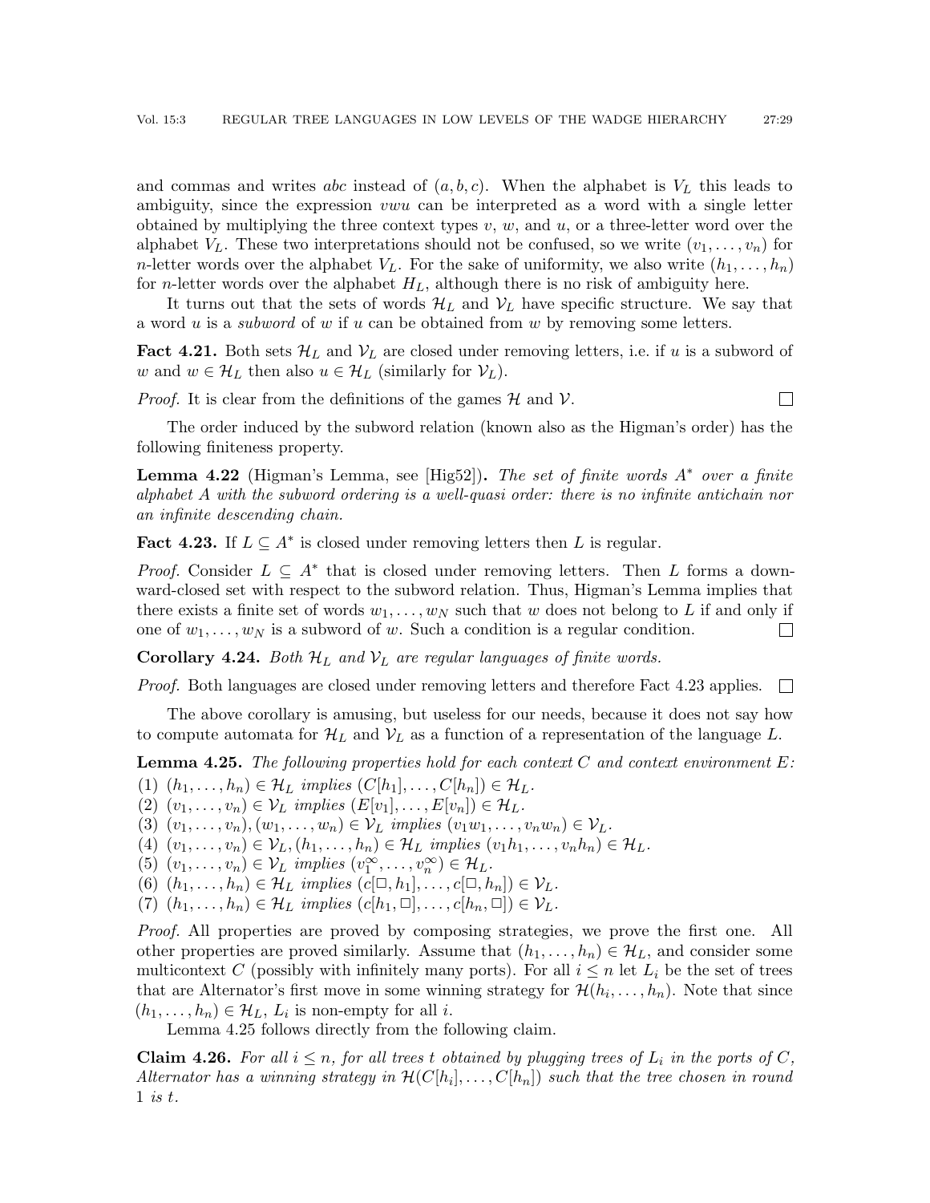and commas and writes $abc$ instead of $(a, b, c)$. When the alphabet is $V_L$ this leads to ambiguity, since the expression $vwu$ can be interpreted as a word with a single letter obtained by multiplying the three context types $v$, $w$, and $u$, or a three-letter word over the alphabet $V_L$. These two interpretations should not be confused, so we write $(v_1, \ldots, v_n)$ for $n$-letter words over the alphabet $V_L$. For the sake of uniformity, we also write $(h_1, \ldots, h_n)$ for $n$-letter words over the alphabet $H_L$, although there is no risk of ambiguity here.

It turns out that the sets of words $\mathcal{H}_L$ and $\mathcal{V}_L$ have specific structure. We say that a word $u$ is a *subword* of $w$ if $u$ can be obtained from $w$ by removing some letters.

**Fact 4.21.** Both sets $\mathcal{H}_L$ and $\mathcal{V}_L$ are closed under removing letters, i.e. if $u$ is a subword of $w$ and $w \in \mathcal{H}_L$ then also $u \in \mathcal{H}_L$ (similarly for $\mathcal{V}_L$).

*Proof.* It is clear from the definitions of the games $\mathcal{H}$ and $\mathcal{V}$. □

The order induced by the subword relation (known also as the Higman's order) has the following finiteness property.

**Lemma 4.22** (Higman's Lemma, see [Hig52])**.** *The set of finite words $A^*$ over a finite alphabet $A$ with the subword ordering is a well-quasi order: there is no infinite antichain nor an infinite descending chain.*

**Fact 4.23.** If $L \subseteq A^*$ is closed under removing letters then $L$ is regular.

*Proof.* Consider $L \subseteq A^*$ that is closed under removing letters. Then $L$ forms a downward-closed set with respect to the subword relation. Thus, Higman's Lemma implies that there exists a finite set of words $w_1, \ldots, w_N$ such that $w$ does not belong to $L$ if and only if one of $w_1, \ldots, w_N$ is a subword of $w$. Such a condition is a regular condition. □

**Corollary 4.24.** *Both $\mathcal{H}_L$ and $\mathcal{V}_L$ are regular languages of finite words.*

*Proof.* Both languages are closed under removing letters and therefore Fact 4.23 applies. □

The above corollary is amusing, but useless for our needs, because it does not say how to compute automata for $\mathcal{H}_L$ and $\mathcal{V}_L$ as a function of a representation of the language $L$.

**Lemma 4.25.** *The following properties hold for each context $C$ and context environment $E$:*

1. $(h_1, \ldots, h_n) \in \mathcal{H}_L$ *implies* $(C[h_1], \ldots, C[h_n]) \in \mathcal{H}_L$.
2. $(v_1, \ldots, v_n) \in \mathcal{V}_L$ *implies* $(E[v_1], \ldots, E[v_n]) \in \mathcal{H}_L$.
3. $(v_1, \ldots, v_n), (w_1, \ldots, w_n) \in \mathcal{V}_L$ *implies* $(v_1w_1, \ldots, v_nw_n) \in \mathcal{V}_L$.
4. $(v_1, \ldots, v_n) \in \mathcal{V}_L, (h_1, \ldots, h_n) \in \mathcal{H}_L$ *implies* $(v_1h_1, \ldots, v_nh_n) \in \mathcal{H}_L$.
5. $(v_1, \ldots, v_n) \in \mathcal{V}_L$ *implies* $(v_1^\infty, \ldots, v_n^\infty) \in \mathcal{H}_L$.
6. $(h_1, \ldots, h_n) \in \mathcal{H}_L$ *implies* $(c[\square, h_1], \ldots, c[\square, h_n]) \in \mathcal{V}_L$.
7. $(h_1, \ldots, h_n) \in \mathcal{H}_L$ *implies* $(c[h_1, \square], \ldots, c[h_n, \square]) \in \mathcal{V}_L$.

*Proof.* All properties are proved by composing strategies, we prove the first one. All other properties are proved similarly. Assume that $(h_1, \ldots, h_n) \in \mathcal{H}_L$, and consider some multicontext $C$ (possibly with infinitely many ports). For all $i \leq n$ let $L_i$ be the set of trees that are Alternator's first move in some winning strategy for $\mathcal{H}(h_i, \ldots, h_n)$. Note that since $(h_1, \ldots, h_n) \in \mathcal{H}_L$, $L_i$ is non-empty for all $i$.

Lemma 4.25 follows directly from the following claim.

**Claim 4.26.** *For all $i \leq n$, for all trees $t$ obtained by plugging trees of $L_i$ in the ports of $C$, Alternator has a winning strategy in $\mathcal{H}(C[h_i], \ldots, C[h_n])$ such that the tree chosen in round 1 is $t$.*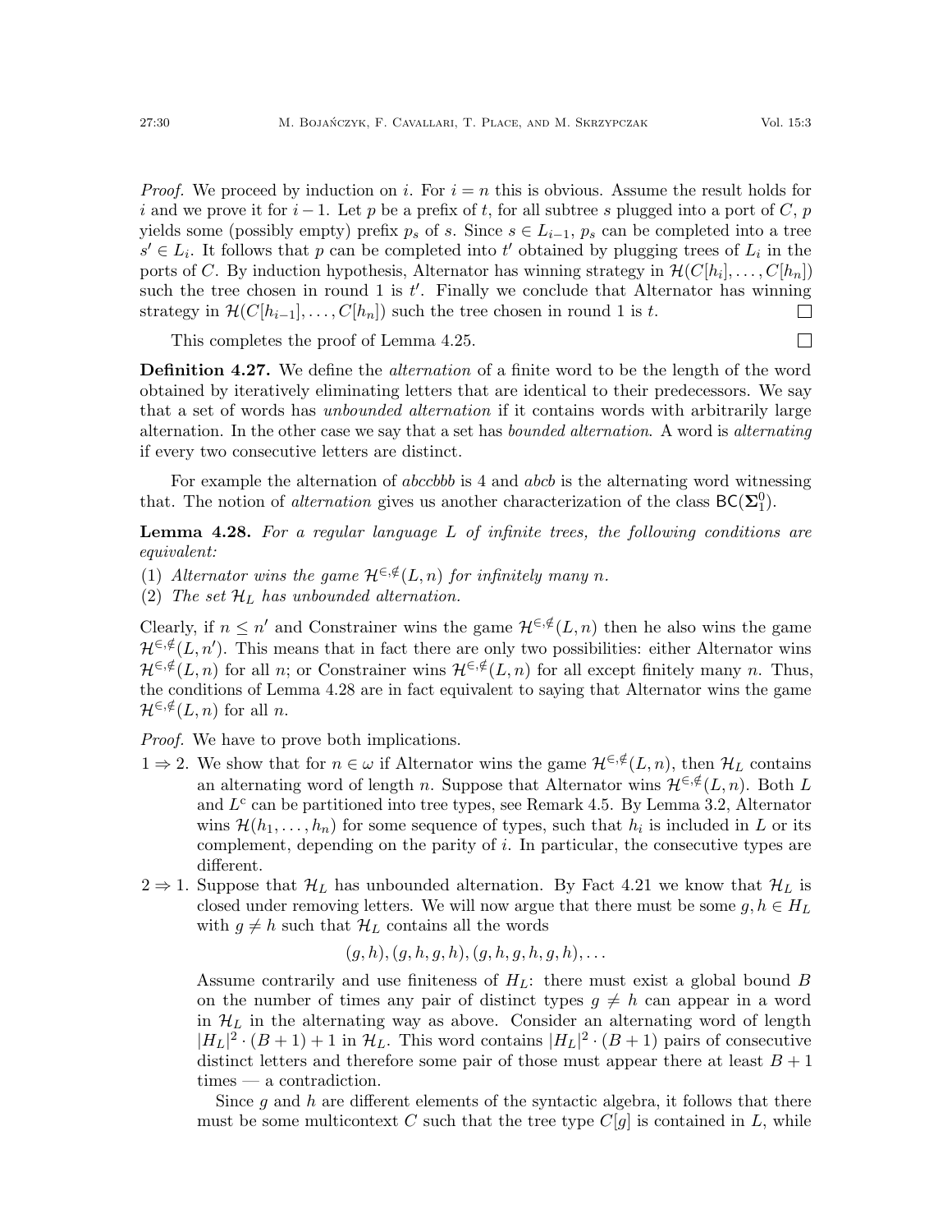*Proof.* We proceed by induction on $i$. For $i = n$ this is obvious. Assume the result holds for $i$ and we prove it for $i-1$. Let $p$ be a prefix of $t$, for all subtree $s$ plugged into a port of $C$, $p$ yields some (possibly empty) prefix $p_s$ of $s$. Since $s \in L_{i-1}$, $p_s$ can be completed into a tree $s' \in L_i$. It follows that $p$ can be completed into $t'$ obtained by plugging trees of $L_i$ in the ports of $C$. By induction hypothesis, Alternator has winning strategy in $\mathcal{H}(C[h_i], \dots, C[h_n])$ such the tree chosen in round 1 is $t'$. Finally we conclude that Alternator has winning strategy in $\mathcal{H}(C[h_{i-1}], \dots, C[h_n])$ such the tree chosen in round 1 is $t$. □

This completes the proof of Lemma 4.25. □

**Definition 4.27.** We define the *alternation* of a finite word to be the length of the word obtained by iteratively eliminating letters that are identical to their predecessors. We say that a set of words has *unbounded alternation* if it contains words with arbitrarily large alternation. In the other case we say that a set has *bounded alternation*. A word is *alternating* if every two consecutive letters are distinct.

For example the alternation of *abccbbb* is 4 and *abcb* is the alternating word witnessing that. The notion of *alternation* gives us another characterization of the class $\mathsf{BC}(\mathbf{\Sigma}^0_1)$.

**Lemma 4.28.** *For a regular language $L$ of infinite trees, the following conditions are equivalent:*

(1) *Alternator wins the game $\mathcal{H}^{\in,\notin}(L, n)$ for infinitely many $n$.*
(2) *The set $\mathcal{H}_L$ has unbounded alternation.*

Clearly, if $n \le n'$ and Constrainer wins the game $\mathcal{H}^{\in,\notin}(L, n)$ then he also wins the game $\mathcal{H}^{\in,\notin}(L, n')$. This means that in fact there are only two possibilities: either Alternator wins $\mathcal{H}^{\in,\notin}(L, n)$ for all $n$; or Constrainer wins $\mathcal{H}^{\in,\notin}(L, n)$ for all except finitely many $n$. Thus, the conditions of Lemma 4.28 are in fact equivalent to saying that Alternator wins the game $\mathcal{H}^{\in,\notin}(L, n)$ for all $n$.

*Proof.* We have to prove both implications.

$1 \Rightarrow 2$. We show that for $n \in \omega$ if Alternator wins the game $\mathcal{H}^{\in,\notin}(L, n)$, then $\mathcal{H}_L$ contains an alternating word of length $n$. Suppose that Alternator wins $\mathcal{H}^{\in,\notin}(L, n)$. Both $L$ and $L^{\mathrm{c}}$ can be partitioned into tree types, see Remark 4.5. By Lemma 3.2, Alternator wins $\mathcal{H}(h_1, \dots, h_n)$ for some sequence of types, such that $h_i$ is included in $L$ or its complement, depending on the parity of $i$. In particular, the consecutive types are different.

$2 \Rightarrow 1$. Suppose that $\mathcal{H}_L$ has unbounded alternation. By Fact 4.21 we know that $\mathcal{H}_L$ is closed under removing letters. We will now argue that there must be some $g, h \in H_L$ with $g \neq h$ such that $\mathcal{H}_L$ contains all the words

$$(g, h), (g, h, g, h), (g, h, g, h, g, h), \dots$$

Assume contrarily and use finiteness of $H_L$: there must exist a global bound $B$ on the number of times any pair of distinct types $g \neq h$ can appear in a word in $\mathcal{H}_L$ in the alternating way as above. Consider an alternating word of length $|H_L|^2 \cdot (B+1) + 1$ in $\mathcal{H}_L$. This word contains $|H_L|^2 \cdot (B+1)$ pairs of consecutive distinct letters and therefore some pair of those must appear there at least $B+1$ times — a contradiction.

Since $g$ and $h$ are different elements of the syntactic algebra, it follows that there must be some multicontext $C$ such that the tree type $C[g]$ is contained in $L$, while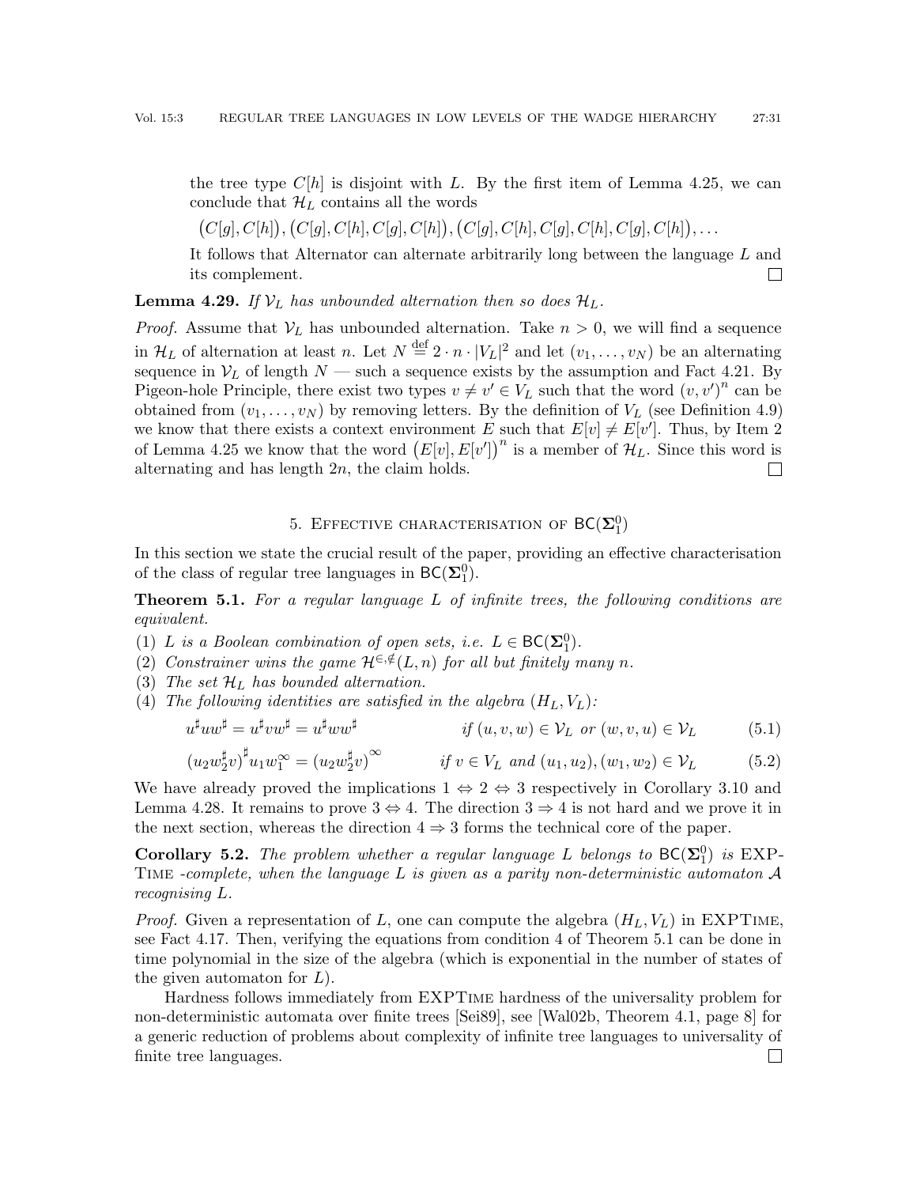the tree type $C[h]$ is disjoint with $L$. By the first item of Lemma 4.25, we can conclude that $\mathcal{H}_L$ contains all the words

$$\big(C[g], C[h]\big), \big(C[g], C[h], C[g], C[h]\big), \big(C[g], C[h], C[g], C[h], C[g], C[h]\big), \ldots$$

It follows that Alternator can alternate arbitrarily long between the language $L$ and its complement. □

**Lemma 4.29.** *If $\mathcal{V}_L$ has unbounded alternation then so does $\mathcal{H}_L$.*

*Proof.* Assume that $\mathcal{V}_L$ has unbounded alternation. Take $n > 0$, we will find a sequence in $\mathcal{H}_L$ of alternation at least $n$. Let $N \stackrel{\text{def}}{=} 2 \cdot n \cdot |V_L|^2$ and let $(v_1, \ldots, v_N)$ be an alternating sequence in $\mathcal{V}_L$ of length $N$ — such a sequence exists by the assumption and Fact 4.21. By Pigeon-hole Principle, there exist two types $v \neq v' \in V_L$ such that the word $(v, v')^n$ can be obtained from $(v_1, \ldots, v_N)$ by removing letters. By the definition of $V_L$ (see Definition 4.9) we know that there exists a context environment $E$ such that $E[v] \neq E[v']$. Thus, by Item 2 of Lemma 4.25 we know that the word $\big(E[v], E[v']\big)^n$ is a member of $\mathcal{H}_L$. Since this word is alternating and has length $2n$, the claim holds. □

## 5. Effective characterisation of $\mathsf{BC}(\boldsymbol{\Sigma}^0_1)$

In this section we state the crucial result of the paper, providing an effective characterisation of the class of regular tree languages in $\mathsf{BC}(\boldsymbol{\Sigma}^0_1)$.

**Theorem 5.1.** *For a regular language $L$ of infinite trees, the following conditions are equivalent.*

1. *$L$ is a Boolean combination of open sets, i.e. $L \in \mathsf{BC}(\boldsymbol{\Sigma}^0_1)$.*
2. *Constrainer wins the game $\mathcal{H}^{\in,\notin}(L, n)$ for all but finitely many $n$.*
3. *The set $\mathcal{H}_L$ has bounded alternation.*
4. *The following identities are satisfied in the algebra $(H_L, V_L)$:*

$$u^\sharp u w^\sharp = u^\sharp v w^\sharp = u^\sharp w w^\sharp \qquad \text{if } (u, v, w) \in \mathcal{V}_L \text{ or } (w, v, u) \in \mathcal{V}_L \tag{5.1}$$

$$\big(u_2 w_2^\sharp v\big)^\sharp u_1 w_1^\infty = \big(u_2 w_2^\sharp v\big)^\infty \qquad \text{if } v \in V_L \text{ and } (u_1, u_2), (w_1, w_2) \in \mathcal{V}_L \tag{5.2}$$

We have already proved the implications $1 \Leftrightarrow 2 \Leftrightarrow 3$ respectively in Corollary 3.10 and Lemma 4.28. It remains to prove $3 \Leftrightarrow 4$. The direction $3 \Rightarrow 4$ is not hard and we prove it in the next section, whereas the direction $4 \Rightarrow 3$ forms the technical core of the paper.

**Corollary 5.2.** *The problem whether a regular language $L$ belongs to $\mathsf{BC}(\boldsymbol{\Sigma}^0_1)$ is* EXPTime *-complete, when the language $L$ is given as a parity non-deterministic automaton $\mathcal{A}$ recognising $L$.*

*Proof.* Given a representation of $L$, one can compute the algebra $(H_L, V_L)$ in EXPTime, see Fact 4.17. Then, verifying the equations from condition 4 of Theorem 5.1 can be done in time polynomial in the size of the algebra (which is exponential in the number of states of the given automaton for $L$).

Hardness follows immediately from EXPTime hardness of the universality problem for non-deterministic automata over finite trees [Sei89], see [Wal02b, Theorem 4.1, page 8] for a generic reduction of problems about complexity of infinite tree languages to universality of finite tree languages. □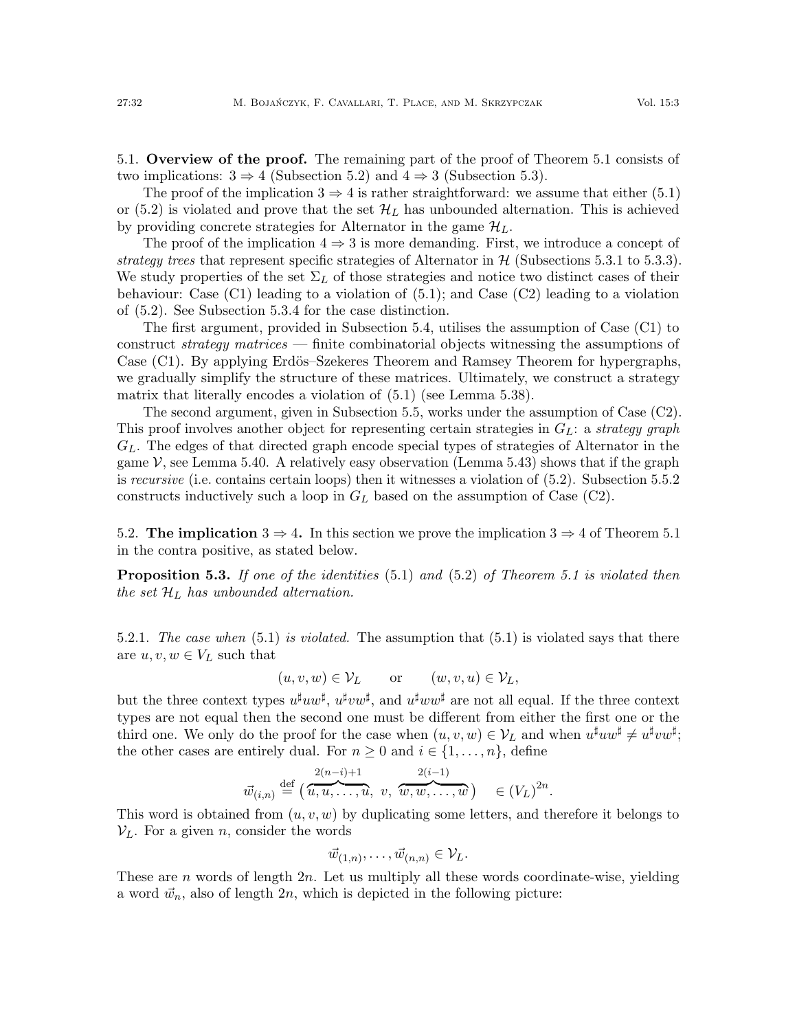5.1. **Overview of the proof.** The remaining part of the proof of Theorem 5.1 consists of two implications: $3 \Rightarrow 4$ (Subsection 5.2) and $4 \Rightarrow 3$ (Subsection 5.3).

The proof of the implication $3 \Rightarrow 4$ is rather straightforward: we assume that either (5.1) or (5.2) is violated and prove that the set $\mathcal{H}_L$ has unbounded alternation. This is achieved by providing concrete strategies for Alternator in the game $\mathcal{H}_L$.

The proof of the implication $4 \Rightarrow 3$ is more demanding. First, we introduce a concept of *strategy trees* that represent specific strategies of Alternator in $\mathcal{H}$ (Subsections 5.3.1 to 5.3.3). We study properties of the set $\Sigma_L$ of those strategies and notice two distinct cases of their behaviour: Case (C1) leading to a violation of (5.1); and Case (C2) leading to a violation of (5.2). See Subsection 5.3.4 for the case distinction.

The first argument, provided in Subsection 5.4, utilises the assumption of Case (C1) to construct *strategy matrices* — finite combinatorial objects witnessing the assumptions of Case (C1). By applying Erdös–Szekeres Theorem and Ramsey Theorem for hypergraphs, we gradually simplify the structure of these matrices. Ultimately, we construct a strategy matrix that literally encodes a violation of (5.1) (see Lemma 5.38).

The second argument, given in Subsection 5.5, works under the assumption of Case (C2). This proof involves another object for representing certain strategies in $G_L$: a *strategy graph* $G_L$. The edges of that directed graph encode special types of strategies of Alternator in the game $\mathcal{V}$, see Lemma 5.40. A relatively easy observation (Lemma 5.43) shows that if the graph is *recursive* (i.e. contains certain loops) then it witnesses a violation of (5.2). Subsection 5.5.2 constructs inductively such a loop in $G_L$ based on the assumption of Case (C2).

5.2. **The implication $3 \Rightarrow 4$.** In this section we prove the implication $3 \Rightarrow 4$ of Theorem 5.1 in the contra positive, as stated below.

**Proposition 5.3.** *If one of the identities* (5.1) *and* (5.2) *of Theorem 5.1 is violated then the set $\mathcal{H}_L$ has unbounded alternation.*

5.2.1. *The case when* (5.1) *is violated.* The assumption that (5.1) is violated says that there are $u, v, w \in V_L$ such that

$$(u, v, w) \in \mathcal{V}_L \qquad \text{or} \qquad (w, v, u) \in \mathcal{V}_L,$$

but the three context types $u^\sharp u w^\sharp$, $u^\sharp v w^\sharp$, and $u^\sharp w w^\sharp$ are not all equal. If the three context types are not equal then the second one must be different from either the first one or the third one. We only do the proof for the case when $(u, v, w) \in \mathcal{V}_L$ and when $u^\sharp u w^\sharp \neq u^\sharp v w^\sharp$; the other cases are entirely dual. For $n \geq 0$ and $i \in \{1, \dots, n\}$, define

$$\vec{w}_{(i,n)} \stackrel{\text{def}}{=} \big(\overbrace{u, u, \dots, u}^{2(n-i)+1},\ v,\ \overbrace{w, w, \dots, w}^{2(i-1)}\big) \quad \in (V_L)^{2n}.$$

This word is obtained from $(u, v, w)$ by duplicating some letters, and therefore it belongs to $\mathcal{V}_L$. For a given $n$, consider the words

$$\vec{w}_{(1,n)}, \dots, \vec{w}_{(n,n)} \in \mathcal{V}_L.$$

These are $n$ words of length $2n$. Let us multiply all these words coordinate-wise, yielding a word $\vec{w}_n$, also of length $2n$, which is depicted in the following picture: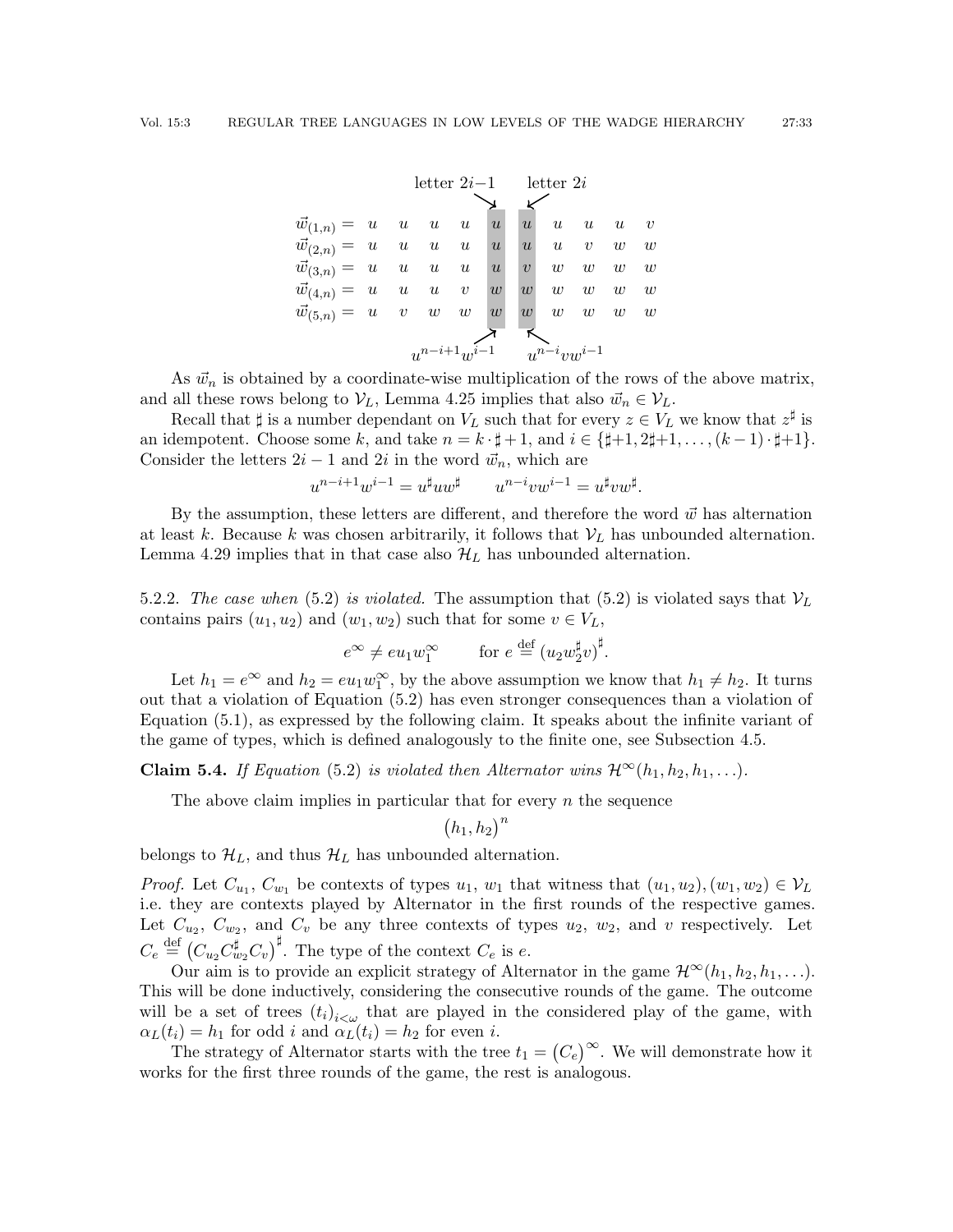$$
\begin{array}{rcccccccccc}
 & & & & & \text{letter } 2i{-}1 & \text{letter } 2i & & & & \\
\vec{w}_{(1,n)} = & u & u & u & u & u & u & u & u & u & v \\
\vec{w}_{(2,n)} = & u & u & u & u & u & u & u & v & w & w \\
\vec{w}_{(3,n)} = & u & u & u & u & u & v & w & w & w & w \\
\vec{w}_{(4,n)} = & u & u & u & v & w & w & w & w & w & w \\
\vec{w}_{(5,n)} = & u & v & w & w & w & w & w & w & w & w \\
 & & & & & u^{n-i+1}w^{i-1} & u^{n-i}vw^{i-1} & & & &
\end{array}
$$

As $\vec{w}_n$ is obtained by a coordinate-wise multiplication of the rows of the above matrix, and all these rows belong to $\mathcal{V}_L$, Lemma 4.25 implies that also $\vec{w}_n \in \mathcal{V}_L$.

Recall that $\sharp$ is a number dependant on $V_L$ such that for every $z \in V_L$ we know that $z^\sharp$ is an idempotent. Choose some $k$, and take $n = k \cdot \sharp + 1$, and $i \in \{\sharp{+}1, 2\sharp{+}1, \ldots, (k-1)\cdot\sharp{+}1\}$. Consider the letters $2i-1$ and $2i$ in the word $\vec{w}_n$, which are

$$u^{n-i+1}w^{i-1} = u^\sharp u w^\sharp \qquad u^{n-i}vw^{i-1} = u^\sharp v w^\sharp.$$

By the assumption, these letters are different, and therefore the word $\vec{w}$ has alternation at least $k$. Because $k$ was chosen arbitrarily, it follows that $\mathcal{V}_L$ has unbounded alternation. Lemma 4.29 implies that in that case also $\mathcal{H}_L$ has unbounded alternation.

5.2.2. *The case when* (5.2) *is violated.* The assumption that (5.2) is violated says that $\mathcal{V}_L$ contains pairs $(u_1, u_2)$ and $(w_1, w_2)$ such that for some $v \in V_L$,

$$e^\infty \neq e u_1 w_1^\infty \qquad \text{for } e \stackrel{\text{def}}{=} \left(u_2 w_2^\sharp v\right)^\sharp.$$

Let $h_1 = e^\infty$ and $h_2 = e u_1 w_1^\infty$, by the above assumption we know that $h_1 \neq h_2$. It turns out that a violation of Equation (5.2) has even stronger consequences than a violation of Equation (5.1), as expressed by the following claim. It speaks about the infinite variant of the game of types, which is defined analogously to the finite one, see Subsection 4.5.

**Claim 5.4.** *If Equation* (5.2) *is violated then Alternator wins* $\mathcal{H}^\infty(h_1, h_2, h_1, \ldots)$.

The above claim implies in particular that for every $n$ the sequence

$$\left(h_1, h_2\right)^n$$

belongs to $\mathcal{H}_L$, and thus $\mathcal{H}_L$ has unbounded alternation.

*Proof.* Let $C_{u_1}$, $C_{w_1}$ be contexts of types $u_1$, $w_1$ that witness that $(u_1, u_2), (w_1, w_2) \in \mathcal{V}_L$ i.e. they are contexts played by Alternator in the first rounds of the respective games. Let $C_{u_2}$, $C_{w_2}$, and $C_v$ be any three contexts of types $u_2$, $w_2$, and $v$ respectively. Let $C_e \stackrel{\text{def}}{=} \left(C_{u_2} C_{w_2}^\sharp C_v\right)^\sharp$. The type of the context $C_e$ is $e$.

Our aim is to provide an explicit strategy of Alternator in the game $\mathcal{H}^\infty(h_1, h_2, h_1, \ldots)$. This will be done inductively, considering the consecutive rounds of the game. The outcome will be a set of trees $(t_i)_{i<\omega}$ that are played in the considered play of the game, with $\alpha_L(t_i) = h_1$ for odd $i$ and $\alpha_L(t_i) = h_2$ for even $i$.

The strategy of Alternator starts with the tree $t_1 = \left(C_e\right)^\infty$. We will demonstrate how it works for the first three rounds of the game, the rest is analogous.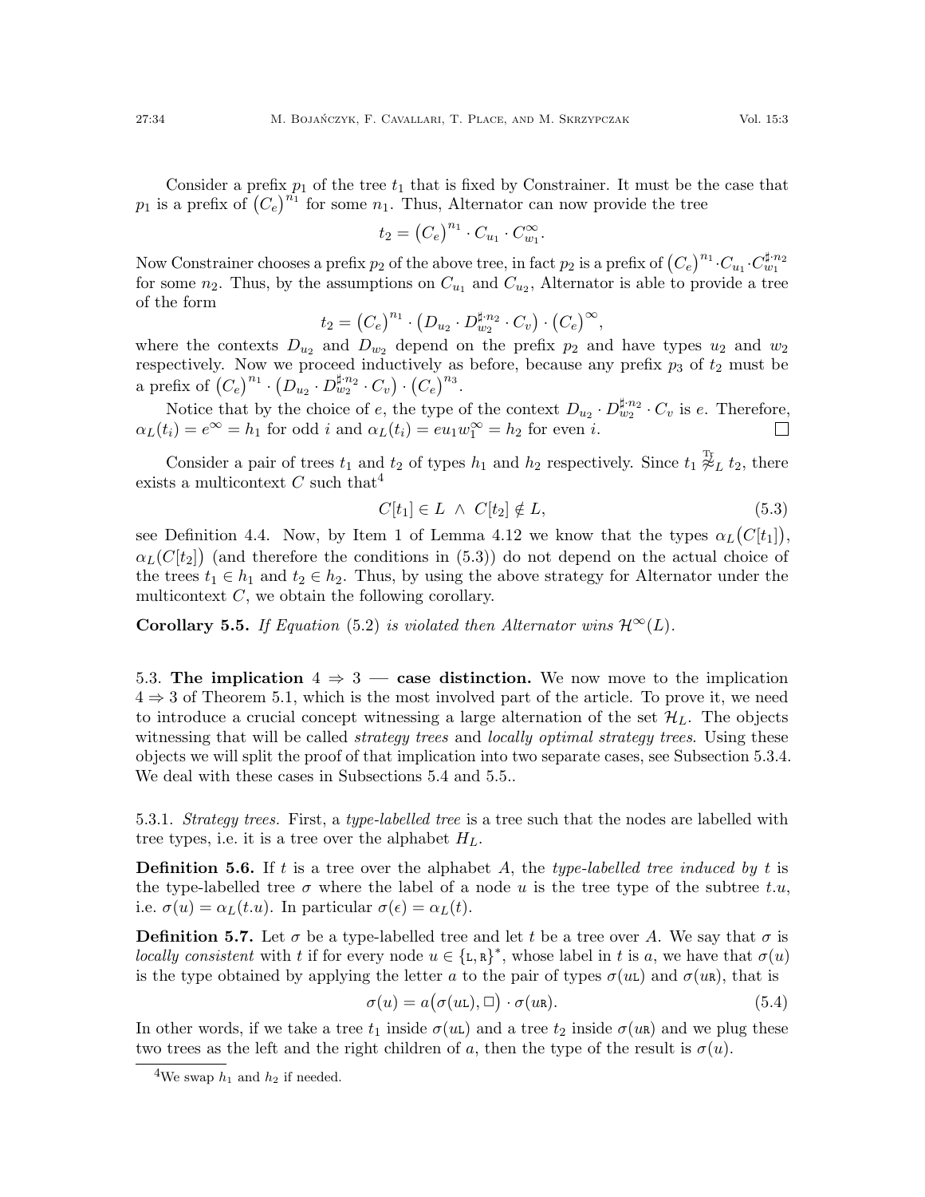Consider a prefix $p_1$ of the tree $t_1$ that is fixed by Constrainer. It must be the case that $p_1$ is a prefix of $\left(C_e\right)^{n_1}$ for some $n_1$. Thus, Alternator can now provide the tree

$$t_2 = \left(C_e\right)^{n_1} \cdot C_{u_1} \cdot C_{w_1}^{\infty}.$$

Now Constrainer chooses a prefix $p_2$ of the above tree, in fact $p_2$ is a prefix of $\left(C_e\right)^{n_1} \cdot C_{u_1} \cdot C_{w_1}^{\sharp \cdot n_2}$ for some $n_2$. Thus, by the assumptions on $C_{u_1}$ and $C_{u_2}$, Alternator is able to provide a tree of the form

$$t_2 = \left(C_e\right)^{n_1} \cdot \left(D_{u_2} \cdot D_{w_2}^{\sharp \cdot n_2} \cdot C_v\right) \cdot \left(C_e\right)^{\infty},$$

where the contexts $D_{u_2}$ and $D_{w_2}$ depend on the prefix $p_2$ and have types $u_2$ and $w_2$ respectively. Now we proceed inductively as before, because any prefix $p_3$ of $t_2$ must be a prefix of $\left(C_e\right)^{n_1} \cdot \left(D_{u_2} \cdot D_{w_2}^{\sharp \cdot n_2} \cdot C_v\right) \cdot \left(C_e\right)^{n_3}$.

Notice that by the choice of $e$, the type of the context $D_{u_2} \cdot D_{w_2}^{\sharp \cdot n_2} \cdot C_v$ is $e$. Therefore, $\alpha_L(t_i) = e^{\infty} = h_1$ for odd $i$ and $\alpha_L(t_i) = e u_1 w_1^{\infty} = h_2$ for even $i$. □

Consider a pair of trees $t_1$ and $t_2$ of types $h_1$ and $h_2$ respectively. Since $t_1 \not\approx^{\mathrm{Tr}}_L t_2$, there exists a multicontext $C$ such that[4]

$$C[t_1] \in L \;\wedge\; C[t_2] \notin L, \tag{5.3}$$

see Definition 4.4. Now, by Item 1 of Lemma 4.12 we know that the types $\alpha_L\big(C[t_1]\big)$, $\alpha_L\big(C[t_2]\big)$ (and therefore the conditions in (5.3)) do not depend on the actual choice of the trees $t_1 \in h_1$ and $t_2 \in h_2$. Thus, by using the above strategy for Alternator under the multicontext $C$, we obtain the following corollary.

**Corollary 5.5.** *If Equation* (5.2) *is violated then Alternator wins* $\mathcal{H}^{\infty}(L)$.

### 5.3. The implication 4 ⇒ 3 — case distinction.

We now move to the implication 4 ⇒ 3 of Theorem 5.1, which is the most involved part of the article. To prove it, we need to introduce a crucial concept witnessing a large alternation of the set $\mathcal{H}_L$. The objects witnessing that will be called *strategy trees* and *locally optimal strategy trees*. Using these objects we will split the proof of that implication into two separate cases, see Subsection 5.3.4. We deal with these cases in Subsections 5.4 and 5.5..

#### 5.3.1. *Strategy trees.*

First, a *type-labelled tree* is a tree such that the nodes are labelled with tree types, i.e. it is a tree over the alphabet $H_L$.

**Definition 5.6.** If $t$ is a tree over the alphabet $A$, the *type-labelled tree induced by* $t$ is the type-labelled tree $\sigma$ where the label of a node $u$ is the tree type of the subtree $t.u$, i.e. $\sigma(u) = \alpha_L(t.u)$. In particular $\sigma(\epsilon) = \alpha_L(t)$.

**Definition 5.7.** Let $\sigma$ be a type-labelled tree and let $t$ be a tree over $A$. We say that $\sigma$ is *locally consistent* with $t$ if for every node $u \in \{\mathtt{L}, \mathtt{R}\}^*$, whose label in $t$ is $a$, we have that $\sigma(u)$ is the type obtained by applying the letter $a$ to the pair of types $\sigma(u\mathtt{L})$ and $\sigma(u\mathtt{R})$, that is

$$\sigma(u) = a\big(\sigma(u\mathtt{L}), \square\big) \cdot \sigma(u\mathtt{R}). \tag{5.4}$$

In other words, if we take a tree $t_1$ inside $\sigma(u\mathtt{L})$ and a tree $t_2$ inside $\sigma(u\mathtt{R})$ and we plug these two trees as the left and the right children of $a$, then the type of the result is $\sigma(u)$.

[4] We swap $h_1$ and $h_2$ if needed.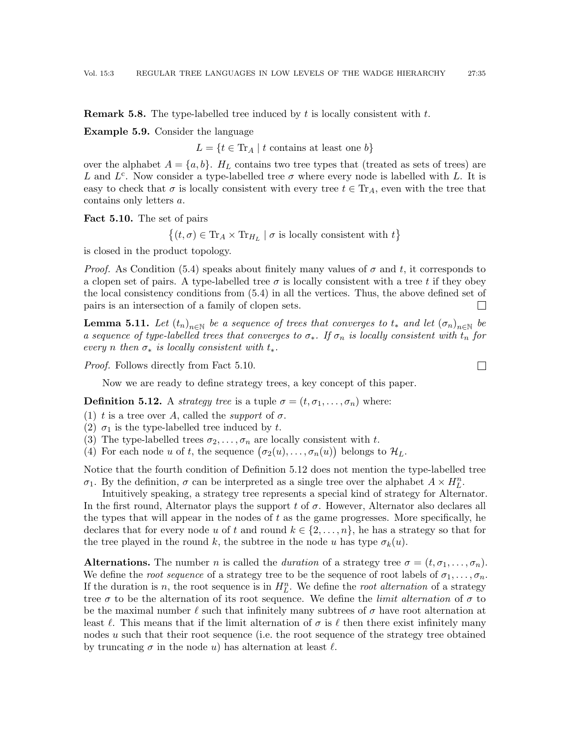**Remark 5.8.** The type-labelled tree induced by $t$ is locally consistent with $t$.

**Example 5.9.** Consider the language

$$L = \{t \in \mathrm{Tr}_A \mid t \text{ contains at least one } b\}$$

over the alphabet $A = \{a, b\}$. $H_L$ contains two tree types that (treated as sets of trees) are $L$ and $L^c$. Now consider a type-labelled tree $\sigma$ where every node is labelled with $L$. It is easy to check that $\sigma$ is locally consistent with every tree $t \in \mathrm{Tr}_A$, even with the tree that contains only letters $a$.

**Fact 5.10.** The set of pairs

$$\big\{(t, \sigma) \in \mathrm{Tr}_A \times \mathrm{Tr}_{H_L} \mid \sigma \text{ is locally consistent with } t\big\}$$

is closed in the product topology.

*Proof.* As Condition (5.4) speaks about finitely many values of $\sigma$ and $t$, it corresponds to a clopen set of pairs. A type-labelled tree $\sigma$ is locally consistent with a tree $t$ if they obey the local consistency conditions from (5.4) in all the vertices. Thus, the above defined set of pairs is an intersection of a family of clopen sets. □

**Lemma 5.11.** *Let $(t_n)_{n\in\mathbb{N}}$ be a sequence of trees that converges to $t_*$ and let $(\sigma_n)_{n\in\mathbb{N}}$ be a sequence of type-labelled trees that converges to $\sigma_*$. If $\sigma_n$ is locally consistent with $t_n$ for every $n$ then $\sigma_*$ is locally consistent with $t_*$.*

*Proof.* Follows directly from Fact 5.10. □

Now we are ready to define strategy trees, a key concept of this paper.

**Definition 5.12.** A *strategy tree* is a tuple $\sigma = (t, \sigma_1, \ldots, \sigma_n)$ where:

(1) $t$ is a tree over $A$, called the *support* of $\sigma$.
(2) $\sigma_1$ is the type-labelled tree induced by $t$.
(3) The type-labelled trees $\sigma_2, \ldots, \sigma_n$ are locally consistent with $t$.
(4) For each node $u$ of $t$, the sequence $\big(\sigma_2(u), \ldots, \sigma_n(u)\big)$ belongs to $\mathcal{H}_L$.

Notice that the fourth condition of Definition 5.12 does not mention the type-labelled tree $\sigma_1$. By the definition, $\sigma$ can be interpreted as a single tree over the alphabet $A \times H_L^n$.

Intuitively speaking, a strategy tree represents a special kind of strategy for Alternator. In the first round, Alternator plays the support $t$ of $\sigma$. However, Alternator also declares all the types that will appear in the nodes of $t$ as the game progresses. More specifically, he declares that for every node $u$ of $t$ and round $k \in \{2, \ldots, n\}$, he has a strategy so that for the tree played in the round $k$, the subtree in the node $u$ has type $\sigma_k(u)$.

**Alternations.** The number $n$ is called the *duration* of a strategy tree $\sigma = (t, \sigma_1, \ldots, \sigma_n)$. We define the *root sequence* of a strategy tree to be the sequence of root labels of $\sigma_1, \ldots, \sigma_n$. If the duration is $n$, the root sequence is in $H_L^n$. We define the *root alternation* of a strategy tree $\sigma$ to be the alternation of its root sequence. We define the *limit alternation* of $\sigma$ to be the maximal number $\ell$ such that infinitely many subtrees of $\sigma$ have root alternation at least $\ell$. This means that if the limit alternation of $\sigma$ is $\ell$ then there exist infinitely many nodes $u$ such that their root sequence (i.e. the root sequence of the strategy tree obtained by truncating $\sigma$ in the node $u$) has alternation at least $\ell$.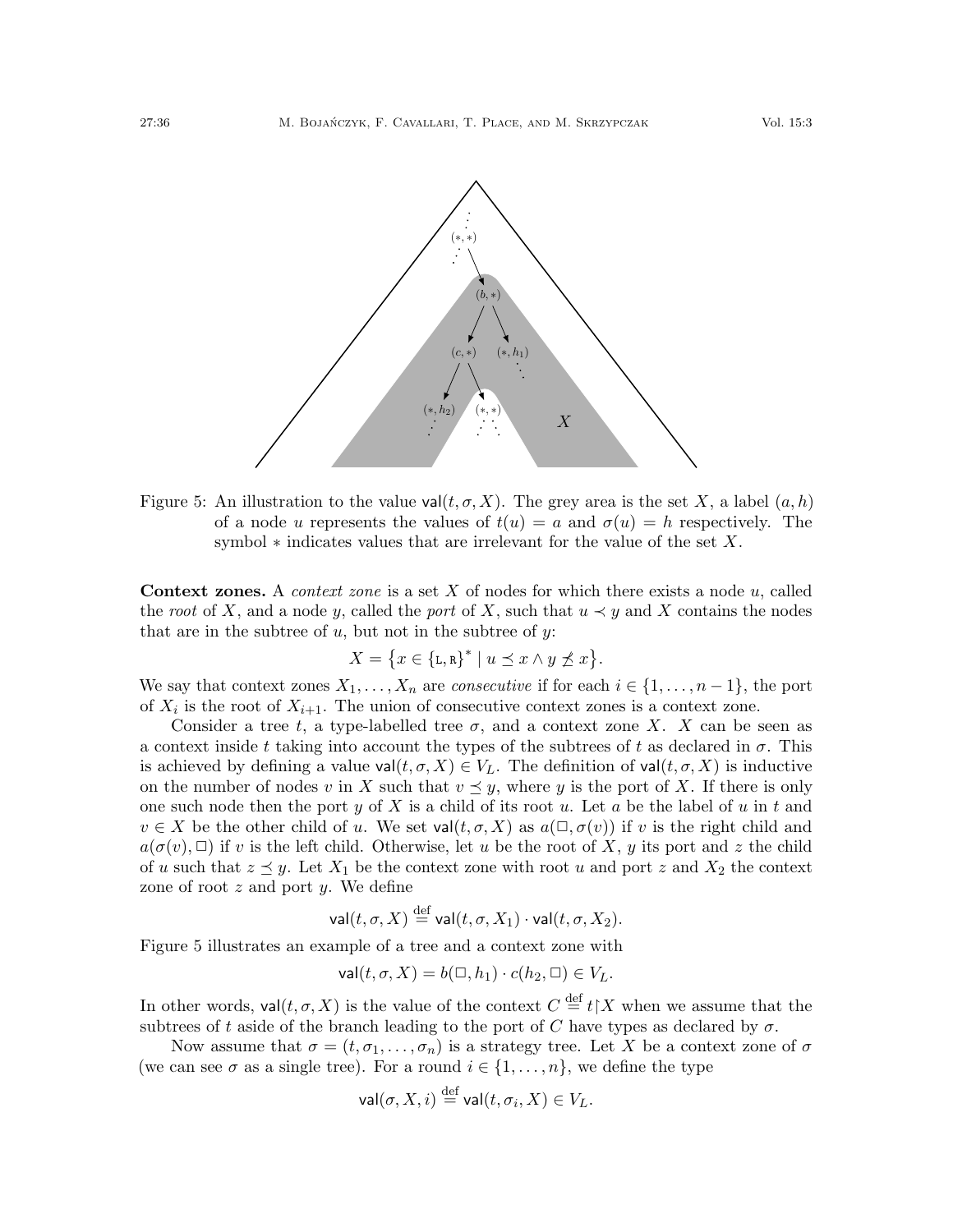Figure 5: An illustration to the value $\mathsf{val}(t, \sigma, X)$. The grey area is the set $X$, a label $(a, h)$ of a node $u$ represents the values of $t(u) = a$ and $\sigma(u) = h$ respectively. The symbol $*$ indicates values that are irrelevant for the value of the set $X$.

**Context zones.** A *context zone* is a set $X$ of nodes for which there exists a node $u$, called the *root* of $X$, and a node $y$, called the *port* of $X$, such that $u \prec y$ and $X$ contains the nodes that are in the subtree of $u$, but not in the subtree of $y$:

$$X = \left\{x \in \{\mathtt{L}, \mathtt{R}\}^* \mid u \preceq x \wedge y \not\preceq x\right\}.$$

We say that context zones $X_1, \ldots, X_n$ are *consecutive* if for each $i \in \{1, \ldots, n-1\}$, the port of $X_i$ is the root of $X_{i+1}$. The union of consecutive context zones is a context zone.

Consider a tree $t$, a type-labelled tree $\sigma$, and a context zone $X$. $X$ can be seen as a context inside $t$ taking into account the types of the subtrees of $t$ as declared in $\sigma$. This is achieved by defining a value $\mathsf{val}(t, \sigma, X) \in V_L$. The definition of $\mathsf{val}(t, \sigma, X)$ is inductive on the number of nodes $v$ in $X$ such that $v \preceq y$, where $y$ is the port of $X$. If there is only one such node then the port $y$ of $X$ is a child of its root $u$. Let $a$ be the label of $u$ in $t$ and $v \in X$ be the other child of $u$. We set $\mathsf{val}(t, \sigma, X)$ as $a(\Box, \sigma(v))$ if $v$ is the right child and $a(\sigma(v), \Box)$ if $v$ is the left child. Otherwise, let $u$ be the root of $X$, $y$ its port and $z$ the child of $u$ such that $z \preceq y$. Let $X_1$ be the context zone with root $u$ and port $z$ and $X_2$ the context zone of root $z$ and port $y$. We define

$$\mathsf{val}(t, \sigma, X) \stackrel{\text{def}}{=} \mathsf{val}(t, \sigma, X_1) \cdot \mathsf{val}(t, \sigma, X_2).$$

Figure 5 illustrates an example of a tree and a context zone with

$$\mathsf{val}(t, \sigma, X) = b(\Box, h_1) \cdot c(h_2, \Box) \in V_L.$$

In other words, $\mathsf{val}(t, \sigma, X)$ is the value of the context $C \stackrel{\text{def}}{=} t{\restriction}X$ when we assume that the subtrees of $t$ aside of the branch leading to the port of $C$ have types as declared by $\sigma$.

Now assume that $\sigma = (t, \sigma_1, \ldots, \sigma_n)$ is a strategy tree. Let $X$ be a context zone of $\sigma$ (we can see $\sigma$ as a single tree). For a round $i \in \{1, \ldots, n\}$, we define the type

$$\mathsf{val}(\sigma, X, i) \stackrel{\text{def}}{=} \mathsf{val}(t, \sigma_i, X) \in V_L.$$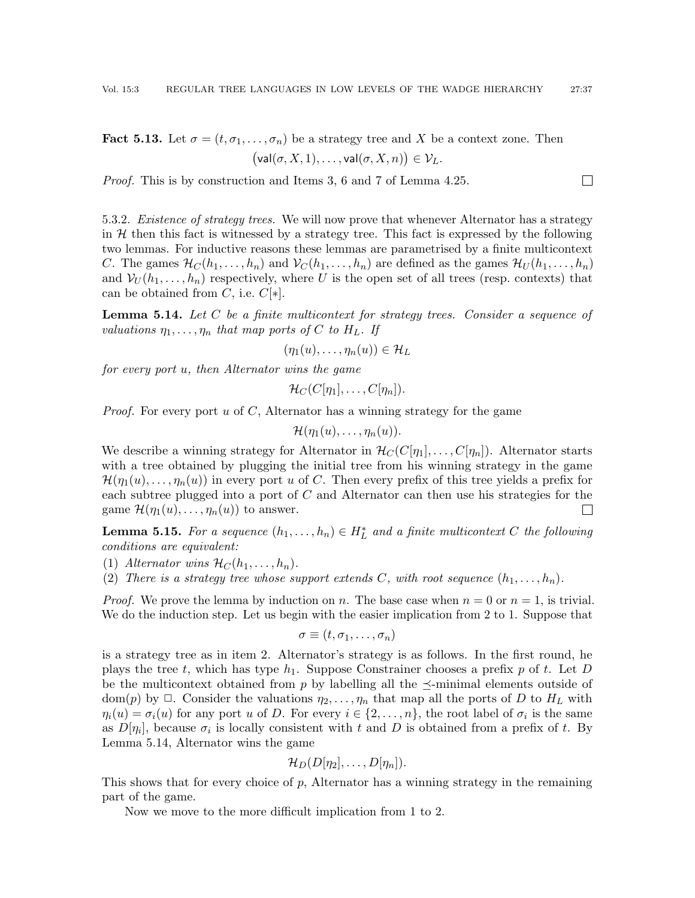**Fact 5.13.** Let $\sigma = (t, \sigma_1, \dots, \sigma_n)$ be a strategy tree and $X$ be a context zone. Then

$$\big(\mathsf{val}(\sigma, X, 1), \dots, \mathsf{val}(\sigma, X, n)\big) \in \mathcal{V}_L.$$

*Proof.* This is by construction and Items 3, 6 and 7 of Lemma 4.25. $\square$

5.3.2. *Existence of strategy trees.* We will now prove that whenever Alternator has a strategy in $\mathcal{H}$ then this fact is witnessed by a strategy tree. This fact is expressed by the following two lemmas. For inductive reasons these lemmas are parametrised by a finite multicontext $C$. The games $\mathcal{H}_C(h_1, \dots, h_n)$ and $\mathcal{V}_C(h_1, \dots, h_n)$ are defined as the games $\mathcal{H}_U(h_1, \dots, h_n)$ and $\mathcal{V}_U(h_1, \dots, h_n)$ respectively, where $U$ is the open set of all trees (resp. contexts) that can be obtained from $C$, i.e. $C[*]$.

**Lemma 5.14.** *Let $C$ be a finite multicontext for strategy trees. Consider a sequence of valuations $\eta_1, \dots, \eta_n$ that map ports of $C$ to $H_L$. If*

$$(\eta_1(u), \dots, \eta_n(u)) \in \mathcal{H}_L$$

*for every port $u$, then Alternator wins the game*

$$\mathcal{H}_C(C[\eta_1], \dots, C[\eta_n]).$$

*Proof.* For every port $u$ of $C$, Alternator has a winning strategy for the game

$$\mathcal{H}(\eta_1(u), \dots, \eta_n(u)).$$

We describe a winning strategy for Alternator in $\mathcal{H}_C(C[\eta_1], \dots, C[\eta_n])$. Alternator starts with a tree obtained by plugging the initial tree from his winning strategy in the game $\mathcal{H}(\eta_1(u), \dots, \eta_n(u))$ in every port $u$ of $C$. Then every prefix of this tree yields a prefix for each subtree plugged into a port of $C$ and Alternator can then use his strategies for the game $\mathcal{H}(\eta_1(u), \dots, \eta_n(u))$ to answer. $\square$

**Lemma 5.15.** *For a sequence $(h_1, \dots, h_n) \in H_L^*$ and a finite multicontext $C$ the following conditions are equivalent:*

(1) *Alternator wins $\mathcal{H}_C(h_1, \dots, h_n)$.*
(2) *There is a strategy tree whose support extends $C$, with root sequence $(h_1, \dots, h_n)$.*

*Proof.* We prove the lemma by induction on $n$. The base case when $n = 0$ or $n = 1$, is trivial. We do the induction step. Let us begin with the easier implication from 2 to 1. Suppose that

$$\sigma \equiv (t, \sigma_1, \dots, \sigma_n)$$

is a strategy tree as in item 2. Alternator's strategy is as follows. In the first round, he plays the tree $t$, which has type $h_1$. Suppose Constrainer chooses a prefix $p$ of $t$. Let $D$ be the multicontext obtained from $p$ by labelling all the $\preceq$-minimal elements outside of $\mathrm{dom}(p)$ by $\square$. Consider the valuations $\eta_2, \dots, \eta_n$ that map all the ports of $D$ to $H_L$ with $\eta_i(u) = \sigma_i(u)$ for any port $u$ of $D$. For every $i \in \{2, \dots, n\}$, the root label of $\sigma_i$ is the same as $D[\eta_i]$, because $\sigma_i$ is locally consistent with $t$ and $D$ is obtained from a prefix of $t$. By Lemma 5.14, Alternator wins the game

$$\mathcal{H}_D(D[\eta_2], \dots, D[\eta_n]).$$

This shows that for every choice of $p$, Alternator has a winning strategy in the remaining part of the game.

Now we move to the more difficult implication from 1 to 2.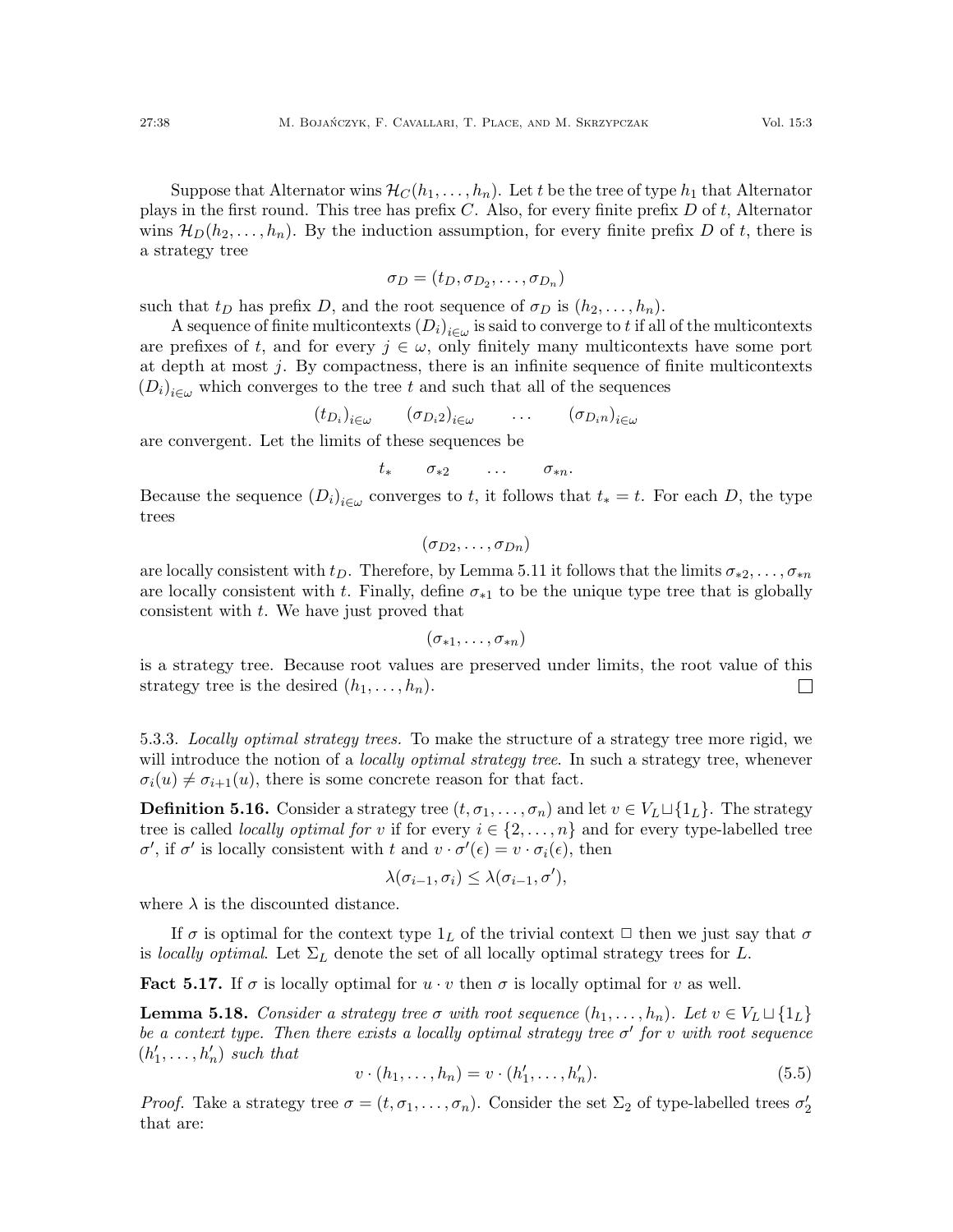Suppose that Alternator wins $\mathcal{H}_C(h_1,\dots,h_n)$. Let $t$ be the tree of type $h_1$ that Alternator plays in the first round. This tree has prefix $C$. Also, for every finite prefix $D$ of $t$, Alternator wins $\mathcal{H}_D(h_2,\dots,h_n)$. By the induction assumption, for every finite prefix $D$ of $t$, there is a strategy tree

$$\sigma_D = (t_D, \sigma_{D_2}, \dots, \sigma_{D_n})$$

such that $t_D$ has prefix $D$, and the root sequence of $\sigma_D$ is $(h_2,\dots,h_n)$.

A sequence of finite multicontexts $(D_i)_{i\in\omega}$ is said to converge to $t$ if all of the multicontexts are prefixes of $t$, and for every $j \in \omega$, only finitely many multicontexts have some port at depth at most $j$. By compactness, there is an infinite sequence of finite multicontexts $(D_i)_{i\in\omega}$ which converges to the tree $t$ and such that all of the sequences

$$(t_{D_i})_{i\in\omega} \qquad (\sigma_{D_i 2})_{i\in\omega} \qquad \dots \qquad (\sigma_{D_i n})_{i\in\omega}$$

are convergent. Let the limits of these sequences be

$$t_* \qquad \sigma_{*2} \qquad \dots \qquad \sigma_{*n}.$$

Because the sequence $(D_i)_{i\in\omega}$ converges to $t$, it follows that $t_* = t$. For each $D$, the type trees

$$(\sigma_{D2}, \dots, \sigma_{Dn})$$

are locally consistent with $t_D$. Therefore, by Lemma 5.11 it follows that the limits $\sigma_{*2},\dots,\sigma_{*n}$ are locally consistent with $t$. Finally, define $\sigma_{*1}$ to be the unique type tree that is globally consistent with $t$. We have just proved that

$$(\sigma_{*1},\dots,\sigma_{*n})$$

is a strategy tree. Because root values are preserved under limits, the root value of this strategy tree is the desired $(h_1,\dots,h_n)$. ☐

5.3.3. *Locally optimal strategy trees.* To make the structure of a strategy tree more rigid, we will introduce the notion of a *locally optimal strategy tree*. In such a strategy tree, whenever $\sigma_i(u) \neq \sigma_{i+1}(u)$, there is some concrete reason for that fact.

**Definition 5.16.** Consider a strategy tree $(t, \sigma_1, \dots, \sigma_n)$ and let $v \in V_L \sqcup \{1_L\}$. The strategy tree is called *locally optimal for* $v$ if for every $i \in \{2,\dots,n\}$ and for every type-labelled tree $\sigma'$, if $\sigma'$ is locally consistent with $t$ and $v \cdot \sigma'(\epsilon) = v \cdot \sigma_i(\epsilon)$, then

$$\lambda(\sigma_{i-1}, \sigma_i) \leq \lambda(\sigma_{i-1}, \sigma'),$$

where $\lambda$ is the discounted distance.

If $\sigma$ is optimal for the context type $1_L$ of the trivial context $\Box$ then we just say that $\sigma$ is *locally optimal*. Let $\Sigma_L$ denote the set of all locally optimal strategy trees for $L$.

**Fact 5.17.** If $\sigma$ is locally optimal for $u \cdot v$ then $\sigma$ is locally optimal for $v$ as well.

**Lemma 5.18.** *Consider a strategy tree $\sigma$ with root sequence $(h_1,\dots,h_n)$. Let $v \in V_L \sqcup \{1_L\}$ be a context type. Then there exists a locally optimal strategy tree $\sigma'$ for $v$ with root sequence $(h'_1,\dots,h'_n)$ such that*

$$v \cdot (h_1,\dots,h_n) = v \cdot (h'_1,\dots,h'_n). \tag{5.5}$$

*Proof.* Take a strategy tree $\sigma = (t, \sigma_1, \dots, \sigma_n)$. Consider the set $\Sigma_2$ of type-labelled trees $\sigma'_2$ that are: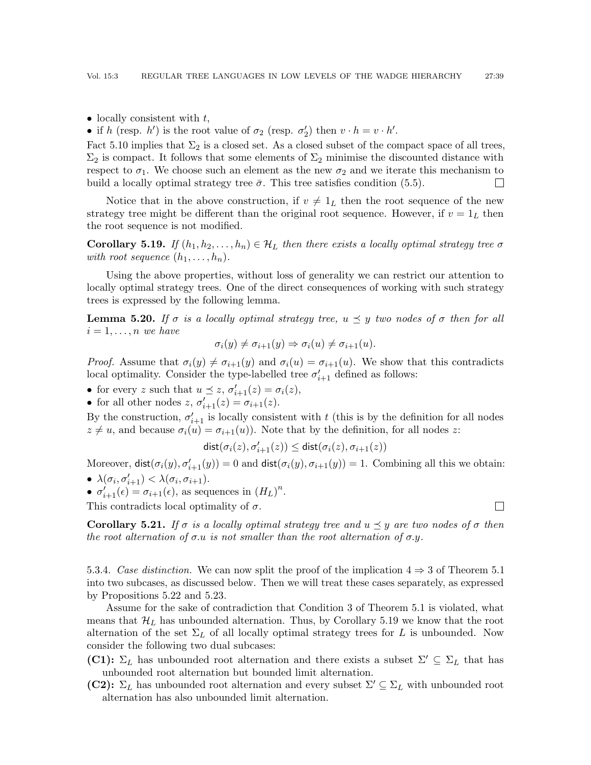- locally consistent with $t$,
- if $h$ (resp. $h'$) is the root value of $\sigma_2$ (resp. $\sigma'_2$) then $v \cdot h = v \cdot h'$.

Fact 5.10 implies that $\Sigma_2$ is a closed set. As a closed subset of the compact space of all trees, $\Sigma_2$ is compact. It follows that some elements of $\Sigma_2$ minimise the discounted distance with respect to $\sigma_1$. We choose such an element as the new $\sigma_2$ and we iterate this mechanism to build a locally optimal strategy tree $\bar{\sigma}$. This tree satisfies condition (5.5). □

Notice that in the above construction, if $v \neq 1_L$ then the root sequence of the new strategy tree might be different than the original root sequence. However, if $v = 1_L$ then the root sequence is not modified.

**Corollary 5.19.** *If $(h_1, h_2, \ldots, h_n) \in \mathcal{H}_L$ then there exists a locally optimal strategy tree $\sigma$ with root sequence $(h_1, \ldots, h_n)$.*

Using the above properties, without loss of generality we can restrict our attention to locally optimal strategy trees. One of the direct consequences of working with such strategy trees is expressed by the following lemma.

**Lemma 5.20.** *If $\sigma$ is a locally optimal strategy tree, $u \preceq y$ two nodes of $\sigma$ then for all $i = 1, \ldots, n$ we have*

$$\sigma_i(y) \neq \sigma_{i+1}(y) \Rightarrow \sigma_i(u) \neq \sigma_{i+1}(u).$$

*Proof.* Assume that $\sigma_i(y) \neq \sigma_{i+1}(y)$ and $\sigma_i(u) = \sigma_{i+1}(u)$. We show that this contradicts local optimality. Consider the type-labelled tree $\sigma'_{i+1}$ defined as follows:

- for every $z$ such that $u \preceq z$, $\sigma'_{i+1}(z) = \sigma_i(z)$,
- for all other nodes $z$, $\sigma'_{i+1}(z) = \sigma_{i+1}(z)$.

By the construction, $\sigma'_{i+1}$ is locally consistent with $t$ (this is by the definition for all nodes $z \neq u$, and because $\sigma_i(u) = \sigma_{i+1}(u)$). Note that by the definition, for all nodes $z$:

$$\mathsf{dist}(\sigma_i(z), \sigma'_{i+1}(z)) \leq \mathsf{dist}(\sigma_i(z), \sigma_{i+1}(z))$$

Moreover, $\mathsf{dist}(\sigma_i(y), \sigma'_{i+1}(y)) = 0$ and $\mathsf{dist}(\sigma_i(y), \sigma_{i+1}(y)) = 1$. Combining all this we obtain:

- $\lambda(\sigma_i, \sigma'_{i+1}) < \lambda(\sigma_i, \sigma_{i+1})$.
- $\sigma'_{i+1}(\epsilon) = \sigma_{i+1}(\epsilon)$, as sequences in $(H_L)^n$.

This contradicts local optimality of $\sigma$. □

**Corollary 5.21.** *If $\sigma$ is a locally optimal strategy tree and $u \preceq y$ are two nodes of $\sigma$ then the root alternation of $\sigma.u$ is not smaller than the root alternation of $\sigma.y$.*

5.3.4. *Case distinction.* We can now split the proof of the implication $4 \Rightarrow 3$ of Theorem 5.1 into two subcases, as discussed below. Then we will treat these cases separately, as expressed by Propositions 5.22 and 5.23.

Assume for the sake of contradiction that Condition 3 of Theorem 5.1 is violated, what means that $\mathcal{H}_L$ has unbounded alternation. Thus, by Corollary 5.19 we know that the root alternation of the set $\Sigma_L$ of all locally optimal strategy trees for $L$ is unbounded. Now consider the following two dual subcases:

**(C1):** $\Sigma_L$ has unbounded root alternation and there exists a subset $\Sigma' \subseteq \Sigma_L$ that has unbounded root alternation but bounded limit alternation.

**(C2):** $\Sigma_L$ has unbounded root alternation and every subset $\Sigma' \subseteq \Sigma_L$ with unbounded root alternation has also unbounded limit alternation.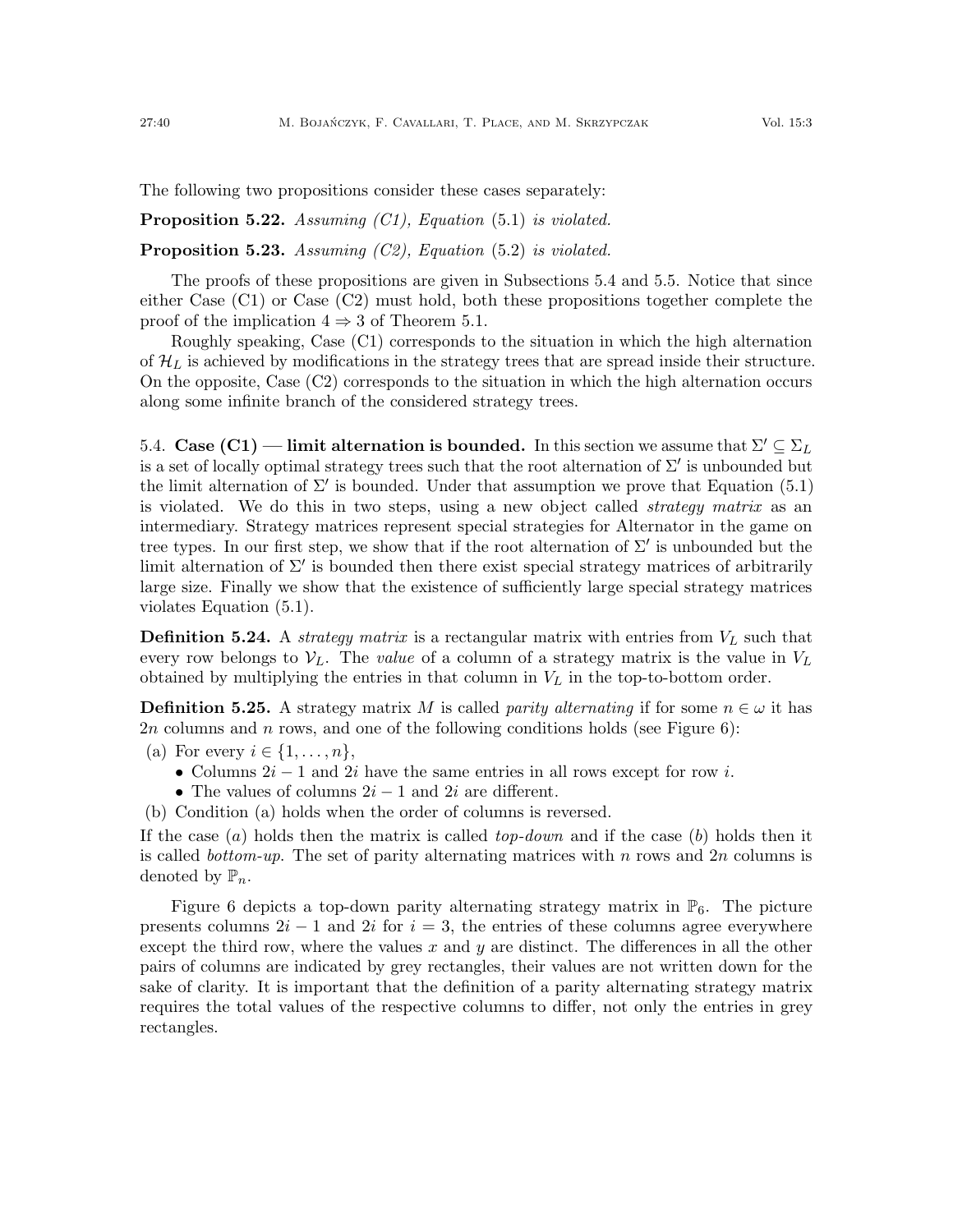The following two propositions consider these cases separately:

**Proposition 5.22.** *Assuming (C1), Equation* (5.1) *is violated.*

**Proposition 5.23.** *Assuming (C2), Equation* (5.2) *is violated.*

The proofs of these propositions are given in Subsections 5.4 and 5.5. Notice that since either Case (C1) or Case (C2) must hold, both these propositions together complete the proof of the implication $4 \Rightarrow 3$ of Theorem 5.1.

Roughly speaking, Case (C1) corresponds to the situation in which the high alternation of $\mathcal{H}_L$ is achieved by modifications in the strategy trees that are spread inside their structure. On the opposite, Case (C2) corresponds to the situation in which the high alternation occurs along some infinite branch of the considered strategy trees.

5.4. **Case (C1) — limit alternation is bounded.** In this section we assume that $\Sigma' \subseteq \Sigma_L$ is a set of locally optimal strategy trees such that the root alternation of $\Sigma'$ is unbounded but the limit alternation of $\Sigma'$ is bounded. Under that assumption we prove that Equation (5.1) is violated. We do this in two steps, using a new object called *strategy matrix* as an intermediary. Strategy matrices represent special strategies for Alternator in the game on tree types. In our first step, we show that if the root alternation of $\Sigma'$ is unbounded but the limit alternation of $\Sigma'$ is bounded then there exist special strategy matrices of arbitrarily large size. Finally we show that the existence of sufficiently large special strategy matrices violates Equation (5.1).

**Definition 5.24.** A *strategy matrix* is a rectangular matrix with entries from $V_L$ such that every row belongs to $\mathcal{V}_L$. The *value* of a column of a strategy matrix is the value in $V_L$ obtained by multiplying the entries in that column in $V_L$ in the top-to-bottom order.

**Definition 5.25.** A strategy matrix $M$ is called *parity alternating* if for some $n \in \omega$ it has $2n$ columns and $n$ rows, and one of the following conditions holds (see Figure 6):

(a) For every $i \in \{1, \ldots, n\}$,
  - Columns $2i-1$ and $2i$ have the same entries in all rows except for row $i$.
  - The values of columns $2i-1$ and $2i$ are different.

(b) Condition (a) holds when the order of columns is reversed.

If the case (*a*) holds then the matrix is called *top-down* and if the case (*b*) holds then it is called *bottom-up*. The set of parity alternating matrices with $n$ rows and $2n$ columns is denoted by $\mathbb{P}_n$.

Figure 6 depicts a top-down parity alternating strategy matrix in $\mathbb{P}_6$. The picture presents columns $2i-1$ and $2i$ for $i = 3$, the entries of these columns agree everywhere except the third row, where the values $x$ and $y$ are distinct. The differences in all the other pairs of columns are indicated by grey rectangles, their values are not written down for the sake of clarity. It is important that the definition of a parity alternating strategy matrix requires the total values of the respective columns to differ, not only the entries in grey rectangles.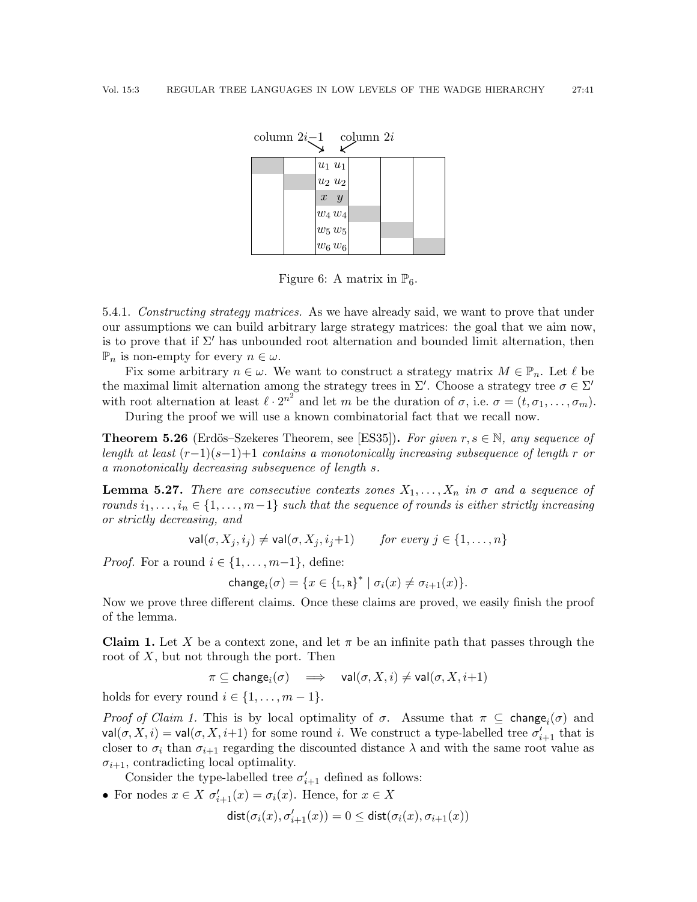Figure 6: A matrix in $\mathbb{P}_6$.

5.4.1. *Constructing strategy matrices.* As we have already said, we want to prove that under our assumptions we can build arbitrary large strategy matrices: the goal that we aim now, is to prove that if $\Sigma'$ has unbounded root alternation and bounded limit alternation, then $\mathbb{P}_n$ is non-empty for every $n \in \omega$.

Fix some arbitrary $n \in \omega$. We want to construct a strategy matrix $M \in \mathbb{P}_n$. Let $\ell$ be the maximal limit alternation among the strategy trees in $\Sigma'$. Choose a strategy tree $\sigma \in \Sigma'$ with root alternation at least $\ell \cdot 2^{n^2}$ and let $m$ be the duration of $\sigma$, i.e. $\sigma = (t, \sigma_1, \ldots, \sigma_m)$.

During the proof we will use a known combinatorial fact that we recall now.

**Theorem 5.26** (Erdös–Szekeres Theorem, see [ES35])**.** *For given $r, s \in \mathbb{N}$, any sequence of length at least $(r-1)(s-1)+1$ contains a monotonically increasing subsequence of length $r$ or a monotonically decreasing subsequence of length $s$.*

**Lemma 5.27.** *There are consecutive contexts zones $X_1, \ldots, X_n$ in $\sigma$ and a sequence of rounds $i_1, \ldots, i_n \in \{1, \ldots, m-1\}$ such that the sequence of rounds is either strictly increasing or strictly decreasing, and*

$$\mathsf{val}(\sigma, X_j, i_j) \neq \mathsf{val}(\sigma, X_j, i_j{+}1) \qquad \textit{for every } j \in \{1, \ldots, n\}$$

*Proof.* For a round $i \in \{1, \ldots, m-1\}$, define:

$$\mathsf{change}_i(\sigma) = \{x \in \{\mathtt{L}, \mathtt{R}\}^* \mid \sigma_i(x) \neq \sigma_{i+1}(x)\}.$$

Now we prove three different claims. Once these claims are proved, we easily finish the proof of the lemma.

**Claim 1.** Let $X$ be a context zone, and let $\pi$ be an infinite path that passes through the root of $X$, but not through the port. Then

$$\pi \subseteq \mathsf{change}_i(\sigma) \implies \mathsf{val}(\sigma, X, i) \neq \mathsf{val}(\sigma, X, i{+}1)$$

holds for every round $i \in \{1, \ldots, m-1\}$.

*Proof of Claim 1.* This is by local optimality of $\sigma$. Assume that $\pi \subseteq \mathsf{change}_i(\sigma)$ and $\mathsf{val}(\sigma, X, i) = \mathsf{val}(\sigma, X, i{+}1)$ for some round $i$. We construct a type-labelled tree $\sigma'_{i+1}$ that is closer to $\sigma_i$ than $\sigma_{i+1}$ regarding the discounted distance $\lambda$ and with the same root value as $\sigma_{i+1}$, contradicting local optimality.

Consider the type-labelled tree $\sigma'_{i+1}$ defined as follows:

- For nodes $x \in X$ $\sigma'_{i+1}(x) = \sigma_i(x)$. Hence, for $x \in X$

$$\mathsf{dist}(\sigma_i(x), \sigma'_{i+1}(x)) = 0 \leq \mathsf{dist}(\sigma_i(x), \sigma_{i+1}(x))$$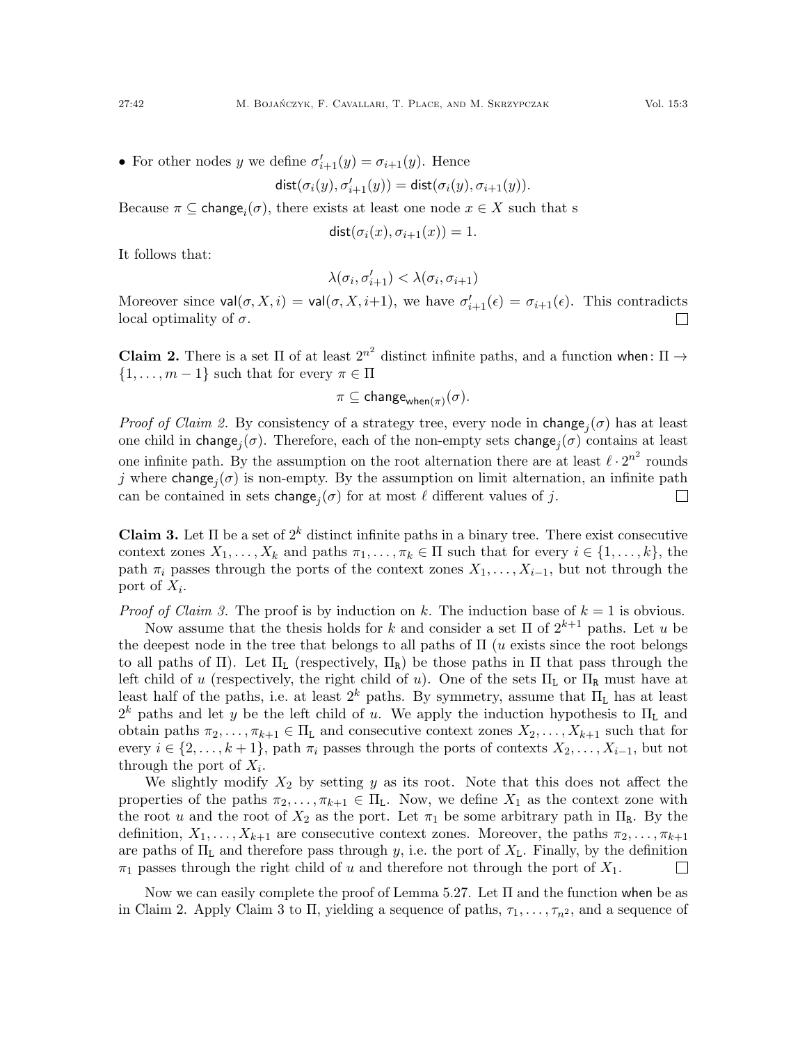- For other nodes $y$ we define $\sigma'_{i+1}(y) = \sigma_{i+1}(y)$. Hence

$$\mathsf{dist}(\sigma_i(y), \sigma'_{i+1}(y)) = \mathsf{dist}(\sigma_i(y), \sigma_{i+1}(y)).$$

Because $\pi \subseteq \mathsf{change}_i(\sigma)$, there exists at least one node $x \in X$ such that s

$$\mathsf{dist}(\sigma_i(x), \sigma_{i+1}(x)) = 1.$$

It follows that:

$$\lambda(\sigma_i, \sigma'_{i+1}) < \lambda(\sigma_i, \sigma_{i+1})$$

Moreover since $\mathsf{val}(\sigma, X, i) = \mathsf{val}(\sigma, X, i{+}1)$, we have $\sigma'_{i+1}(\epsilon) = \sigma_{i+1}(\epsilon)$. This contradicts local optimality of $\sigma$. □

**Claim 2.** There is a set $\Pi$ of at least $2^{n^2}$ distinct infinite paths, and a function $\mathsf{when}\colon \Pi \to \{1, \ldots, m-1\}$ such that for every $\pi \in \Pi$

$$\pi \subseteq \mathsf{change}_{\mathsf{when}(\pi)}(\sigma).$$

*Proof of Claim 2.* By consistency of a strategy tree, every node in $\mathsf{change}_j(\sigma)$ has at least one child in $\mathsf{change}_j(\sigma)$. Therefore, each of the non-empty sets $\mathsf{change}_j(\sigma)$ contains at least one infinite path. By the assumption on the root alternation there are at least $\ell \cdot 2^{n^2}$ rounds $j$ where $\mathsf{change}_j(\sigma)$ is non-empty. By the assumption on limit alternation, an infinite path can be contained in sets $\mathsf{change}_j(\sigma)$ for at most $\ell$ different values of $j$. □

**Claim 3.** Let $\Pi$ be a set of $2^k$ distinct infinite paths in a binary tree. There exist consecutive context zones $X_1, \ldots, X_k$ and paths $\pi_1, \ldots, \pi_k \in \Pi$ such that for every $i \in \{1, \ldots, k\}$, the path $\pi_i$ passes through the ports of the context zones $X_1, \ldots, X_{i-1}$, but not through the port of $X_i$.

*Proof of Claim 3.* The proof is by induction on $k$. The induction base of $k = 1$ is obvious.

Now assume that the thesis holds for $k$ and consider a set $\Pi$ of $2^{k+1}$ paths. Let $u$ be the deepest node in the tree that belongs to all paths of $\Pi$ ($u$ exists since the root belongs to all paths of $\Pi$). Let $\Pi_{\mathtt{L}}$ (respectively, $\Pi_{\mathtt{R}}$) be those paths in $\Pi$ that pass through the left child of $u$ (respectively, the right child of $u$). One of the sets $\Pi_{\mathtt{L}}$ or $\Pi_{\mathtt{R}}$ must have at least half of the paths, i.e. at least $2^k$ paths. By symmetry, assume that $\Pi_{\mathtt{L}}$ has at least $2^k$ paths and let $y$ be the left child of $u$. We apply the induction hypothesis to $\Pi_{\mathtt{L}}$ and obtain paths $\pi_2, \ldots, \pi_{k+1} \in \Pi_{\mathtt{L}}$ and consecutive context zones $X_2, \ldots, X_{k+1}$ such that for every $i \in \{2, \ldots, k+1\}$, path $\pi_i$ passes through the ports of contexts $X_2, \ldots, X_{i-1}$, but not through the port of $X_i$.

We slightly modify $X_2$ by setting $y$ as its root. Note that this does not affect the properties of the paths $\pi_2, \ldots, \pi_{k+1} \in \Pi_{\mathtt{L}}$. Now, we define $X_1$ as the context zone with the root $u$ and the root of $X_2$ as the port. Let $\pi_1$ be some arbitrary path in $\Pi_{\mathtt{R}}$. By the definition, $X_1, \ldots, X_{k+1}$ are consecutive context zones. Moreover, the paths $\pi_2, \ldots, \pi_{k+1}$ are paths of $\Pi_{\mathtt{L}}$ and therefore pass through $y$, i.e. the port of $X_{\mathtt{L}}$. Finally, by the definition $\pi_1$ passes through the right child of $u$ and therefore not through the port of $X_1$. □

Now we can easily complete the proof of Lemma 5.27. Let $\Pi$ and the function $\mathsf{when}$ be as in Claim 2. Apply Claim 3 to $\Pi$, yielding a sequence of paths, $\tau_1, \ldots, \tau_{n^2}$, and a sequence of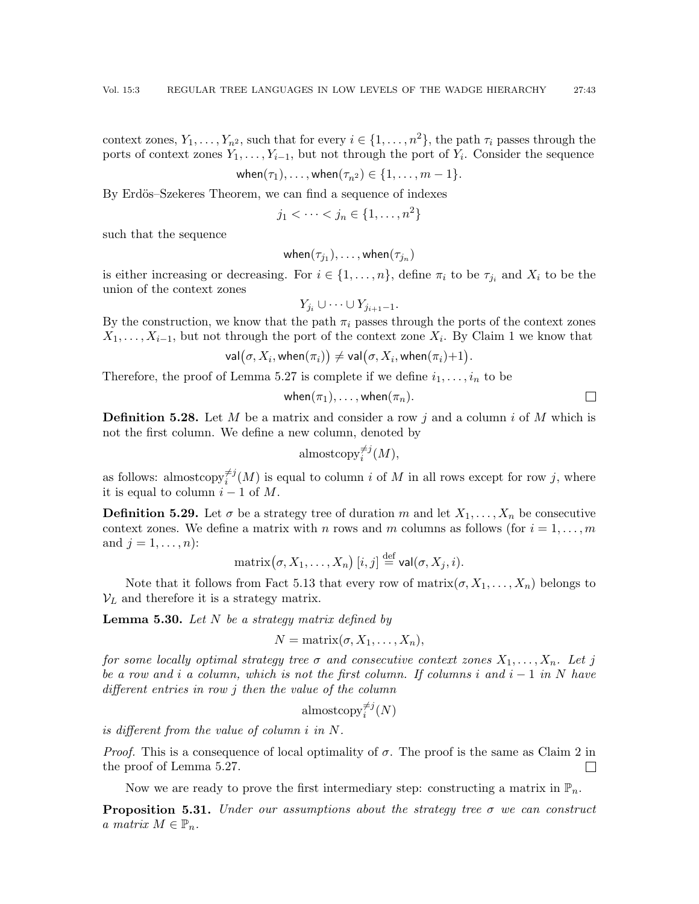context zones, $Y_1, \ldots, Y_{n^2}$, such that for every $i \in \{1, \ldots, n^2\}$, the path $\tau_i$ passes through the ports of context zones $Y_1, \ldots, Y_{i-1}$, but not through the port of $Y_i$. Consider the sequence

$$\mathsf{when}(\tau_1), \ldots, \mathsf{when}(\tau_{n^2}) \in \{1, \ldots, m-1\}.$$

By Erdös–Szekeres Theorem, we can find a sequence of indexes

$$j_1 < \cdots < j_n \in \{1, \ldots, n^2\}$$

such that the sequence

$$\mathsf{when}(\tau_{j_1}), \ldots, \mathsf{when}(\tau_{j_n})$$

is either increasing or decreasing. For $i \in \{1, \ldots, n\}$, define $\pi_i$ to be $\tau_{j_i}$ and $X_i$ to be the union of the context zones

$$Y_{j_i} \cup \cdots \cup Y_{j_{i+1}-1}.$$

By the construction, we know that the path $\pi_i$ passes through the ports of the context zones $X_1, \ldots, X_{i-1}$, but not through the port of the context zone $X_i$. By Claim 1 we know that

$$\mathsf{val}\big(\sigma, X_i, \mathsf{when}(\pi_i)\big) \neq \mathsf{val}\big(\sigma, X_i, \mathsf{when}(\pi_i){+}1\big).$$

Therefore, the proof of Lemma 5.27 is complete if we define $i_1, \ldots, i_n$ to be

$$\mathsf{when}(\pi_1), \ldots, \mathsf{when}(\pi_n).$$

□

**Definition 5.28.** Let $M$ be a matrix and consider a row $j$ and a column $i$ of $M$ which is not the first column. We define a new column, denoted by

$$\mathrm{almostcopy}_i^{\neq j}(M),$$

as follows: $\mathrm{almostcopy}_i^{\neq j}(M)$ is equal to column $i$ of $M$ in all rows except for row $j$, where it is equal to column $i-1$ of $M$.

**Definition 5.29.** Let $\sigma$ be a strategy tree of duration $m$ and let $X_1, \ldots, X_n$ be consecutive context zones. We define a matrix with $n$ rows and $m$ columns as follows (for $i = 1, \ldots, m$ and $j = 1, \ldots, n$):

$$\mathrm{matrix}\big(\sigma, X_1, \ldots, X_n\big)\,[i,j] \stackrel{\text{def}}{=} \mathsf{val}(\sigma, X_j, i).$$

Note that it follows from Fact 5.13 that every row of $\mathrm{matrix}(\sigma, X_1, \ldots, X_n)$ belongs to $\mathcal{V}_L$ and therefore it is a strategy matrix.

**Lemma 5.30.** *Let $N$ be a strategy matrix defined by*

$$N = \mathrm{matrix}(\sigma, X_1, \ldots, X_n),$$

*for some locally optimal strategy tree $\sigma$ and consecutive context zones $X_1, \ldots, X_n$. Let $j$ be a row and $i$ a column, which is not the first column. If columns $i$ and $i-1$ in $N$ have different entries in row $j$ then the value of the column*

$$\mathrm{almostcopy}_i^{\neq j}(N)$$

*is different from the value of column $i$ in $N$.*

*Proof.* This is a consequence of local optimality of $\sigma$. The proof is the same as Claim 2 in the proof of Lemma 5.27. □

Now we are ready to prove the first intermediary step: constructing a matrix in $\mathbb{P}_n$.

**Proposition 5.31.** *Under our assumptions about the strategy tree $\sigma$ we can construct a matrix $M \in \mathbb{P}_n$.*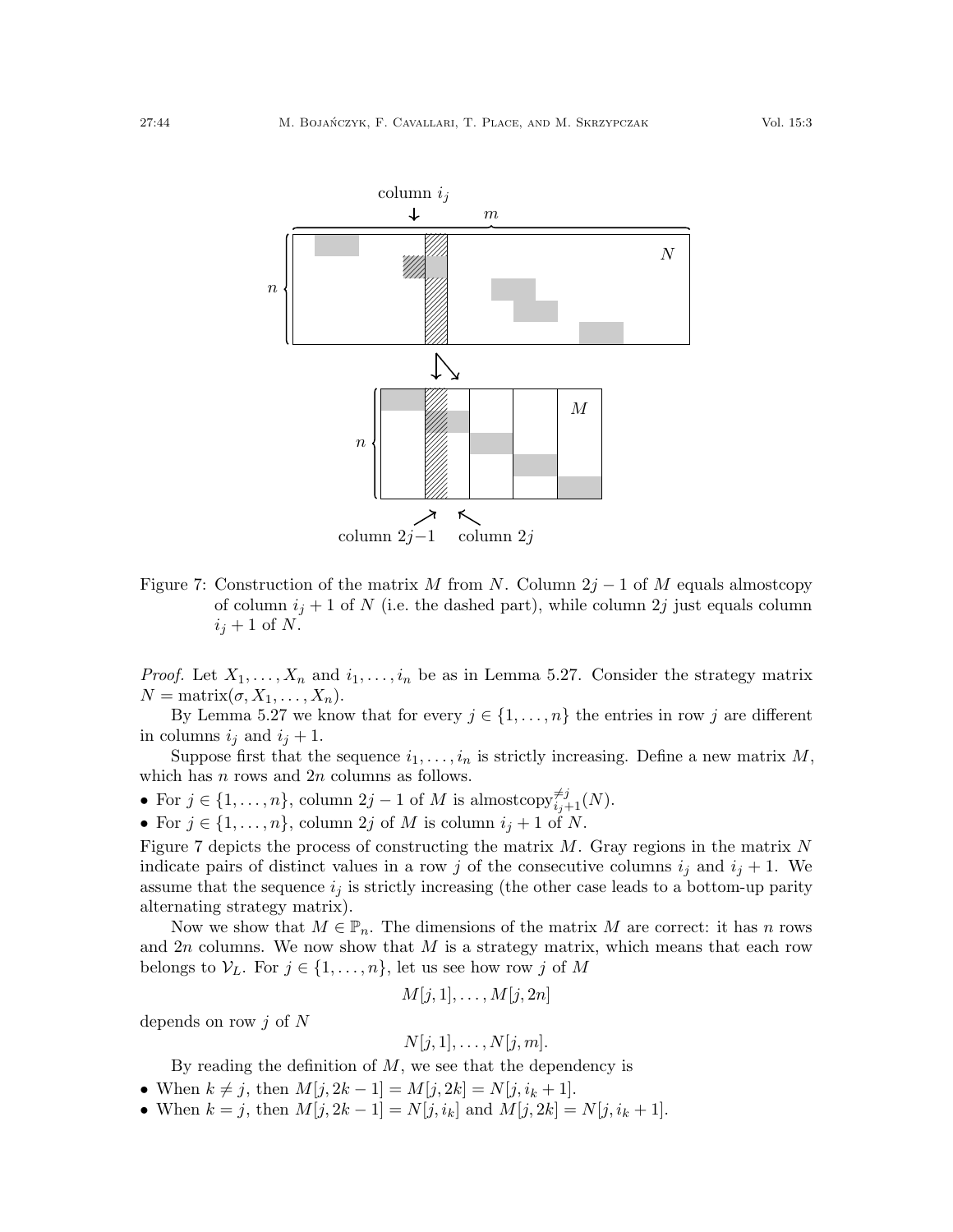Figure 7: Construction of the matrix $M$ from $N$. Column $2j-1$ of $M$ equals almostcopy of column $i_j+1$ of $N$ (i.e. the dashed part), while column $2j$ just equals column $i_j+1$ of $N$.

*Proof.* Let $X_1, \ldots, X_n$ and $i_1, \ldots, i_n$ be as in Lemma 5.27. Consider the strategy matrix $N = \text{matrix}(\sigma, X_1, \ldots, X_n)$.

By Lemma 5.27 we know that for every $j \in \{1, \ldots, n\}$ the entries in row $j$ are different in columns $i_j$ and $i_j+1$.

Suppose first that the sequence $i_1, \ldots, i_n$ is strictly increasing. Define a new matrix $M$, which has $n$ rows and $2n$ columns as follows.

- For $j \in \{1, \ldots, n\}$, column $2j-1$ of $M$ is $\text{almostcopy}^{\neq j}_{i_j+1}(N)$.
- For $j \in \{1, \ldots, n\}$, column $2j$ of $M$ is column $i_j+1$ of $N$.

Figure 7 depicts the process of constructing the matrix $M$. Gray regions in the matrix $N$ indicate pairs of distinct values in a row $j$ of the consecutive columns $i_j$ and $i_j+1$. We assume that the sequence $i_j$ is strictly increasing (the other case leads to a bottom-up parity alternating strategy matrix).

Now we show that $M \in \mathbb{P}_n$. The dimensions of the matrix $M$ are correct: it has $n$ rows and $2n$ columns. We now show that $M$ is a strategy matrix, which means that each row belongs to $\mathcal{V}_L$. For $j \in \{1, \ldots, n\}$, let us see how row $j$ of $M$

$$M[j,1], \ldots, M[j,2n]$$

depends on row $j$ of $N$

$$N[j,1], \ldots, N[j,m].$$

By reading the definition of $M$, we see that the dependency is

- When $k \neq j$, then $M[j,2k-1] = M[j,2k] = N[j,i_k+1]$.
- When $k = j$, then $M[j,2k-1] = N[j,i_k]$ and $M[j,2k] = N[j,i_k+1]$.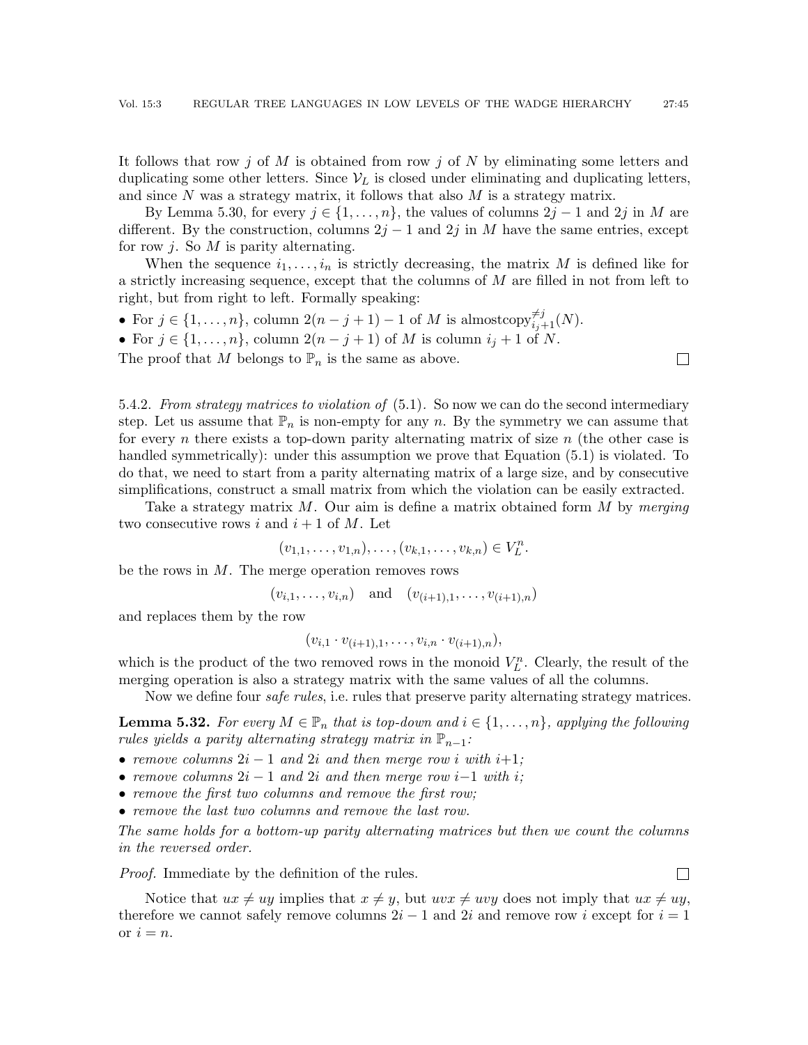It follows that row $j$ of $M$ is obtained from row $j$ of $N$ by eliminating some letters and duplicating some other letters. Since $\mathcal{V}_L$ is closed under eliminating and duplicating letters, and since $N$ was a strategy matrix, it follows that also $M$ is a strategy matrix.

By Lemma 5.30, for every $j \in \{1, \ldots, n\}$, the values of columns $2j-1$ and $2j$ in $M$ are different. By the construction, columns $2j-1$ and $2j$ in $M$ have the same entries, except for row $j$. So $M$ is parity alternating.

When the sequence $i_1, \ldots, i_n$ is strictly decreasing, the matrix $M$ is defined like for a strictly increasing sequence, except that the columns of $M$ are filled in not from left to right, but from right to left. Formally speaking:

- For $j \in \{1, \ldots, n\}$, column $2(n-j+1)-1$ of $M$ is $\mathrm{almostcopy}^{\neq j}_{i_j+1}(N)$.
- For $j \in \{1, \ldots, n\}$, column $2(n-j+1)$ of $M$ is column $i_j+1$ of $N$.

The proof that $M$ belongs to $\mathbb{P}_n$ is the same as above. ☐

5.4.2. *From strategy matrices to violation of* (5.1). So now we can do the second intermediary step. Let us assume that $\mathbb{P}_n$ is non-empty for any $n$. By the symmetry we can assume that for every $n$ there exists a top-down parity alternating matrix of size $n$ (the other case is handled symmetrically): under this assumption we prove that Equation (5.1) is violated. To do that, we need to start from a parity alternating matrix of a large size, and by consecutive simplifications, construct a small matrix from which the violation can be easily extracted.

Take a strategy matrix $M$. Our aim is define a matrix obtained form $M$ by *merging* two consecutive rows $i$ and $i+1$ of $M$. Let

$$(v_{1,1}, \ldots, v_{1,n}), \ldots, (v_{k,1}, \ldots, v_{k,n}) \in V_L^n.$$

be the rows in $M$. The merge operation removes rows

$$(v_{i,1}, \ldots, v_{i,n}) \quad \text{and} \quad (v_{(i+1),1}, \ldots, v_{(i+1),n})$$

and replaces them by the row

$$(v_{i,1} \cdot v_{(i+1),1}, \ldots, v_{i,n} \cdot v_{(i+1),n}),$$

which is the product of the two removed rows in the monoid $V_L^n$. Clearly, the result of the merging operation is also a strategy matrix with the same values of all the columns.

Now we define four *safe rules*, i.e. rules that preserve parity alternating strategy matrices.

**Lemma 5.32.** *For every $M \in \mathbb{P}_n$ that is top-down and $i \in \{1, \ldots, n\}$, applying the following rules yields a parity alternating strategy matrix in $\mathbb{P}_{n-1}$:*

- *remove columns $2i-1$ and $2i$ and then merge row $i$ with $i+1$;*
- *remove columns $2i-1$ and $2i$ and then merge row $i-1$ with $i$;*
- *remove the first two columns and remove the first row;*
- *remove the last two columns and remove the last row.*

*The same holds for a bottom-up parity alternating matrices but then we count the columns in the reversed order.*

*Proof.* Immediate by the definition of the rules. ☐

Notice that $ux \neq uy$ implies that $x \neq y$, but $uvx \neq uvy$ does not imply that $ux \neq uy$, therefore we cannot safely remove columns $2i-1$ and $2i$ and remove row $i$ except for $i = 1$ or $i = n$.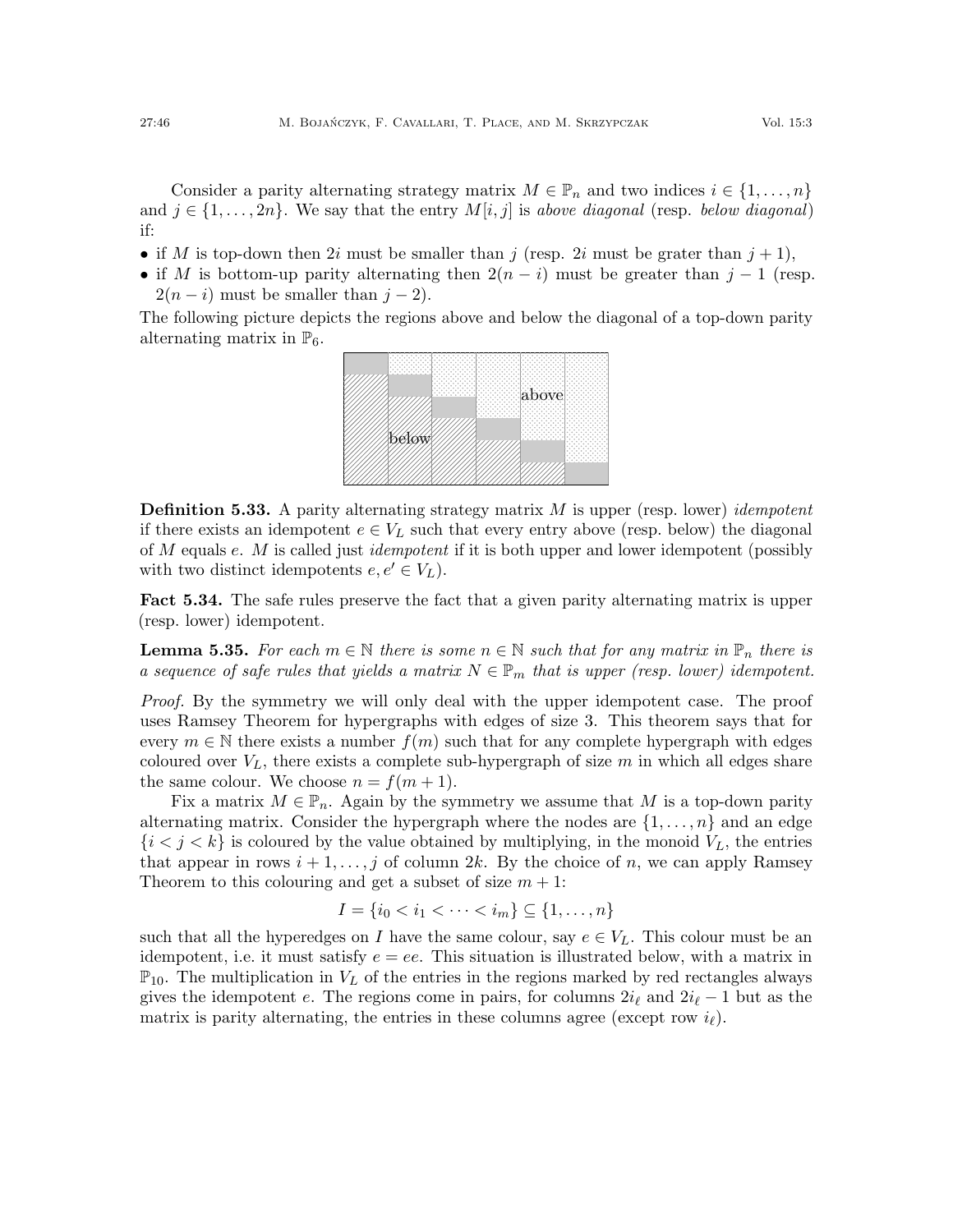Consider a parity alternating strategy matrix $M \in \mathbb{P}_n$ and two indices $i \in \{1, \ldots, n\}$ and $j \in \{1, \ldots, 2n\}$. We say that the entry $M[i,j]$ is *above diagonal* (resp. *below diagonal*) if:

- if $M$ is top-down then $2i$ must be smaller than $j$ (resp. $2i$ must be grater than $j+1$),
- if $M$ is bottom-up parity alternating then $2(n-i)$ must be greater than $j-1$ (resp. $2(n-i)$ must be smaller than $j-2$).

The following picture depicts the regions above and below the diagonal of a top-down parity alternating matrix in $\mathbb{P}_6$.

**Definition 5.33.** A parity alternating strategy matrix $M$ is upper (resp. lower) *idempotent* if there exists an idempotent $e \in V_L$ such that every entry above (resp. below) the diagonal of $M$ equals $e$. $M$ is called just *idempotent* if it is both upper and lower idempotent (possibly with two distinct idempotents $e, e' \in V_L$).

**Fact 5.34.** The safe rules preserve the fact that a given parity alternating matrix is upper (resp. lower) idempotent.

**Lemma 5.35.** *For each $m \in \mathbb{N}$ there is some $n \in \mathbb{N}$ such that for any matrix in $\mathbb{P}_n$ there is a sequence of safe rules that yields a matrix $N \in \mathbb{P}_m$ that is upper (resp. lower) idempotent.*

*Proof.* By the symmetry we will only deal with the upper idempotent case. The proof uses Ramsey Theorem for hypergraphs with edges of size 3. This theorem says that for every $m \in \mathbb{N}$ there exists a number $f(m)$ such that for any complete hypergraph with edges coloured over $V_L$, there exists a complete sub-hypergraph of size $m$ in which all edges share the same colour. We choose $n = f(m+1)$.

Fix a matrix $M \in \mathbb{P}_n$. Again by the symmetry we assume that $M$ is a top-down parity alternating matrix. Consider the hypergraph where the nodes are $\{1, \ldots, n\}$ and an edge $\{i < j < k\}$ is coloured by the value obtained by multiplying, in the monoid $V_L$, the entries that appear in rows $i+1, \ldots, j$ of column $2k$. By the choice of $n$, we can apply Ramsey Theorem to this colouring and get a subset of size $m+1$:

$$I = \{i_0 < i_1 < \cdots < i_m\} \subseteq \{1, \ldots, n\}$$

such that all the hyperedges on $I$ have the same colour, say $e \in V_L$. This colour must be an idempotent, i.e. it must satisfy $e = ee$. This situation is illustrated below, with a matrix in $\mathbb{P}_{10}$. The multiplication in $V_L$ of the entries in the regions marked by red rectangles always gives the idempotent $e$. The regions come in pairs, for columns $2i_\ell$ and $2i_\ell - 1$ but as the matrix is parity alternating, the entries in these columns agree (except row $i_\ell$).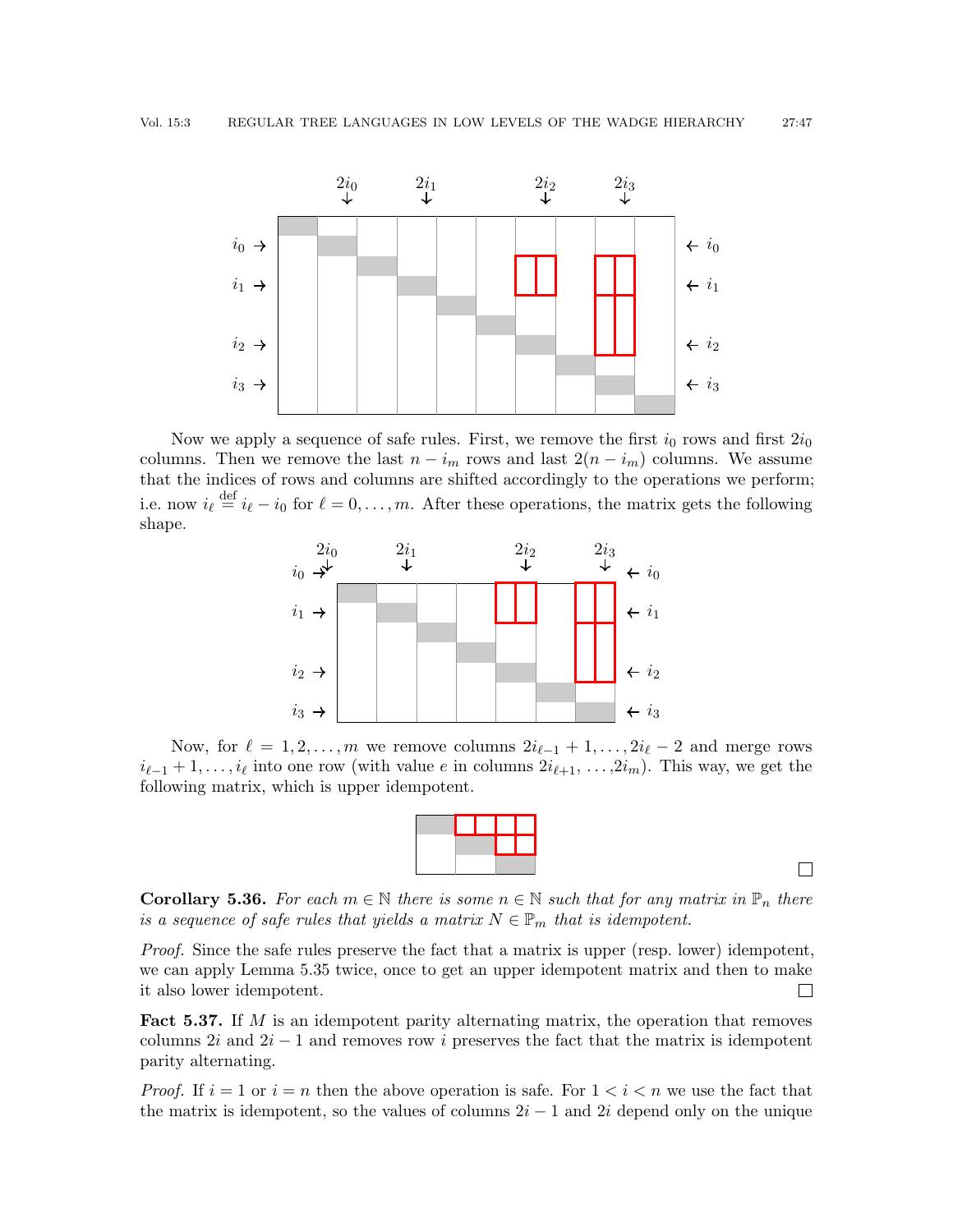Now we apply a sequence of safe rules. First, we remove the first $i_0$ rows and first $2i_0$ columns. Then we remove the last $n - i_m$ rows and last $2(n - i_m)$ columns. We assume that the indices of rows and columns are shifted accordingly to the operations we perform; i.e. now $i_\ell \stackrel{\text{def}}{=} i_\ell - i_0$ for $\ell = 0, \ldots, m$. After these operations, the matrix gets the following shape.

Now, for $\ell = 1, 2, \ldots, m$ we remove columns $2i_{\ell-1} + 1, \ldots, 2i_\ell - 2$ and merge rows $i_{\ell-1} + 1, \ldots, i_\ell$ into one row (with value $e$ in columns $2i_{\ell+1}, \ldots, 2i_m$). This way, we get the following matrix, which is upper idempotent.

□

**Corollary 5.36.** *For each $m \in \mathbb{N}$ there is some $n \in \mathbb{N}$ such that for any matrix in $\mathbb{P}_n$ there is a sequence of safe rules that yields a matrix $N \in \mathbb{P}_m$ that is idempotent.*

*Proof.* Since the safe rules preserve the fact that a matrix is upper (resp. lower) idempotent, we can apply Lemma 5.35 twice, once to get an upper idempotent matrix and then to make it also lower idempotent. □

**Fact 5.37.** If $M$ is an idempotent parity alternating matrix, the operation that removes columns $2i$ and $2i - 1$ and removes row $i$ preserves the fact that the matrix is idempotent parity alternating.

*Proof.* If $i = 1$ or $i = n$ then the above operation is safe. For $1 < i < n$ we use the fact that the matrix is idempotent, so the values of columns $2i - 1$ and $2i$ depend only on the unique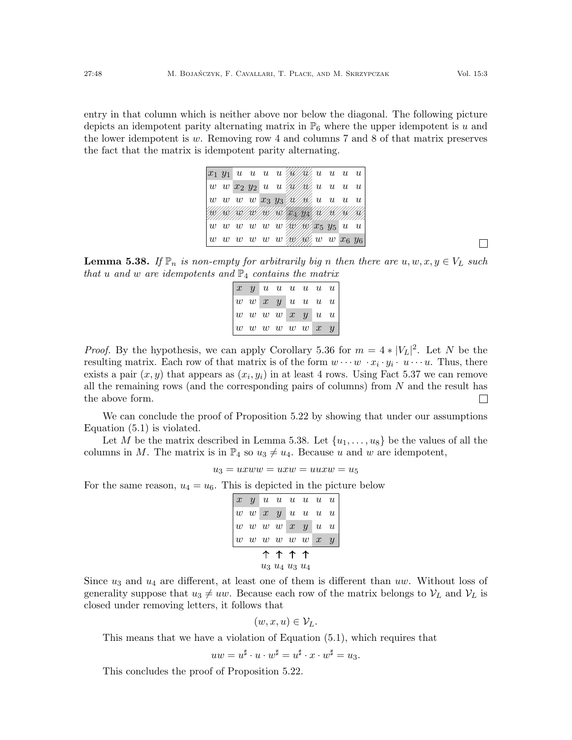entry in that column which is neither above nor below the diagonal. The following picture depicts an idempotent parity alternating matrix in $\mathbb{P}_6$ where the upper idempotent is $u$ and the lower idempotent is $w$. Removing row 4 and columns 7 and 8 of that matrix preserves the fact that the matrix is idempotent parity alternating.

| | | | | | | | | | | | |
|---|---|---|---|---|---|---|---|---|---|---|---|
| $x_1$ | $y_1$ | $u$ | $u$ | $u$ | $u$ | $u$ | $u$ | $u$ | $u$ | $u$ | $u$ |
| $w$ | $w$ | $x_2$ | $y_2$ | $u$ | $u$ | $u$ | $u$ | $u$ | $u$ | $u$ | $u$ |
| $w$ | $w$ | $w$ | $w$ | $x_3$ | $y_3$ | $u$ | $u$ | $u$ | $u$ | $u$ | $u$ |
| $w$ | $w$ | $w$ | $w$ | $w$ | $w$ | $x_4$ | $y_4$ | $u$ | $u$ | $u$ | $u$ |
| $w$ | $w$ | $w$ | $w$ | $w$ | $w$ | $w$ | $w$ | $x_5$ | $y_5$ | $u$ | $u$ |
| $w$ | $w$ | $w$ | $w$ | $w$ | $w$ | $w$ | $w$ | $w$ | $w$ | $x_6$ | $y_6$ |

□

**Lemma 5.38.** *If $\mathbb{P}_n$ is non-empty for arbitrarily big $n$ then there are $u, w, x, y \in V_L$ such that $u$ and $w$ are idempotents and $\mathbb{P}_4$ contains the matrix*

| | | | | | | | |
|---|---|---|---|---|---|---|---|
| $x$ | $y$ | $u$ | $u$ | $u$ | $u$ | $u$ | $u$ |
| $w$ | $w$ | $x$ | $y$ | $u$ | $u$ | $u$ | $u$ |
| $w$ | $w$ | $w$ | $w$ | $x$ | $y$ | $u$ | $u$ |
| $w$ | $w$ | $w$ | $w$ | $w$ | $w$ | $x$ | $y$ |

*Proof.* By the hypothesis, we can apply Corollary 5.36 for $m = 4 * |V_L|^2$. Let $N$ be the resulting matrix. Each row of that matrix is of the form $w \cdots w \cdot x_i \cdot y_i \cdot u \cdots u$. Thus, there exists a pair $(x, y)$ that appears as $(x_i, y_i)$ in at least 4 rows. Using Fact 5.37 we can remove all the remaining rows (and the corresponding pairs of columns) from $N$ and the result has the above form. □

We can conclude the proof of Proposition 5.22 by showing that under our assumptions Equation (5.1) is violated.

Let $M$ be the matrix described in Lemma 5.38. Let $\{u_1, \ldots, u_8\}$ be the values of all the columns in $M$. The matrix is in $\mathbb{P}_4$ so $u_3 \neq u_4$. Because $u$ and $w$ are idempotent,

$$u_3 = uxww = uxw = uuxw = u_5$$

For the same reason, $u_4 = u_6$. This is depicted in the picture below

| | | | | | | | |
|---|---|---|---|---|---|---|---|
| $x$ | $y$ | $u$ | $u$ | $u$ | $u$ | $u$ | $u$ |
| $w$ | $w$ | $x$ | $y$ | $u$ | $u$ | $u$ | $u$ |
| $w$ | $w$ | $w$ | $w$ | $x$ | $y$ | $u$ | $u$ |
| $w$ | $w$ | $w$ | $w$ | $w$ | $w$ | $x$ | $y$ |
| | | ↑ | ↑ | ↑ | ↑ | | |
| | | $u_3$ | $u_4$ | $u_3$ | $u_4$ | | |

Since $u_3$ and $u_4$ are different, at least one of them is different than $uw$. Without loss of generality suppose that $u_3 \neq uw$. Because each row of the matrix belongs to $\mathcal{V}_L$ and $\mathcal{V}_L$ is closed under removing letters, it follows that

$$(w, x, u) \in \mathcal{V}_L.$$

This means that we have a violation of Equation (5.1), which requires that

$$uw = u^\sharp \cdot u \cdot w^\sharp = u^\sharp \cdot x \cdot w^\sharp = u_3.$$

This concludes the proof of Proposition 5.22.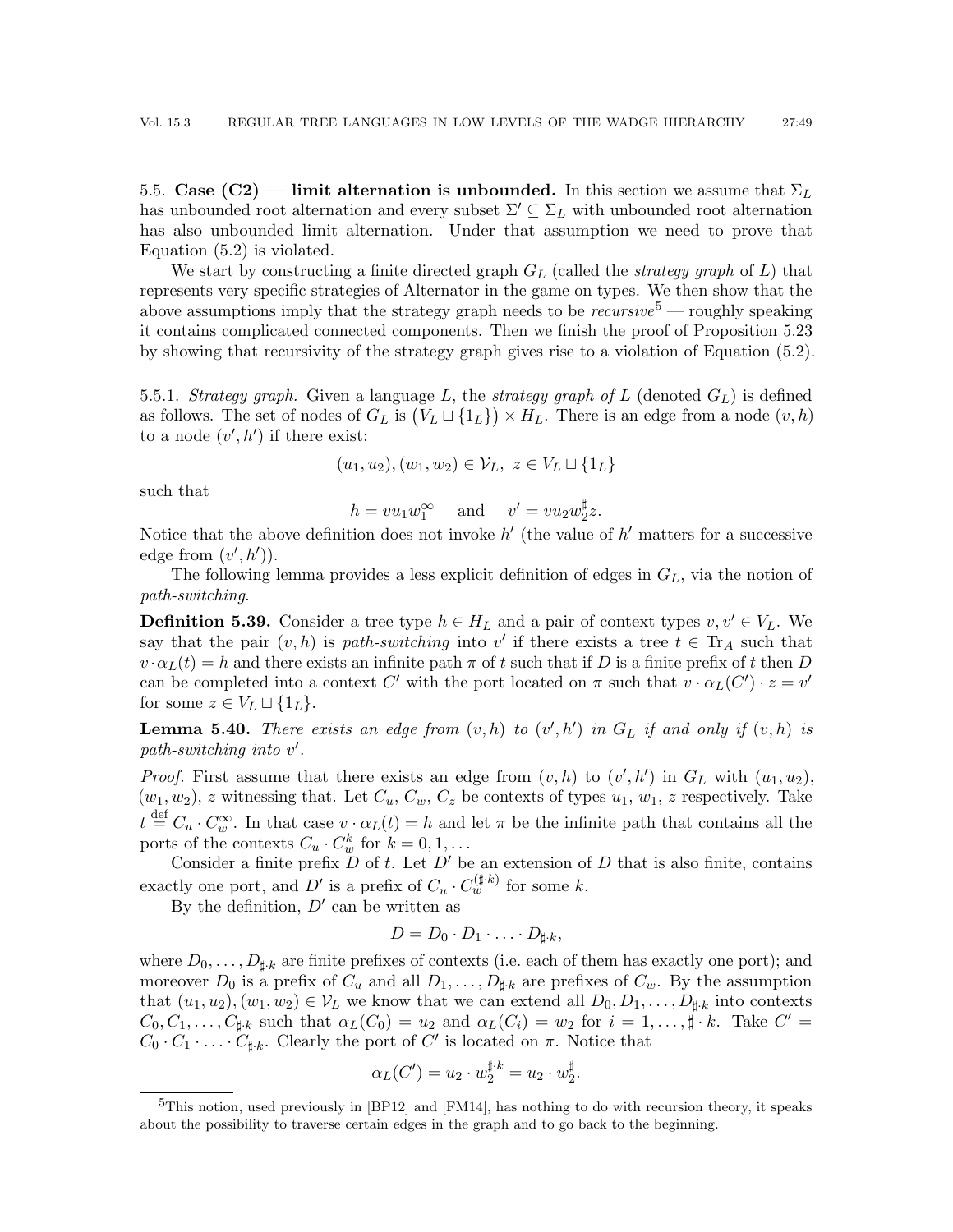## 5.5. Case (C2) — limit alternation is unbounded.

In this section we assume that $\Sigma_L$ has unbounded root alternation and every subset $\Sigma' \subseteq \Sigma_L$ with unbounded root alternation has also unbounded limit alternation. Under that assumption we need to prove that Equation (5.2) is violated.

We start by constructing a finite directed graph $G_L$ (called the *strategy graph* of $L$) that represents very specific strategies of Alternator in the game on types. We then show that the above assumptions imply that the strategy graph needs to be *recursive*[5] — roughly speaking it contains complicated connected components. Then we finish the proof of Proposition 5.23 by showing that recursivity of the strategy graph gives rise to a violation of Equation (5.2).

### 5.5.1. *Strategy graph.*

Given a language $L$, the *strategy graph of $L$* (denoted $G_L$) is defined as follows. The set of nodes of $G_L$ is $\big(V_L \sqcup \{1_L\}\big) \times H_L$. There is an edge from a node $(v, h)$ to a node $(v', h')$ if there exist:

$$(u_1, u_2), (w_1, w_2) \in \mathcal{V}_L,\ z \in V_L \sqcup \{1_L\}$$

such that

$$h = v u_1 w_1^{\infty} \quad \text{ and } \quad v' = v u_2 w_2^{\sharp} z.$$

Notice that the above definition does not invoke $h'$ (the value of $h'$ matters for a successive edge from $(v', h')$).

The following lemma provides a less explicit definition of edges in $G_L$, via the notion of *path-switching*.

**Definition 5.39.** Consider a tree type $h \in H_L$ and a pair of context types $v, v' \in V_L$. We say that the pair $(v, h)$ is *path-switching* into $v'$ if there exists a tree $t \in \mathrm{Tr}_A$ such that $v \cdot \alpha_L(t) = h$ and there exists an infinite path $\pi$ of $t$ such that if $D$ is a finite prefix of $t$ then $D$ can be completed into a context $C'$ with the port located on $\pi$ such that $v \cdot \alpha_L(C') \cdot z = v'$ for some $z \in V_L \sqcup \{1_L\}$.

**Lemma 5.40.** *There exists an edge from $(v, h)$ to $(v', h')$ in $G_L$ if and only if $(v, h)$ is path-switching into $v'$.*

*Proof.* First assume that there exists an edge from $(v, h)$ to $(v', h')$ in $G_L$ with $(u_1, u_2)$, $(w_1, w_2)$, $z$ witnessing that. Let $C_u$, $C_w$, $C_z$ be contexts of types $u_1$, $w_1$, $z$ respectively. Take $t \stackrel{\text{def}}{=} C_u \cdot C_w^{\infty}$. In that case $v \cdot \alpha_L(t) = h$ and let $\pi$ be the infinite path that contains all the ports of the contexts $C_u \cdot C_w^k$ for $k = 0, 1, \ldots$

Consider a finite prefix $D$ of $t$. Let $D'$ be an extension of $D$ that is also finite, contains exactly one port, and $D'$ is a prefix of $C_u \cdot C_w^{(\sharp \cdot k)}$ for some $k$.

By the definition, $D'$ can be written as

$$D = D_0 \cdot D_1 \cdot \ldots \cdot D_{\sharp \cdot k},$$

where $D_0, \ldots, D_{\sharp \cdot k}$ are finite prefixes of contexts (i.e. each of them has exactly one port); and moreover $D_0$ is a prefix of $C_u$ and all $D_1, \ldots, D_{\sharp \cdot k}$ are prefixes of $C_w$. By the assumption that $(u_1, u_2), (w_1, w_2) \in \mathcal{V}_L$ we know that we can extend all $D_0, D_1, \ldots, D_{\sharp \cdot k}$ into contexts $C_0, C_1, \ldots, C_{\sharp \cdot k}$ such that $\alpha_L(C_0) = u_2$ and $\alpha_L(C_i) = w_2$ for $i = 1, \ldots, \sharp \cdot k$. Take $C' = C_0 \cdot C_1 \cdot \ldots \cdot C_{\sharp \cdot k}$. Clearly the port of $C'$ is located on $\pi$. Notice that

$$\alpha_L(C') = u_2 \cdot w_2^{\sharp \cdot k} = u_2 \cdot w_2^{\sharp}.$$

[5] This notion, used previously in [BP12] and [FM14], has nothing to do with recursion theory, it speaks about the possibility to traverse certain edges in the graph and to go back to the beginning.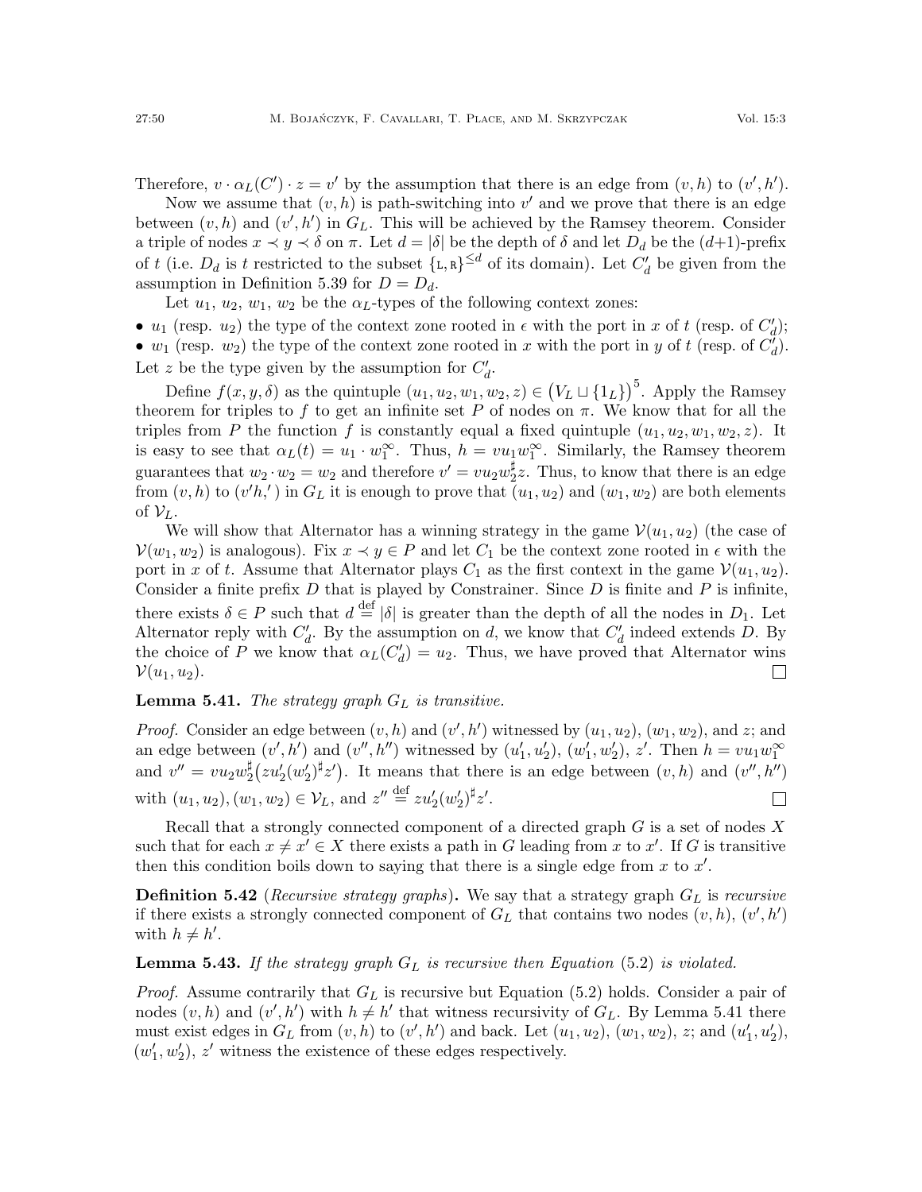Therefore, $v \cdot \alpha_L(C') \cdot z = v'$ by the assumption that there is an edge from $(v, h)$ to $(v', h')$.

Now we assume that $(v, h)$ is path-switching into $v'$ and we prove that there is an edge between $(v, h)$ and $(v', h')$ in $G_L$. This will be achieved by the Ramsey theorem. Consider a triple of nodes $x \prec y \prec \delta$ on $\pi$. Let $d = |\delta|$ be the depth of $\delta$ and let $D_d$ be the $(d{+}1)$-prefix of $t$ (i.e. $D_d$ is $t$ restricted to the subset $\{\mathtt{L}, \mathtt{R}\}^{\leq d}$ of its domain). Let $C'_d$ be given from the assumption in Definition 5.39 for $D = D_d$.

Let $u_1$, $u_2$, $w_1$, $w_2$ be the $\alpha_L$-types of the following context zones:

- $u_1$ (resp. $u_2$) the type of the context zone rooted in $\epsilon$ with the port in $x$ of $t$ (resp. of $C'_d$);
- $w_1$ (resp. $w_2$) the type of the context zone rooted in $x$ with the port in $y$ of $t$ (resp. of $C'_d$).

Let $z$ be the type given by the assumption for $C'_d$.

Define $f(x, y, \delta)$ as the quintuple $(u_1, u_2, w_1, w_2, z) \in \big(V_L \sqcup \{1_L\}\big)^5$. Apply the Ramsey theorem for triples to $f$ to get an infinite set $P$ of nodes on $\pi$. We know that for all the triples from $P$ the function $f$ is constantly equal a fixed quintuple $(u_1, u_2, w_1, w_2, z)$. It is easy to see that $\alpha_L(t) = u_1 \cdot w_1^\infty$. Thus, $h = vu_1w_1^\infty$. Similarly, the Ramsey theorem guarantees that $w_2 \cdot w_2 = w_2$ and therefore $v' = vu_2w_2^\sharp z$. Thus, to know that there is an edge from $(v, h)$ to $(v'h,')$ in $G_L$ it is enough to prove that $(u_1, u_2)$ and $(w_1, w_2)$ are both elements of $\mathcal{V}_L$.

We will show that Alternator has a winning strategy in the game $\mathcal{V}(u_1, u_2)$ (the case of $\mathcal{V}(w_1, w_2)$ is analogous). Fix $x \prec y \in P$ and let $C_1$ be the context zone rooted in $\epsilon$ with the port in $x$ of $t$. Assume that Alternator plays $C_1$ as the first context in the game $\mathcal{V}(u_1, u_2)$. Consider a finite prefix $D$ that is played by Constrainer. Since $D$ is finite and $P$ is infinite, there exists $\delta \in P$ such that $d \stackrel{\text{def}}{=} |\delta|$ is greater than the depth of all the nodes in $D_1$. Let Alternator reply with $C'_d$. By the assumption on $d$, we know that $C'_d$ indeed extends $D$. By the choice of $P$ we know that $\alpha_L(C'_d) = u_2$. Thus, we have proved that Alternator wins $\mathcal{V}(u_1, u_2)$. ◻

**Lemma 5.41.** *The strategy graph $G_L$ is transitive.*

*Proof.* Consider an edge between $(v, h)$ and $(v', h')$ witnessed by $(u_1, u_2)$, $(w_1, w_2)$, and $z$; and an edge between $(v', h')$ and $(v'', h'')$ witnessed by $(u'_1, u'_2)$, $(w'_1, w'_2)$, $z'$. Then $h = vu_1w_1^\infty$ and $v'' = vu_2w_2^\sharp\big(zu'_2(w'_2)^\sharp z'\big)$. It means that there is an edge between $(v, h)$ and $(v'', h'')$ with $(u_1, u_2), (w_1, w_2) \in \mathcal{V}_L$, and $z'' \stackrel{\text{def}}{=} zu'_2(w'_2)^\sharp z'$. ◻

Recall that a strongly connected component of a directed graph $G$ is a set of nodes $X$ such that for each $x \neq x' \in X$ there exists a path in $G$ leading from $x$ to $x'$. If $G$ is transitive then this condition boils down to saying that there is a single edge from $x$ to $x'$.

**Definition 5.42** (*Recursive strategy graphs*)**.** We say that a strategy graph $G_L$ is *recursive* if there exists a strongly connected component of $G_L$ that contains two nodes $(v, h)$, $(v', h')$ with $h \neq h'$.

**Lemma 5.43.** *If the strategy graph $G_L$ is recursive then Equation (5.2) is violated.*

*Proof.* Assume contrarily that $G_L$ is recursive but Equation (5.2) holds. Consider a pair of nodes $(v, h)$ and $(v', h')$ with $h \neq h'$ that witness recursivity of $G_L$. By Lemma 5.41 there must exist edges in $G_L$ from $(v, h)$ to $(v', h')$ and back. Let $(u_1, u_2)$, $(w_1, w_2)$, $z$; and $(u'_1, u'_2)$, $(w'_1, w'_2)$, $z'$ witness the existence of these edges respectively.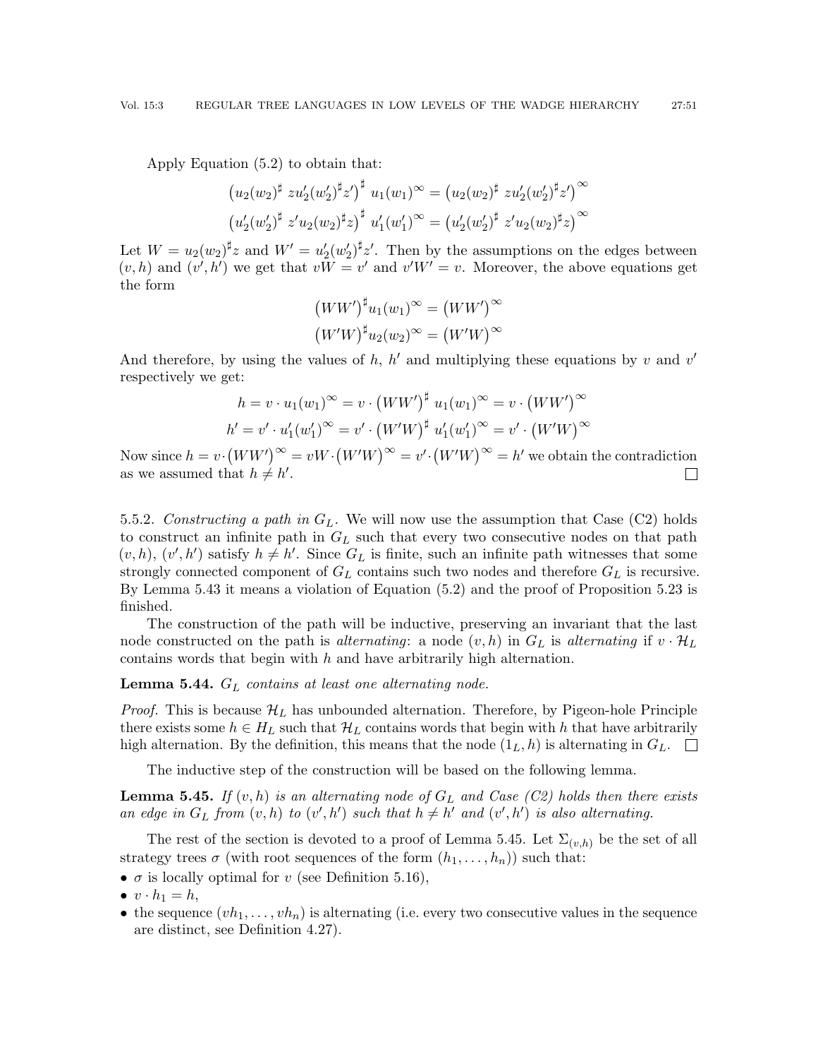Apply Equation (5.2) to obtain that:

$$\big(u_2(w_2)^\sharp\ zu_2'(w_2')^\sharp z'\big)^\sharp\ u_1(w_1)^\infty = \big(u_2(w_2)^\sharp\ zu_2'(w_2')^\sharp z'\big)^\infty$$
$$\big(u_2'(w_2')^\sharp\ z'u_2(w_2)^\sharp z\big)^\sharp\ u_1'(w_1')^\infty = \big(u_2'(w_2')^\sharp\ z'u_2(w_2)^\sharp z\big)^\infty$$

Let $W = u_2(w_2)^\sharp z$ and $W' = u_2'(w_2')^\sharp z'$. Then by the assumptions on the edges between $(v, h)$ and $(v', h')$ we get that $vW = v'$ and $v'W' = v$. Moreover, the above equations get the form

$$\big(WW'\big)^\sharp u_1(w_1)^\infty = \big(WW'\big)^\infty$$
$$\big(W'W\big)^\sharp u_2(w_2)^\infty = \big(W'W\big)^\infty$$

And therefore, by using the values of $h$, $h'$ and multiplying these equations by $v$ and $v'$ respectively we get:

$$h = v \cdot u_1(w_1)^\infty = v \cdot \big(WW'\big)^\sharp\ u_1(w_1)^\infty = v \cdot \big(WW'\big)^\infty$$
$$h' = v' \cdot u_1'(w_1')^\infty = v' \cdot \big(W'W\big)^\sharp\ u_1'(w_1')^\infty = v' \cdot \big(W'W\big)^\infty$$

Now since $h = v\cdot\big(WW'\big)^\infty = vW\cdot\big(W'W\big)^\infty = v'\cdot\big(W'W\big)^\infty = h'$ we obtain the contradiction as we assumed that $h \neq h'$. □

5.5.2. *Constructing a path in $G_L$.* We will now use the assumption that Case (C2) holds to construct an infinite path in $G_L$ such that every two consecutive nodes on that path $(v, h)$, $(v', h')$ satisfy $h \neq h'$. Since $G_L$ is finite, such an infinite path witnesses that some strongly connected component of $G_L$ contains such two nodes and therefore $G_L$ is recursive. By Lemma 5.43 it means a violation of Equation (5.2) and the proof of Proposition 5.23 is finished.

The construction of the path will be inductive, preserving an invariant that the last node constructed on the path is *alternating*: a node $(v, h)$ in $G_L$ is *alternating* if $v \cdot \mathcal{H}_L$ contains words that begin with $h$ and have arbitrarily high alternation.

**Lemma 5.44.** *$G_L$ contains at least one alternating node.*

*Proof.* This is because $\mathcal{H}_L$ has unbounded alternation. Therefore, by Pigeon-hole Principle there exists some $h \in H_L$ such that $\mathcal{H}_L$ contains words that begin with $h$ that have arbitrarily high alternation. By the definition, this means that the node $(1_L, h)$ is alternating in $G_L$. □

The inductive step of the construction will be based on the following lemma.

**Lemma 5.45.** *If $(v, h)$ is an alternating node of $G_L$ and Case (C2) holds then there exists an edge in $G_L$ from $(v, h)$ to $(v', h')$ such that $h \neq h'$ and $(v', h')$ is also alternating.*

The rest of the section is devoted to a proof of Lemma 5.45. Let $\Sigma_{(v,h)}$ be the set of all strategy trees $\sigma$ (with root sequences of the form $(h_1, \ldots, h_n)$) such that:

- $\sigma$ is locally optimal for $v$ (see Definition 5.16),
- $v \cdot h_1 = h$,
- the sequence $(vh_1, \ldots, vh_n)$ is alternating (i.e. every two consecutive values in the sequence are distinct, see Definition 4.27).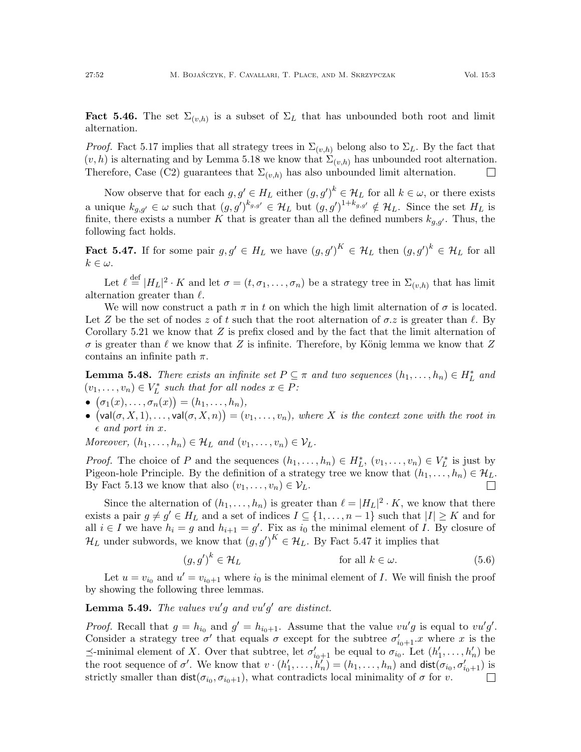**Fact 5.46.** The set $\Sigma_{(v,h)}$ is a subset of $\Sigma_L$ that has unbounded both root and limit alternation.

*Proof.* Fact 5.17 implies that all strategy trees in $\Sigma_{(v,h)}$ belong also to $\Sigma_L$. By the fact that $(v,h)$ is alternating and by Lemma 5.18 we know that $\Sigma_{(v,h)}$ has unbounded root alternation. Therefore, Case (C2) guarantees that $\Sigma_{(v,h)}$ has also unbounded limit alternation. □

Now observe that for each $g, g' \in H_L$ either $(g, g')^k \in \mathcal{H}_L$ for all $k \in \omega$, or there exists a unique $k_{g,g'} \in \omega$ such that $(g, g')^{k_{g,g'}} \in \mathcal{H}_L$ but $(g, g')^{1+k_{g,g'}} \notin \mathcal{H}_L$. Since the set $H_L$ is finite, there exists a number $K$ that is greater than all the defined numbers $k_{g,g'}$. Thus, the following fact holds.

**Fact 5.47.** If for some pair $g, g' \in H_L$ we have $(g, g')^K \in \mathcal{H}_L$ then $(g, g')^k \in \mathcal{H}_L$ for all $k \in \omega$.

Let $\ell \stackrel{\text{def}}{=} |H_L|^2 \cdot K$ and let $\sigma = (t, \sigma_1, \ldots, \sigma_n)$ be a strategy tree in $\Sigma_{(v,h)}$ that has limit alternation greater than $\ell$.

We will now construct a path $\pi$ in $t$ on which the high limit alternation of $\sigma$ is located. Let $Z$ be the set of nodes $z$ of $t$ such that the root alternation of $\sigma.z$ is greater than $\ell$. By Corollary 5.21 we know that $Z$ is prefix closed and by the fact that the limit alternation of $\sigma$ is greater than $\ell$ we know that $Z$ is infinite. Therefore, by König lemma we know that $Z$ contains an infinite path $\pi$.

**Lemma 5.48.** *There exists an infinite set $P \subseteq \pi$ and two sequences $(h_1, \ldots, h_n) \in H_L^*$ and $(v_1, \ldots, v_n) \in V_L^*$ such that for all nodes $x \in P$:*

- $\big(\sigma_1(x), \ldots, \sigma_n(x)\big) = (h_1, \ldots, h_n)$,
- $\big(\mathsf{val}(\sigma, X, 1), \ldots, \mathsf{val}(\sigma, X, n)\big) = (v_1, \ldots, v_n)$, *where $X$ is the context zone with the root in $\epsilon$ and port in $x$.*

*Moreover, $(h_1, \ldots, h_n) \in \mathcal{H}_L$ and $(v_1, \ldots, v_n) \in \mathcal{V}_L$.*

*Proof.* The choice of $P$ and the sequences $(h_1, \ldots, h_n) \in H_L^*$, $(v_1, \ldots, v_n) \in V_L^*$ is just by Pigeon-hole Principle. By the definition of a strategy tree we know that $(h_1, \ldots, h_n) \in \mathcal{H}_L$. By Fact 5.13 we know that also $(v_1, \ldots, v_n) \in \mathcal{V}_L$. □

Since the alternation of $(h_1, \ldots, h_n)$ is greater than $\ell = |H_L|^2 \cdot K$, we know that there exists a pair $g \neq g' \in H_L$ and a set of indices $I \subseteq \{1, \ldots, n-1\}$ such that $|I| \geq K$ and for all $i \in I$ we have $h_i = g$ and $h_{i+1} = g'$. Fix as $i_0$ the minimal element of $I$. By closure of $\mathcal{H}_L$ under subwords, we know that $(g, g')^K \in \mathcal{H}_L$. By Fact 5.47 it implies that

$$(g, g')^k \in \mathcal{H}_L \qquad \text{for all } k \in \omega. \tag{5.6}$$

Let $u = v_{i_0}$ and $u' = v_{i_0+1}$ where $i_0$ is the minimal element of $I$. We will finish the proof by showing the following three lemmas.

**Lemma 5.49.** *The values $vu'g$ and $vu'g'$ are distinct.*

*Proof.* Recall that $g = h_{i_0}$ and $g' = h_{i_0+1}$. Assume that the value $vu'g$ is equal to $vu'g'$. Consider a strategy tree $\sigma'$ that equals $\sigma$ except for the subtree $\sigma'_{i_0+1}.x$ where $x$ is the $\preceq$-minimal element of $X$. Over that subtree, let $\sigma'_{i_0+1}$ be equal to $\sigma_{i_0}$. Let $(h'_1, \ldots, h'_n)$ be the root sequence of $\sigma'$. We know that $v \cdot (h'_1, \ldots, h'_n) = (h_1, \ldots, h_n)$ and $\mathsf{dist}(\sigma_{i_0}, \sigma'_{i_0+1})$ is strictly smaller than $\mathsf{dist}(\sigma_{i_0}, \sigma_{i_0+1})$, what contradicts local minimality of $\sigma$ for $v$. □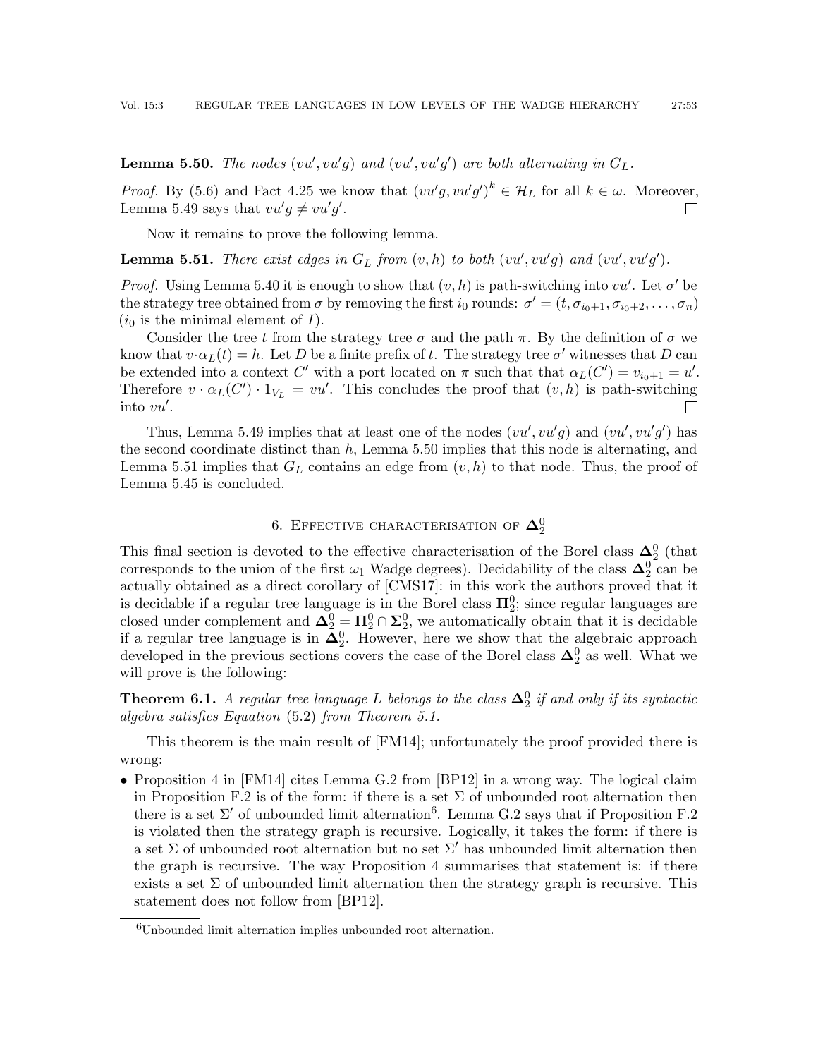**Lemma 5.50.** *The nodes $(vu', vu'g)$ and $(vu', vu'g')$ are both alternating in $G_L$.*

*Proof.* By (5.6) and Fact 4.25 we know that $(vu'g, vu'g')^k \in \mathcal{H}_L$ for all $k \in \omega$. Moreover, Lemma 5.49 says that $vu'g \neq vu'g'$. ◻

Now it remains to prove the following lemma.

**Lemma 5.51.** *There exist edges in $G_L$ from $(v, h)$ to both $(vu', vu'g)$ and $(vu', vu'g')$.*

*Proof.* Using Lemma 5.40 it is enough to show that $(v, h)$ is path-switching into $vu'$. Let $\sigma'$ be the strategy tree obtained from $\sigma$ by removing the first $i_0$ rounds: $\sigma' = (t, \sigma_{i_0+1}, \sigma_{i_0+2}, \ldots, \sigma_n)$ ($i_0$ is the minimal element of $I$).

Consider the tree $t$ from the strategy tree $\sigma$ and the path $\pi$. By the definition of $\sigma$ we know that $v \cdot \alpha_L(t) = h$. Let $D$ be a finite prefix of $t$. The strategy tree $\sigma'$ witnesses that $D$ can be extended into a context $C'$ with a port located on $\pi$ such that that $\alpha_L(C') = v_{i_0+1} = u'$. Therefore $v \cdot \alpha_L(C') \cdot 1_{V_L} = vu'$. This concludes the proof that $(v, h)$ is path-switching into $vu'$. ◻

Thus, Lemma 5.49 implies that at least one of the nodes $(vu', vu'g)$ and $(vu', vu'g')$ has the second coordinate distinct than $h$, Lemma 5.50 implies that this node is alternating, and Lemma 5.51 implies that $G_L$ contains an edge from $(v, h)$ to that node. Thus, the proof of Lemma 5.45 is concluded.

# 6. Effective characterisation of $\mathbf{\Delta}^0_2$

This final section is devoted to the effective characterisation of the Borel class $\mathbf{\Delta}^0_2$ (that corresponds to the union of the first $\omega_1$ Wadge degrees). Decidability of the class $\mathbf{\Delta}^0_2$ can be actually obtained as a direct corollary of [CMS17]: in this work the authors proved that it is decidable if a regular tree language is in the Borel class $\mathbf{\Pi}^0_2$; since regular languages are closed under complement and $\mathbf{\Delta}^0_2 = \mathbf{\Pi}^0_2 \cap \mathbf{\Sigma}^0_2$, we automatically obtain that it is decidable if a regular tree language is in $\mathbf{\Delta}^0_2$. However, here we show that the algebraic approach developed in the previous sections covers the case of the Borel class $\mathbf{\Delta}^0_2$ as well. What we will prove is the following:

**Theorem 6.1.** *A regular tree language $L$ belongs to the class $\mathbf{\Delta}^0_2$ if and only if its syntactic algebra satisfies Equation (5.2) from Theorem 5.1.*

This theorem is the main result of [FM14]; unfortunately the proof provided there is wrong:

- Proposition 4 in [FM14] cites Lemma G.2 from [BP12] in a wrong way. The logical claim in Proposition F.2 is of the form: if there is a set $\Sigma$ of unbounded root alternation then there is a set $\Sigma'$ of unbounded limit alternation[6]. Lemma G.2 says that if Proposition F.2 is violated then the strategy graph is recursive. Logically, it takes the form: if there is a set $\Sigma$ of unbounded root alternation but no set $\Sigma'$ has unbounded limit alternation then the graph is recursive. The way Proposition 4 summarises that statement is: if there exists a set $\Sigma$ of unbounded limit alternation then the strategy graph is recursive. This statement does not follow from [BP12].

[6] Unbounded limit alternation implies unbounded root alternation.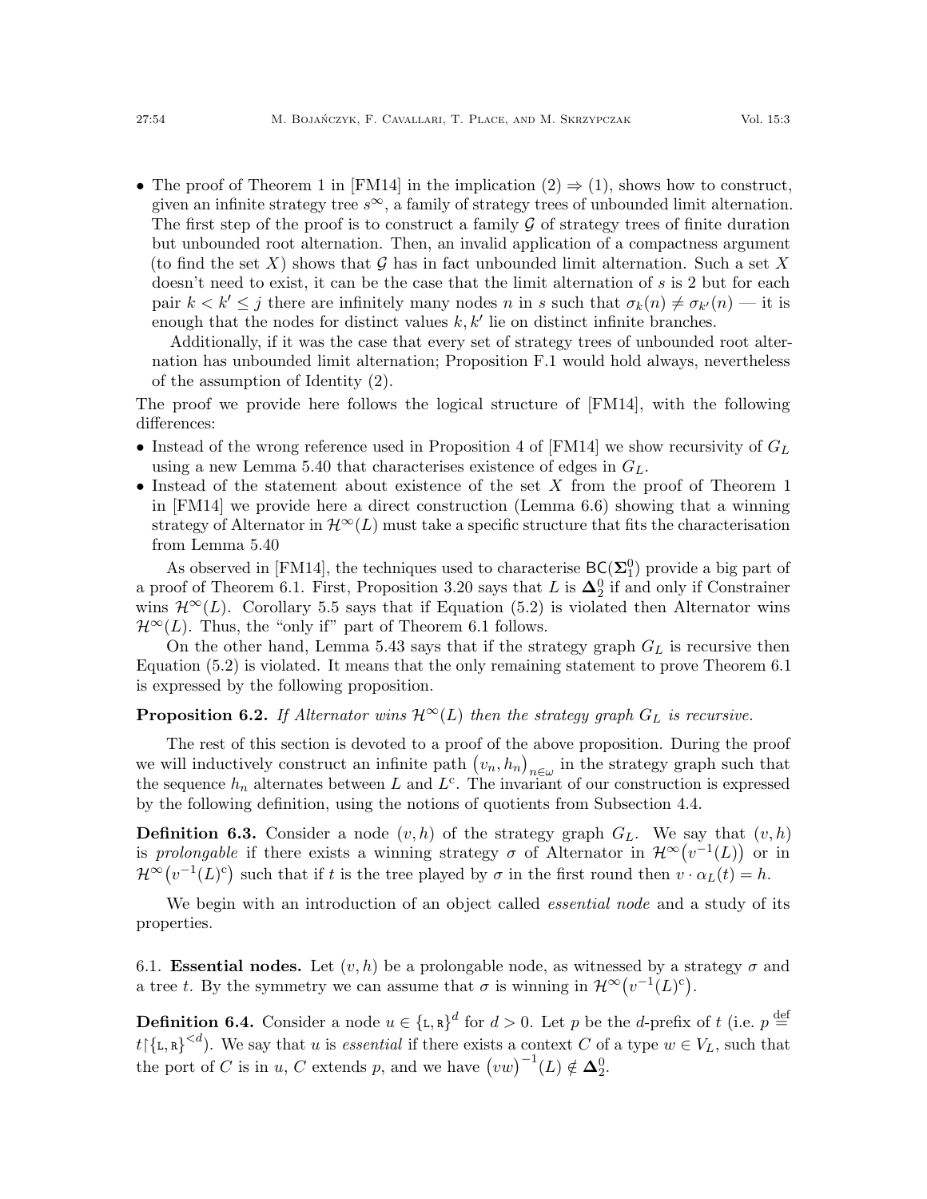- The proof of Theorem 1 in [FM14] in the implication (2) ⇒ (1), shows how to construct, given an infinite strategy tree $s^\infty$, a family of strategy trees of unbounded limit alternation. The first step of the proof is to construct a family $\mathcal{G}$ of strategy trees of finite duration but unbounded root alternation. Then, an invalid application of a compactness argument (to find the set $X$) shows that $\mathcal{G}$ has in fact unbounded limit alternation. Such a set $X$ doesn't need to exist, it can be the case that the limit alternation of $s$ is 2 but for each pair $k < k' \leq j$ there are infinitely many nodes $n$ in $s$ such that $\sigma_k(n) \neq \sigma_{k'}(n)$ — it is enough that the nodes for distinct values $k, k'$ lie on distinct infinite branches.

  Additionally, if it was the case that every set of strategy trees of unbounded root alternation has unbounded limit alternation; Proposition F.1 would hold always, nevertheless of the assumption of Identity (2).

The proof we provide here follows the logical structure of [FM14], with the following differences:

- Instead of the wrong reference used in Proposition 4 of [FM14] we show recursivity of $G_L$ using a new Lemma 5.40 that characterises existence of edges in $G_L$.
- Instead of the statement about existence of the set $X$ from the proof of Theorem 1 in [FM14] we provide here a direct construction (Lemma 6.6) showing that a winning strategy of Alternator in $\mathcal{H}^\infty(L)$ must take a specific structure that fits the characterisation from Lemma 5.40

As observed in [FM14], the techniques used to characterise $\mathsf{BC}(\boldsymbol{\Sigma}^0_1)$ provide a big part of a proof of Theorem 6.1. First, Proposition 3.20 says that $L$ is $\boldsymbol{\Delta}^0_2$ if and only if Constrainer wins $\mathcal{H}^\infty(L)$. Corollary 5.5 says that if Equation (5.2) is violated then Alternator wins $\mathcal{H}^\infty(L)$. Thus, the "only if" part of Theorem 6.1 follows.

On the other hand, Lemma 5.43 says that if the strategy graph $G_L$ is recursive then Equation (5.2) is violated. It means that the only remaining statement to prove Theorem 6.1 is expressed by the following proposition.

**Proposition 6.2.** *If Alternator wins $\mathcal{H}^\infty(L)$ then the strategy graph $G_L$ is recursive.*

The rest of this section is devoted to a proof of the above proposition. During the proof we will inductively construct an infinite path $\big(v_n, h_n\big)_{n\in\omega}$ in the strategy graph such that the sequence $h_n$ alternates between $L$ and $L^{\mathrm{c}}$. The invariant of our construction is expressed by the following definition, using the notions of quotients from Subsection 4.4.

**Definition 6.3.** Consider a node $(v, h)$ of the strategy graph $G_L$. We say that $(v, h)$ is *prolongable* if there exists a winning strategy $\sigma$ of Alternator in $\mathcal{H}^\infty\big(v^{-1}(L)\big)$ or in $\mathcal{H}^\infty\big(v^{-1}(L)^{\mathrm{c}}\big)$ such that if $t$ is the tree played by $\sigma$ in the first round then $v \cdot \alpha_L(t) = h$.

We begin with an introduction of an object called *essential node* and a study of its properties.

6.1. **Essential nodes.** Let $(v, h)$ be a prolongable node, as witnessed by a strategy $\sigma$ and a tree $t$. By the symmetry we can assume that $\sigma$ is winning in $\mathcal{H}^\infty\big(v^{-1}(L)^{\mathrm{c}}\big)$.

**Definition 6.4.** Consider a node $u \in \{\mathtt{L}, \mathtt{R}\}^d$ for $d > 0$. Let $p$ be the $d$-prefix of $t$ (i.e. $p \stackrel{\text{def}}{=} t{\restriction}\{\mathtt{L}, \mathtt{R}\}^{<d}$). We say that $u$ is *essential* if there exists a context $C$ of a type $w \in V_L$, such that the port of $C$ is in $u$, $C$ extends $p$, and we have $\big(vw\big)^{-1}(L) \notin \boldsymbol{\Delta}^0_2$.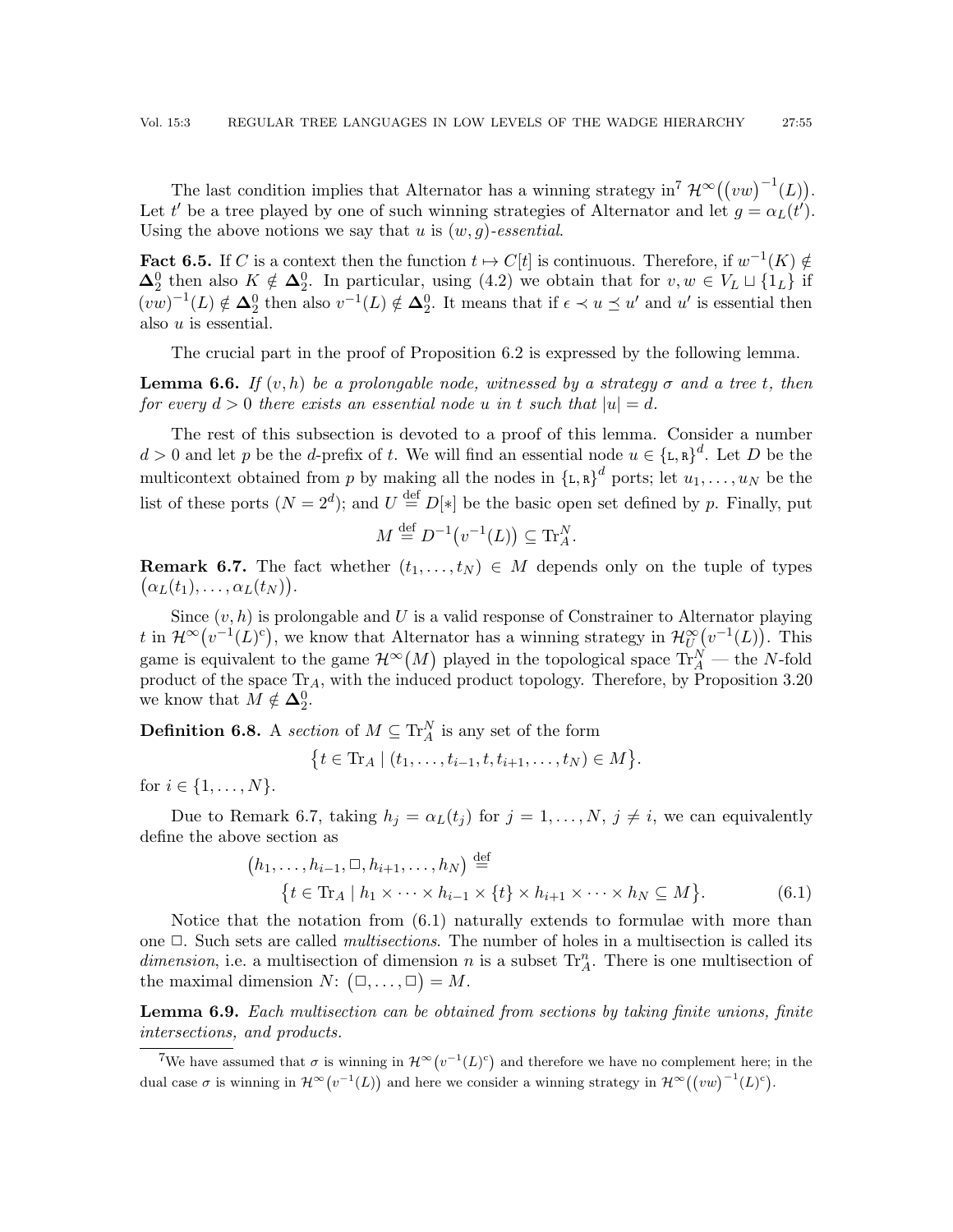The last condition implies that Alternator has a winning strategy in[7] $\mathcal{H}^\infty\big((vw)^{-1}(L)\big)$. Let $t'$ be a tree played by one of such winning strategies of Alternator and let $g = \alpha_L(t')$. Using the above notions we say that $u$ is $(w, g)$-*essential*.

**Fact 6.5.** If $C$ is a context then the function $t \mapsto C[t]$ is continuous. Therefore, if $w^{-1}(K) \notin \mathbf{\Delta}^0_2$ then also $K \notin \mathbf{\Delta}^0_2$. In particular, using (4.2) we obtain that for $v, w \in V_L \sqcup \{1_L\}$ if $(vw)^{-1}(L) \notin \mathbf{\Delta}^0_2$ then also $v^{-1}(L) \notin \mathbf{\Delta}^0_2$. It means that if $\epsilon \prec u \preceq u'$ and $u'$ is essential then also $u$ is essential.

The crucial part in the proof of Proposition 6.2 is expressed by the following lemma.

**Lemma 6.6.** *If $(v, h)$ be a prolongable node, witnessed by a strategy $\sigma$ and a tree $t$, then for every $d > 0$ there exists an essential node $u$ in $t$ such that $|u| = d$.*

The rest of this subsection is devoted to a proof of this lemma. Consider a number $d > 0$ and let $p$ be the $d$-prefix of $t$. We will find an essential node $u \in \{\mathtt{L}, \mathtt{R}\}^d$. Let $D$ be the multicontext obtained from $p$ by making all the nodes in $\{\mathtt{L}, \mathtt{R}\}^d$ ports; let $u_1, \ldots, u_N$ be the list of these ports ($N = 2^d$); and $U \stackrel{\text{def}}{=} D[*]$ be the basic open set defined by $p$. Finally, put

$$M \stackrel{\text{def}}{=} D^{-1}\big(v^{-1}(L)\big) \subseteq \mathrm{Tr}_A^N.$$

**Remark 6.7.** The fact whether $(t_1, \ldots, t_N) \in M$ depends only on the tuple of types $\big(\alpha_L(t_1), \ldots, \alpha_L(t_N)\big)$.

Since $(v, h)$ is prolongable and $U$ is a valid response of Constrainer to Alternator playing $t$ in $\mathcal{H}^\infty\big(v^{-1}(L)^{\mathrm{c}}\big)$, we know that Alternator has a winning strategy in $\mathcal{H}^\infty_U\big(v^{-1}(L)\big)$. This game is equivalent to the game $\mathcal{H}^\infty\big(M\big)$ played in the topological space $\mathrm{Tr}_A^N$ — the $N$-fold product of the space $\mathrm{Tr}_A$, with the induced product topology. Therefore, by Proposition 3.20 we know that $M \notin \mathbf{\Delta}^0_2$.

**Definition 6.8.** A *section* of $M \subseteq \mathrm{Tr}_A^N$ is any set of the form

$$\big\{t \in \mathrm{Tr}_A \mid (t_1, \ldots, t_{i-1}, t, t_{i+1}, \ldots, t_N) \in M\big\}.$$

for $i \in \{1, \ldots, N\}$.

Due to Remark 6.7, taking $h_j = \alpha_L(t_j)$ for $j = 1, \ldots, N$, $j \neq i$, we can equivalently define the above section as

$$\begin{aligned}\big(h_1, \ldots, h_{i-1}, \Box, h_{i+1}, \ldots, h_N\big) &\stackrel{\text{def}}{=} \\ &\big\{t \in \mathrm{Tr}_A \mid h_1 \times \cdots \times h_{i-1} \times \{t\} \times h_{i+1} \times \cdots \times h_N \subseteq M\big\}. \end{aligned} \tag{6.1}$$

Notice that the notation from (6.1) naturally extends to formulae with more than one $\Box$. Such sets are called *multisections*. The number of holes in a multisection is called its *dimension*, i.e. a multisection of dimension $n$ is a subset $\mathrm{Tr}_A^n$. There is one multisection of the maximal dimension $N$: $\big(\Box, \ldots, \Box\big) = M$.

**Lemma 6.9.** *Each multisection can be obtained from sections by taking finite unions, finite intersections, and products.*

[7] We have assumed that $\sigma$ is winning in $\mathcal{H}^\infty\big(v^{-1}(L)^{\mathrm{c}}\big)$ and therefore we have no complement here; in the dual case $\sigma$ is winning in $\mathcal{H}^\infty\big(v^{-1}(L)\big)$ and here we consider a winning strategy in $\mathcal{H}^\infty\big((vw)^{-1}(L)^{\mathrm{c}}\big)$.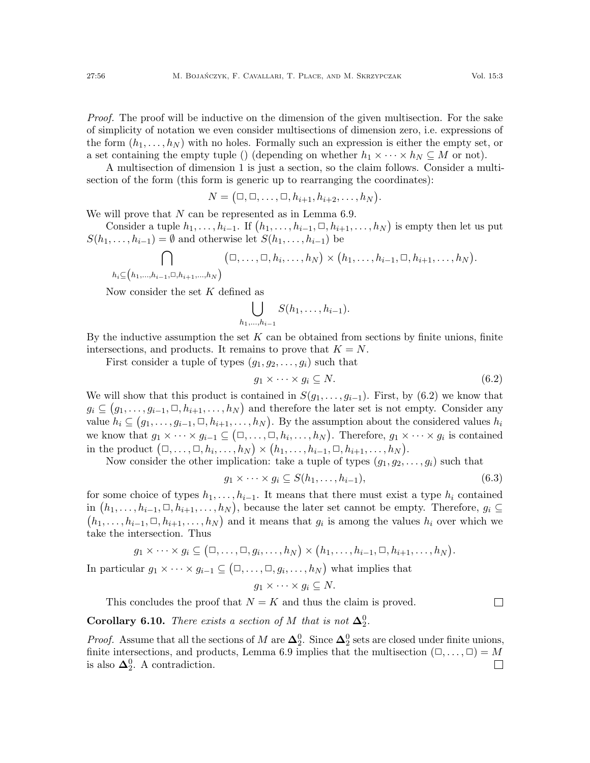*Proof.* The proof will be inductive on the dimension of the given multisection. For the sake of simplicity of notation we even consider multisections of dimension zero, i.e. expressions of the form $(h_1, \dots, h_N)$ with no holes. Formally such an expression is either the empty set, or a set containing the empty tuple $()$ (depending on whether $h_1 \times \dots \times h_N \subseteq M$ or not).

A multisection of dimension 1 is just a section, so the claim follows. Consider a multisection of the form (this form is generic up to rearranging the coordinates):

$$N = \big(\Box, \Box, \dots, \Box, h_{i+1}, h_{i+2}, \dots, h_N\big).$$

We will prove that $N$ can be represented as in Lemma 6.9.

Consider a tuple $h_1, \dots, h_{i-1}$. If $\big(h_1, \dots, h_{i-1}, \Box, h_{i+1}, \dots, h_N\big)$ is empty then let us put $S(h_1, \dots, h_{i-1}) = \emptyset$ and otherwise let $S(h_1, \dots, h_{i-1})$ be

$$\bigcap_{h_i \subseteq \big(h_1, \dots, h_{i-1}, \Box, h_{i+1}, \dots, h_N\big)} \big(\Box, \dots, \Box, h_i, \dots, h_N\big) \times \big(h_1, \dots, h_{i-1}, \Box, h_{i+1}, \dots, h_N\big).$$

Now consider the set $K$ defined as

$$\bigcup_{h_1, \dots, h_{i-1}} S(h_1, \dots, h_{i-1}).$$

By the inductive assumption the set $K$ can be obtained from sections by finite unions, finite intersections, and products. It remains to prove that $K = N$.

First consider a tuple of types $(g_1, g_2, \dots, g_i)$ such that

$$g_1 \times \dots \times g_i \subseteq N. \tag{6.2}$$

We will show that this product is contained in $S(g_1, \dots, g_{i-1})$. First, by (6.2) we know that $g_i \subseteq \big(g_1, \dots, g_{i-1}, \Box, h_{i+1}, \dots, h_N\big)$ and therefore the later set is not empty. Consider any value $h_i \subseteq \big(g_1, \dots, g_{i-1}, \Box, h_{i+1}, \dots, h_N\big)$. By the assumption about the considered values $h_i$ we know that $g_1 \times \dots \times g_{i-1} \subseteq \big(\Box, \dots, \Box, h_i, \dots, h_N\big)$. Therefore, $g_1 \times \dots \times g_i$ is contained in the product $\big(\Box, \dots, \Box, h_i, \dots, h_N\big) \times \big(h_1, \dots, h_{i-1}, \Box, h_{i+1}, \dots, h_N\big)$.

Now consider the other implication: take a tuple of types $(g_1, g_2, \dots, g_i)$ such that

$$g_1 \times \dots \times g_i \subseteq S(h_1, \dots, h_{i-1}), \tag{6.3}$$

for some choice of types $h_1, \dots, h_{i-1}$. It means that there must exist a type $h_i$ contained in $\big(h_1, \dots, h_{i-1}, \Box, h_{i+1}, \dots, h_N\big)$, because the later set cannot be empty. Therefore, $g_i \subseteq \big(h_1, \dots, h_{i-1}, \Box, h_{i+1}, \dots, h_N\big)$ and it means that $g_i$ is among the values $h_i$ over which we take the intersection. Thus

$$g_1 \times \dots \times g_i \subseteq \big(\Box, \dots, \Box, g_i, \dots, h_N\big) \times \big(h_1, \dots, h_{i-1}, \Box, h_{i+1}, \dots, h_N\big).$$

In particular $g_1 \times \dots \times g_{i-1} \subseteq \big(\Box, \dots, \Box, g_i, \dots, h_N\big)$ what implies that

$$g_1 \times \dots \times g_i \subseteq N.$$

This concludes the proof that $N = K$ and thus the claim is proved. ☐

**Corollary 6.10.** *There exists a section of $M$ that is not $\mathbf{\Delta}^0_2$.*

*Proof.* Assume that all the sections of $M$ are $\mathbf{\Delta}^0_2$. Since $\mathbf{\Delta}^0_2$ sets are closed under finite unions, finite intersections, and products, Lemma 6.9 implies that the multisection $(\Box, \dots, \Box) = M$ is also $\mathbf{\Delta}^0_2$. A contradiction. ☐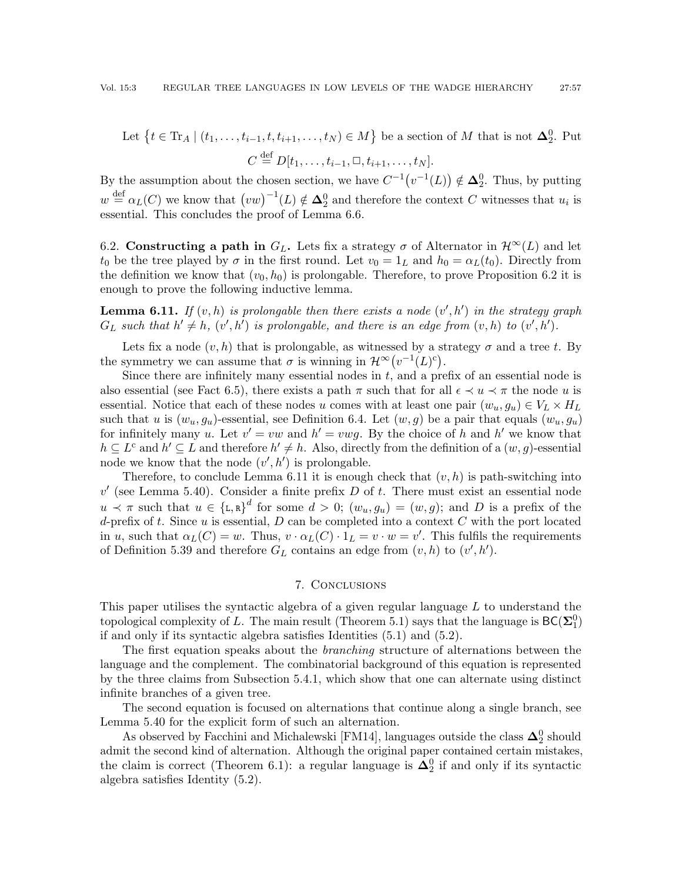Let $\{t \in \mathrm{Tr}_A \mid (t_1, \ldots, t_{i-1}, t, t_{i+1}, \ldots, t_N) \in M\}$ be a section of $M$ that is not $\mathbf{\Delta}^0_2$. Put

$$C \stackrel{\text{def}}{=} D[t_1, \ldots, t_{i-1}, \square, t_{i+1}, \ldots, t_N].$$

By the assumption about the chosen section, we have $C^{-1}\big(v^{-1}(L)\big) \notin \mathbf{\Delta}^0_2$. Thus, by putting $w \stackrel{\text{def}}{=} \alpha_L(C)$ we know that $\big(vw\big)^{-1}(L) \notin \mathbf{\Delta}^0_2$ and therefore the context $C$ witnesses that $u_i$ is essential. This concludes the proof of Lemma 6.6.

6.2. **Constructing a path in $G_L$.** Lets fix a strategy $\sigma$ of Alternator in $\mathcal{H}^\infty(L)$ and let $t_0$ be the tree played by $\sigma$ in the first round. Let $v_0 = 1_L$ and $h_0 = \alpha_L(t_0)$. Directly from the definition we know that $(v_0, h_0)$ is prolongable. Therefore, to prove Proposition 6.2 it is enough to prove the following inductive lemma.

**Lemma 6.11.** *If $(v, h)$ is prolongable then there exists a node $(v', h')$ in the strategy graph $G_L$ such that $h' \neq h$, $(v', h')$ is prolongable, and there is an edge from $(v, h)$ to $(v', h')$.*

Lets fix a node $(v, h)$ that is prolongable, as witnessed by a strategy $\sigma$ and a tree $t$. By the symmetry we can assume that $\sigma$ is winning in $\mathcal{H}^\infty\big(v^{-1}(L)^{\mathrm{c}}\big)$.

Since there are infinitely many essential nodes in $t$, and a prefix of an essential node is also essential (see Fact 6.5), there exists a path $\pi$ such that for all $\epsilon \prec u \prec \pi$ the node $u$ is essential. Notice that each of these nodes $u$ comes with at least one pair $(w_u, g_u) \in V_L \times H_L$ such that $u$ is $(w_u, g_u)$-essential, see Definition 6.4. Let $(w, g)$ be a pair that equals $(w_u, g_u)$ for infinitely many $u$. Let $v' = vw$ and $h' = vwg$. By the choice of $h$ and $h'$ we know that $h \subseteq L^{\mathrm{c}}$ and $h' \subseteq L$ and therefore $h' \neq h$. Also, directly from the definition of a $(w, g)$-essential node we know that the node $(v', h')$ is prolongable.

Therefore, to conclude Lemma 6.11 it is enough check that $(v, h)$ is path-switching into $v'$ (see Lemma 5.40). Consider a finite prefix $D$ of $t$. There must exist an essential node $u \prec \pi$ such that $u \in \{\mathtt{L}, \mathtt{R}\}^d$ for some $d > 0$; $(w_u, g_u) = (w, g)$; and $D$ is a prefix of the $d$-prefix of $t$. Since $u$ is essential, $D$ can be completed into a context $C$ with the port located in $u$, such that $\alpha_L(C) = w$. Thus, $v \cdot \alpha_L(C) \cdot 1_L = v \cdot w = v'$. This fulfils the requirements of Definition 5.39 and therefore $G_L$ contains an edge from $(v, h)$ to $(v', h')$.

## 7. Conclusions

This paper utilises the syntactic algebra of a given regular language $L$ to understand the topological complexity of $L$. The main result (Theorem 5.1) says that the language is $\mathsf{BC}(\mathbf{\Sigma}^0_1)$ if and only if its syntactic algebra satisfies Identities (5.1) and (5.2).

The first equation speaks about the *branching* structure of alternations between the language and the complement. The combinatorial background of this equation is represented by the three claims from Subsection 5.4.1, which show that one can alternate using distinct infinite branches of a given tree.

The second equation is focused on alternations that continue along a single branch, see Lemma 5.40 for the explicit form of such an alternation.

As observed by Facchini and Michalewski [FM14], languages outside the class $\mathbf{\Delta}^0_2$ should admit the second kind of alternation. Although the original paper contained certain mistakes, the claim is correct (Theorem 6.1): a regular language is $\mathbf{\Delta}^0_2$ if and only if its syntactic algebra satisfies Identity (5.2).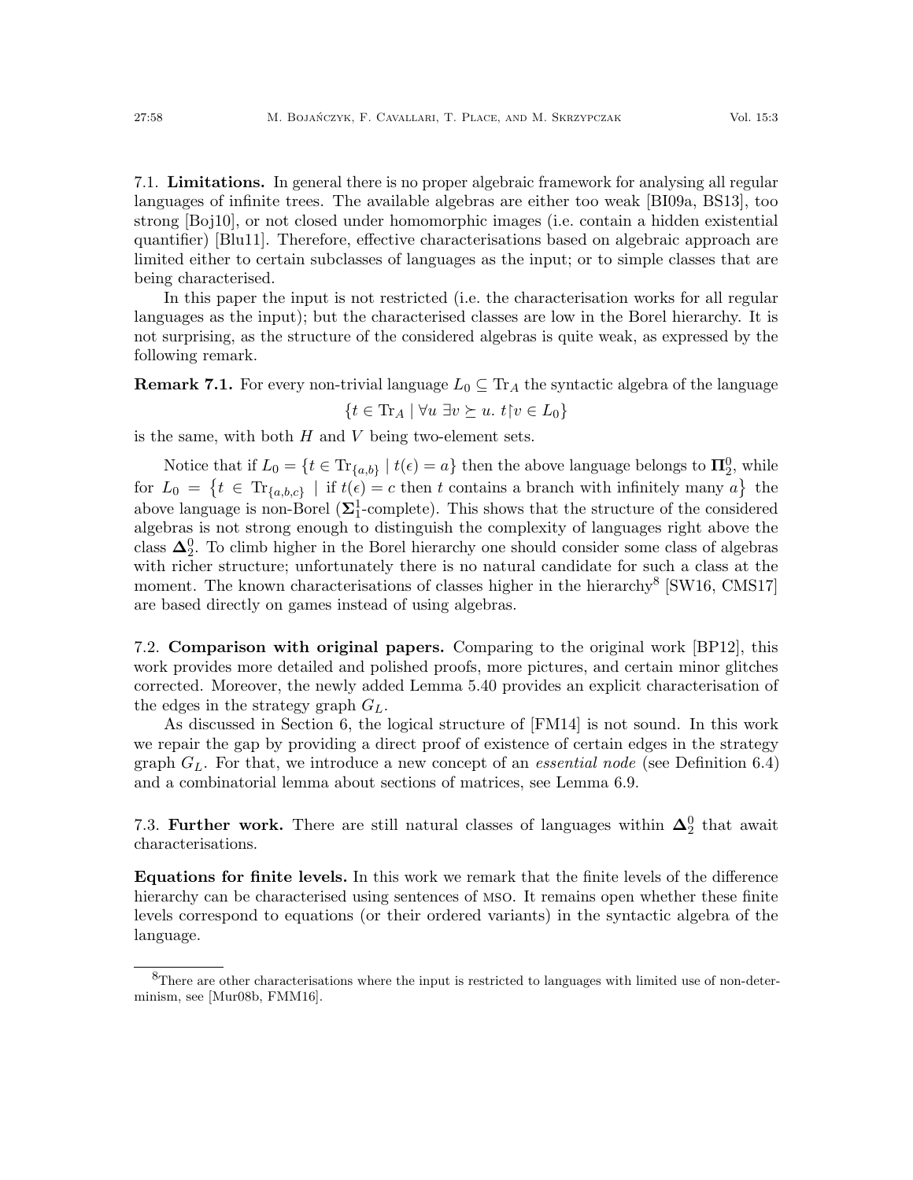### 7.1. **Limitations.**

In general there is no proper algebraic framework for analysing all regular languages of infinite trees. The available algebras are either too weak [BI09a, BS13], too strong [Boj10], or not closed under homomorphic images (i.e. contain a hidden existential quantifier) [Blu11]. Therefore, effective characterisations based on algebraic approach are limited either to certain subclasses of languages as the input; or to simple classes that are being characterised.

In this paper the input is not restricted (i.e. the characterisation works for all regular languages as the input); but the characterised classes are low in the Borel hierarchy. It is not surprising, as the structure of the considered algebras is quite weak, as expressed by the following remark.

**Remark 7.1.** For every non-trivial language $L_0 \subseteq \mathrm{Tr}_A$ the syntactic algebra of the language

$$\{t \in \mathrm{Tr}_A \mid \forall u\ \exists v \succeq u.\ t{\restriction}v \in L_0\}$$

is the same, with both $H$ and $V$ being two-element sets.

Notice that if $L_0 = \{t \in \mathrm{Tr}_{\{a,b\}} \mid t(\epsilon) = a\}$ then the above language belongs to $\boldsymbol{\Pi}^0_2$, while for $L_0 = \{t \in \mathrm{Tr}_{\{a,b,c\}} \mid \text{if } t(\epsilon) = c \text{ then } t \text{ contains a branch with infinitely many } a\}$ the above language is non-Borel ($\boldsymbol{\Sigma}^1_1$-complete). This shows that the structure of the considered algebras is not strong enough to distinguish the complexity of languages right above the class $\boldsymbol{\Delta}^0_2$. To climb higher in the Borel hierarchy one should consider some class of algebras with richer structure; unfortunately there is no natural candidate for such a class at the moment. The known characterisations of classes higher in the hierarchy[8] [SW16, CMS17] are based directly on games instead of using algebras.

### 7.2. **Comparison with original papers.**

Comparing to the original work [BP12], this work provides more detailed and polished proofs, more pictures, and certain minor glitches corrected. Moreover, the newly added Lemma 5.40 provides an explicit characterisation of the edges in the strategy graph $G_L$.

As discussed in Section 6, the logical structure of [FM14] is not sound. In this work we repair the gap by providing a direct proof of existence of certain edges in the strategy graph $G_L$. For that, we introduce a new concept of an *essential node* (see Definition 6.4) and a combinatorial lemma about sections of matrices, see Lemma 6.9.

### 7.3. **Further work.**

There are still natural classes of languages within $\boldsymbol{\Delta}^0_2$ that await characterisations.

**Equations for finite levels.** In this work we remark that the finite levels of the difference hierarchy can be characterised using sentences of MSO. It remains open whether these finite levels correspond to equations (or their ordered variants) in the syntactic algebra of the language.

[8] There are other characterisations where the input is restricted to languages with limited use of non-determinism, see [Mur08b, FMM16].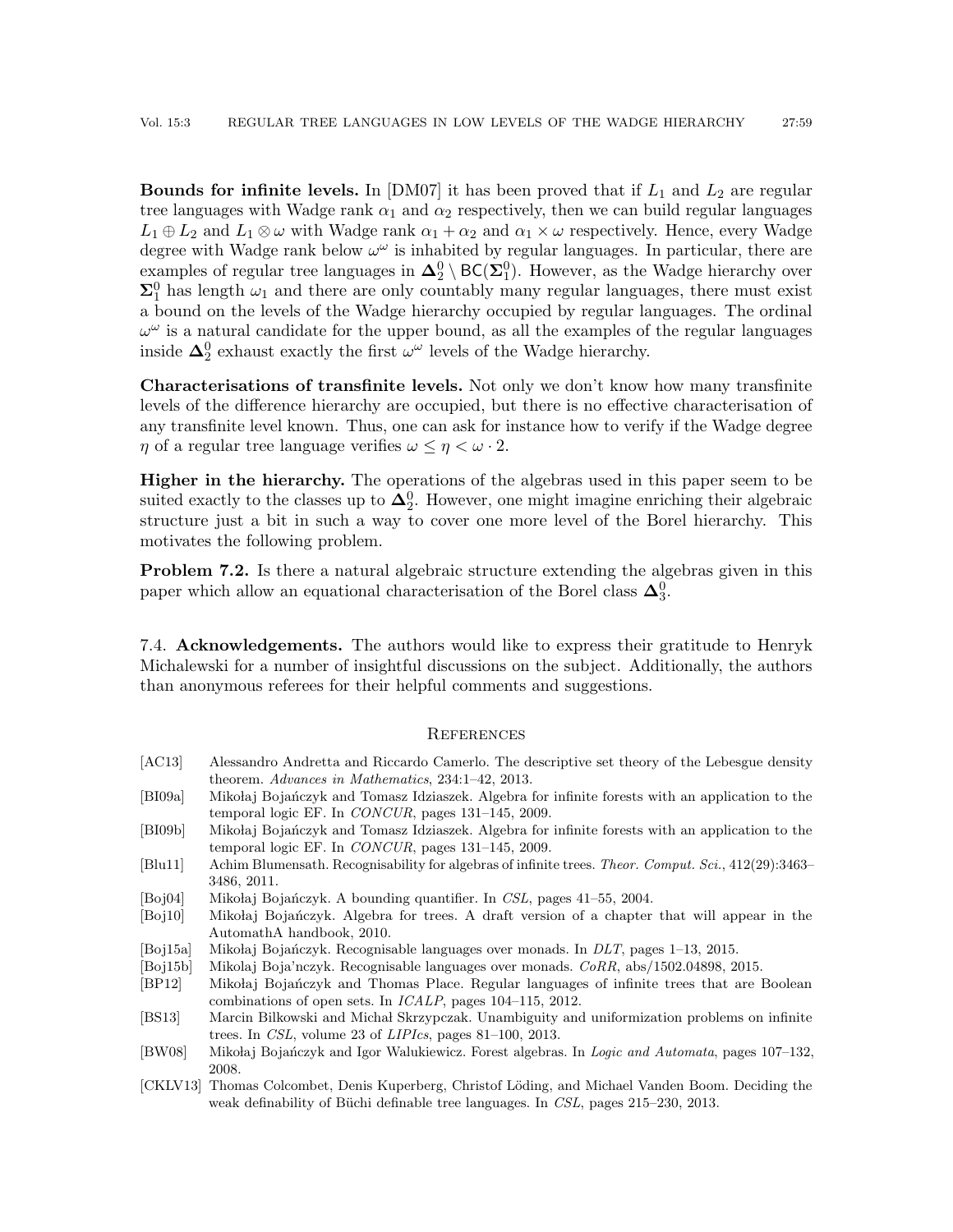**Bounds for infinite levels.** In [DM07] it has been proved that if $L_1$ and $L_2$ are regular tree languages with Wadge rank $\alpha_1$ and $\alpha_2$ respectively, then we can build regular languages $L_1 \oplus L_2$ and $L_1 \otimes \omega$ with Wadge rank $\alpha_1 + \alpha_2$ and $\alpha_1 \times \omega$ respectively. Hence, every Wadge degree with Wadge rank below $\omega^\omega$ is inhabited by regular languages. In particular, there are examples of regular tree languages in $\mathbf{\Delta}^0_2 \setminus \mathsf{BC}(\mathbf{\Sigma}^0_1)$. However, as the Wadge hierarchy over $\mathbf{\Sigma}^0_1$ has length $\omega_1$ and there are only countably many regular languages, there must exist a bound on the levels of the Wadge hierarchy occupied by regular languages. The ordinal $\omega^\omega$ is a natural candidate for the upper bound, as all the examples of the regular languages inside $\mathbf{\Delta}^0_2$ exhaust exactly the first $\omega^\omega$ levels of the Wadge hierarchy.

**Characterisations of transfinite levels.** Not only we don't know how many transfinite levels of the difference hierarchy are occupied, but there is no effective characterisation of any transfinite level known. Thus, one can ask for instance how to verify if the Wadge degree $\eta$ of a regular tree language verifies $\omega \leq \eta < \omega \cdot 2$.

**Higher in the hierarchy.** The operations of the algebras used in this paper seem to be suited exactly to the classes up to $\mathbf{\Delta}^0_2$. However, one might imagine enriching their algebraic structure just a bit in such a way to cover one more level of the Borel hierarchy. This motivates the following problem.

**Problem 7.2.** Is there a natural algebraic structure extending the algebras given in this paper which allow an equational characterisation of the Borel class $\mathbf{\Delta}^0_3$.

7.4. **Acknowledgements.** The authors would like to express their gratitude to Henryk Michalewski for a number of insightful discussions on the subject. Additionally, the authors than anonymous referees for their helpful comments and suggestions.

## References

- [AC13] Alessandro Andretta and Riccardo Camerlo. The descriptive set theory of the Lebesgue density theorem. *Advances in Mathematics*, 234:1–42, 2013.
- [BI09a] Mikołaj Bojańczyk and Tomasz Idziaszek. Algebra for infinite forests with an application to the temporal logic EF. In *CONCUR*, pages 131–145, 2009.
- [BI09b] Mikołaj Bojańczyk and Tomasz Idziaszek. Algebra for infinite forests with an application to the temporal logic EF. In *CONCUR*, pages 131–145, 2009.
- [Blu11] Achim Blumensath. Recognisability for algebras of infinite trees. *Theor. Comput. Sci.*, 412(29):3463–3486, 2011.
- [Boj04] Mikołaj Bojańczyk. A bounding quantifier. In *CSL*, pages 41–55, 2004.
- [Boj10] Mikołaj Bojańczyk. Algebra for trees. A draft version of a chapter that will appear in the AutomathA handbook, 2010.
- [Boj15a] Mikołaj Bojańczyk. Recognisable languages over monads. In *DLT*, pages 1–13, 2015.
- [Boj15b] Mikolaj Boja'nczyk. Recognisable languages over monads. *CoRR*, abs/1502.04898, 2015.
- [BP12] Mikołaj Bojańczyk and Thomas Place. Regular languages of infinite trees that are Boolean combinations of open sets. In *ICALP*, pages 104–115, 2012.
- [BS13] Marcin Bilkowski and Michał Skrzypczak. Unambiguity and uniformization problems on infinite trees. In *CSL*, volume 23 of *LIPIcs*, pages 81–100, 2013.
- [BW08] Mikołaj Bojańczyk and Igor Walukiewicz. Forest algebras. In *Logic and Automata*, pages 107–132, 2008.
- [CKLV13] Thomas Colcombet, Denis Kuperberg, Christof Löding, and Michael Vanden Boom. Deciding the weak definability of Büchi definable tree languages. In *CSL*, pages 215–230, 2013.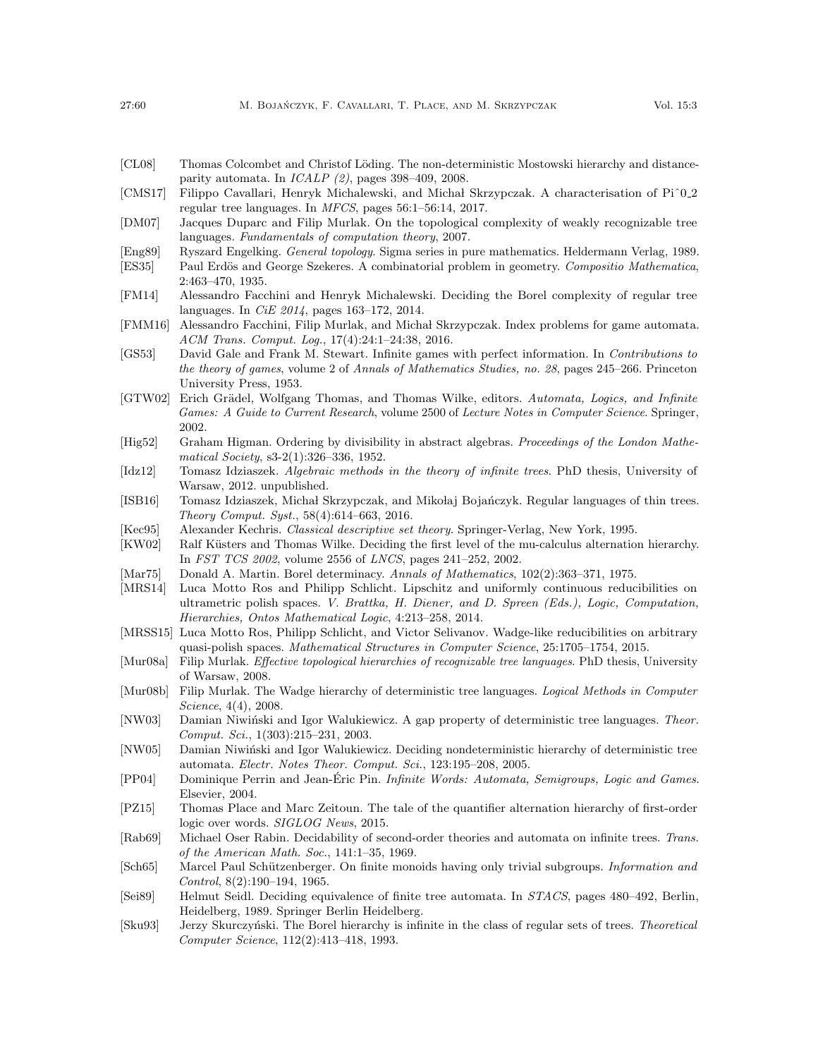[CL08] Thomas Colcombet and Christof Löding. The non-deterministic Mostowski hierarchy and distance-parity automata. In *ICALP (2)*, pages 398–409, 2008.

[CMS17] Filippo Cavallari, Henryk Michalewski, and Michał Skrzypczak. A characterisation of Piˆ0_2 regular tree languages. In *MFCS*, pages 56:1–56:14, 2017.

[DM07] Jacques Duparc and Filip Murlak. On the topological complexity of weakly recognizable tree languages. *Fundamentals of computation theory*, 2007.

[Eng89] Ryszard Engelking. *General topology*. Sigma series in pure mathematics. Heldermann Verlag, 1989.

[ES35] Paul Erdös and George Szekeres. A combinatorial problem in geometry. *Compositio Mathematica*, 2:463–470, 1935.

[FM14] Alessandro Facchini and Henryk Michalewski. Deciding the Borel complexity of regular tree languages. In *CiE 2014*, pages 163–172, 2014.

[FMM16] Alessandro Facchini, Filip Murlak, and Michał Skrzypczak. Index problems for game automata. *ACM Trans. Comput. Log.*, 17(4):24:1–24:38, 2016.

[GS53] David Gale and Frank M. Stewart. Infinite games with perfect information. In *Contributions to the theory of games*, volume 2 of *Annals of Mathematics Studies, no. 28*, pages 245–266. Princeton University Press, 1953.

[GTW02] Erich Grädel, Wolfgang Thomas, and Thomas Wilke, editors. *Automata, Logics, and Infinite Games: A Guide to Current Research*, volume 2500 of *Lecture Notes in Computer Science*. Springer, 2002.

[Hig52] Graham Higman. Ordering by divisibility in abstract algebras. *Proceedings of the London Mathematical Society*, s3-2(1):326–336, 1952.

[Idz12] Tomasz Idziaszek. *Algebraic methods in the theory of infinite trees*. PhD thesis, University of Warsaw, 2012. unpublished.

[ISB16] Tomasz Idziaszek, Michał Skrzypczak, and Mikołaj Bojańczyk. Regular languages of thin trees. *Theory Comput. Syst.*, 58(4):614–663, 2016.

[Kec95] Alexander Kechris. *Classical descriptive set theory*. Springer-Verlag, New York, 1995.

[KW02] Ralf Küsters and Thomas Wilke. Deciding the first level of the mu-calculus alternation hierarchy. In *FST TCS 2002*, volume 2556 of *LNCS*, pages 241–252, 2002.

[Mar75] Donald A. Martin. Borel determinacy. *Annals of Mathematics*, 102(2):363–371, 1975.

[MRS14] Luca Motto Ros and Philipp Schlicht. Lipschitz and uniformly continuous reducibilities on ultrametric polish spaces. *V. Brattka, H. Diener, and D. Spreen (Eds.), Logic, Computation, Hierarchies, Ontos Mathematical Logic*, 4:213–258, 2014.

[MRSS15] Luca Motto Ros, Philipp Schlicht, and Victor Selivanov. Wadge-like reducibilities on arbitrary quasi-polish spaces. *Mathematical Structures in Computer Science*, 25:1705–1754, 2015.

[Mur08a] Filip Murlak. *Effective topological hierarchies of recognizable tree languages*. PhD thesis, University of Warsaw, 2008.

[Mur08b] Filip Murlak. The Wadge hierarchy of deterministic tree languages. *Logical Methods in Computer Science*, 4(4), 2008.

[NW03] Damian Niwiński and Igor Walukiewicz. A gap property of deterministic tree languages. *Theor. Comput. Sci.*, 1(303):215–231, 2003.

[NW05] Damian Niwiński and Igor Walukiewicz. Deciding nondeterministic hierarchy of deterministic tree automata. *Electr. Notes Theor. Comput. Sci.*, 123:195–208, 2005.

[PP04] Dominique Perrin and Jean-Éric Pin. *Infinite Words: Automata, Semigroups, Logic and Games*. Elsevier, 2004.

[PZ15] Thomas Place and Marc Zeitoun. The tale of the quantifier alternation hierarchy of first-order logic over words. *SIGLOG News*, 2015.

[Rab69] Michael Oser Rabin. Decidability of second-order theories and automata on infinite trees. *Trans. of the American Math. Soc.*, 141:1–35, 1969.

[Sch65] Marcel Paul Schützenberger. On finite monoids having only trivial subgroups. *Information and Control*, 8(2):190–194, 1965.

[Sei89] Helmut Seidl. Deciding equivalence of finite tree automata. In *STACS*, pages 480–492, Berlin, Heidelberg, 1989. Springer Berlin Heidelberg.

[Sku93] Jerzy Skurczyński. The Borel hierarchy is infinite in the class of regular sets of trees. *Theoretical Computer Science*, 112(2):413–418, 1993.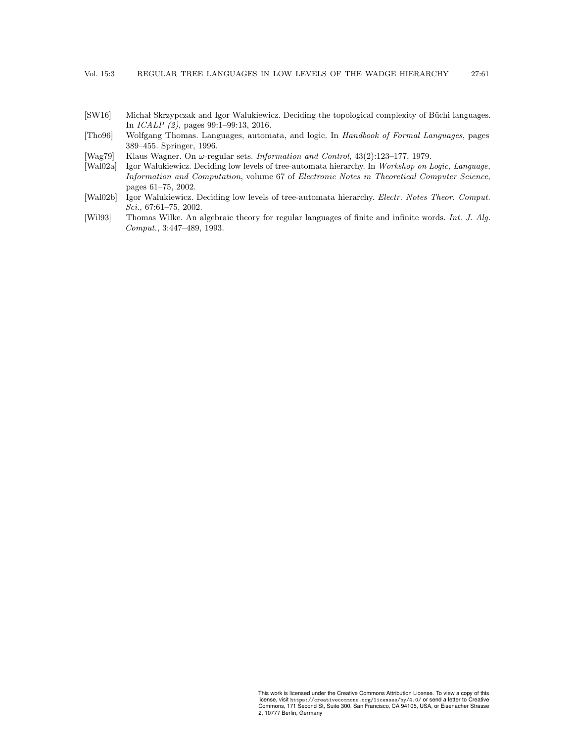[SW16] Michał Skrzypczak and Igor Walukiewicz. Deciding the topological complexity of Büchi languages. In *ICALP (2)*, pages 99:1–99:13, 2016.

[Tho96] Wolfgang Thomas. Languages, automata, and logic. In *Handbook of Formal Languages*, pages 389–455. Springer, 1996.

[Wag79] Klaus Wagner. On $\omega$-regular sets. *Information and Control*, 43(2):123–177, 1979.

[Wal02a] Igor Walukiewicz. Deciding low levels of tree-automata hierarchy. In *Workshop on Logic, Language, Information and Computation*, volume 67 of *Electronic Notes in Theoretical Computer Science*, pages 61–75, 2002.

[Wal02b] Igor Walukiewicz. Deciding low levels of tree-automata hierarchy. *Electr. Notes Theor. Comput. Sci.*, 67:61–75, 2002.

[Wil93] Thomas Wilke. An algebraic theory for regular languages of finite and infinite words. *Int. J. Alg. Comput.*, 3:447–489, 1993.

This work is licensed under the Creative Commons Attribution License. To view a copy of this license, visit https://creativecommons.org/licenses/by/4.0/ or send a letter to Creative Commons, 171 Second St, Suite 300, San Francisco, CA 94105, USA, or Eisenacher Strasse 2, 10777 Berlin, Germany